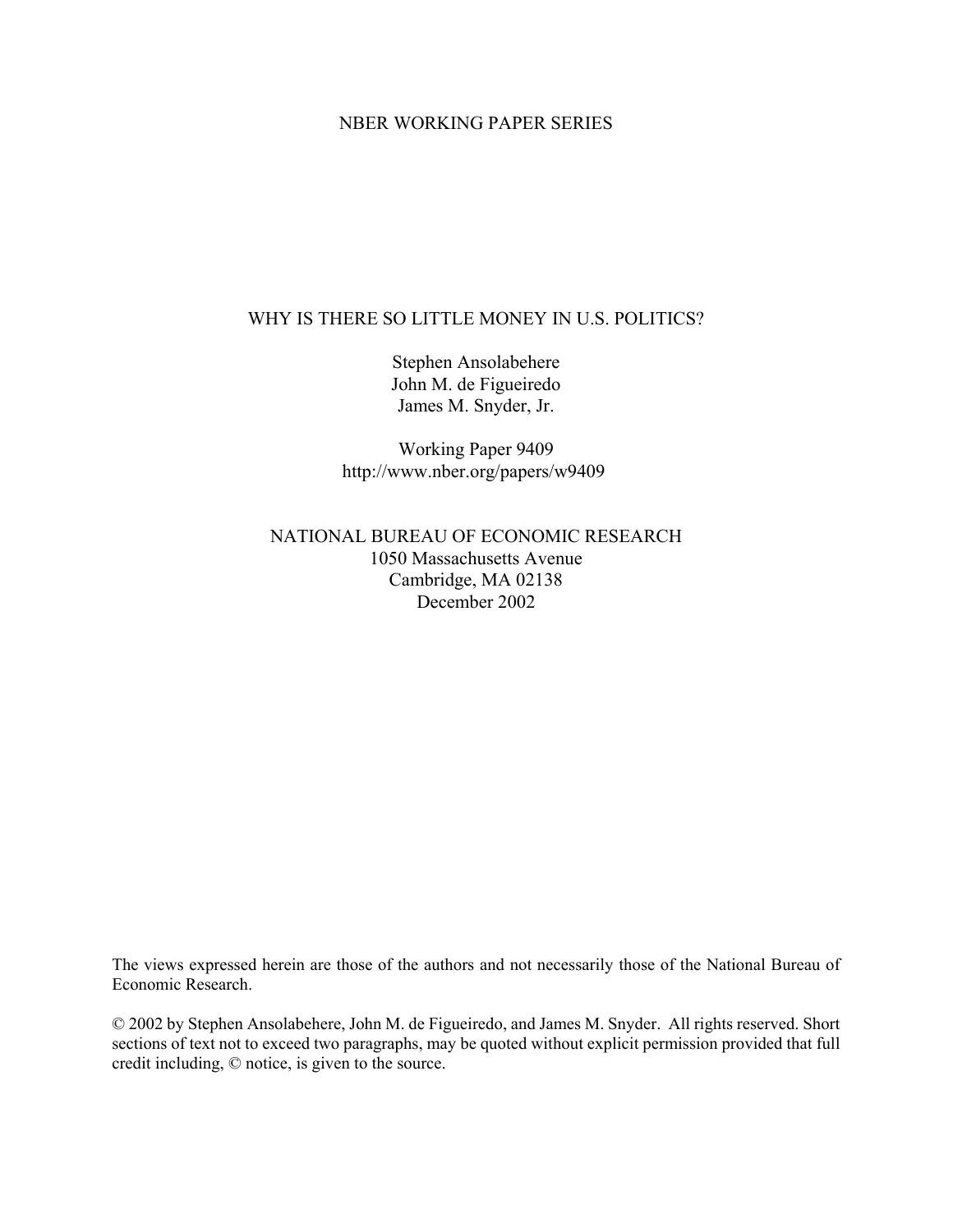NBER WORKING PAPER SERIES

# WHY IS THERE SO LITTLE MONEY IN U.S. POLITICS?

Stephen Ansolabehere
John M. de Figueiredo
James M. Snyder, Jr.

Working Paper 9409
http://www.nber.org/papers/w9409

NATIONAL BUREAU OF ECONOMIC RESEARCH
1050 Massachusetts Avenue
Cambridge, MA 02138
December 2002

The views expressed herein are those of the authors and not necessarily those of the National Bureau of Economic Research.

© 2002 by Stephen Ansolabehere, John M. de Figueiredo, and James M. Snyder. All rights reserved. Short sections of text not to exceed two paragraphs, may be quoted without explicit permission provided that full credit including, © notice, is given to the source.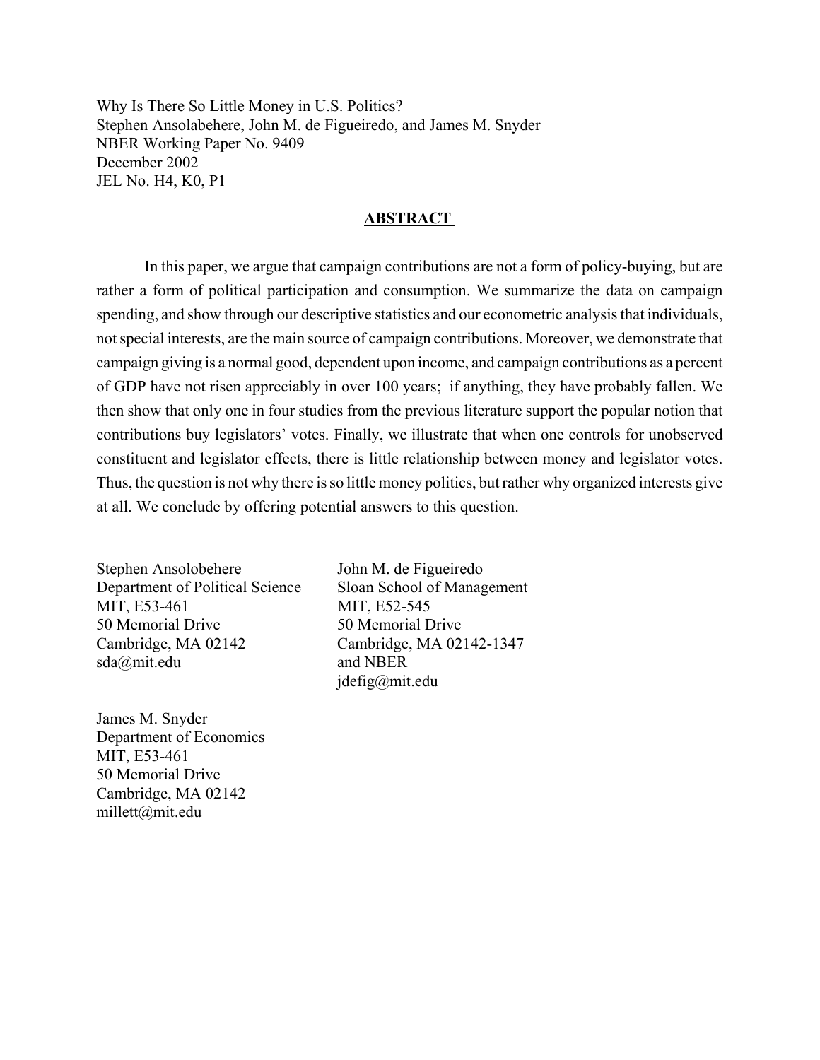Why Is There So Little Money in U.S. Politics?
Stephen Ansolabehere, John M. de Figueiredo, and James M. Snyder
NBER Working Paper No. 9409
December 2002
JEL No. H4, K0, P1

## ABSTRACT

In this paper, we argue that campaign contributions are not a form of policy-buying, but are rather a form of political participation and consumption. We summarize the data on campaign spending, and show through our descriptive statistics and our econometric analysis that individuals, not special interests, are the main source of campaign contributions. Moreover, we demonstrate that campaign giving is a normal good, dependent upon income, and campaign contributions as a percent of GDP have not risen appreciably in over 100 years; if anything, they have probably fallen. We then show that only one in four studies from the previous literature support the popular notion that contributions buy legislators' votes. Finally, we illustrate that when one controls for unobserved constituent and legislator effects, there is little relationship between money and legislator votes. Thus, the question is not why there is so little money politics, but rather why organized interests give at all. We conclude by offering potential answers to this question.

Stephen Ansolobehere
Department of Political Science
MIT, E53-461
50 Memorial Drive
Cambridge, MA 02142
sda@mit.edu

John M. de Figueiredo
Sloan School of Management
MIT, E52-545
50 Memorial Drive
Cambridge, MA 02142-1347
and NBER
jdefig@mit.edu

James M. Snyder
Department of Economics
MIT, E53-461
50 Memorial Drive
Cambridge, MA 02142
millett@mit.edu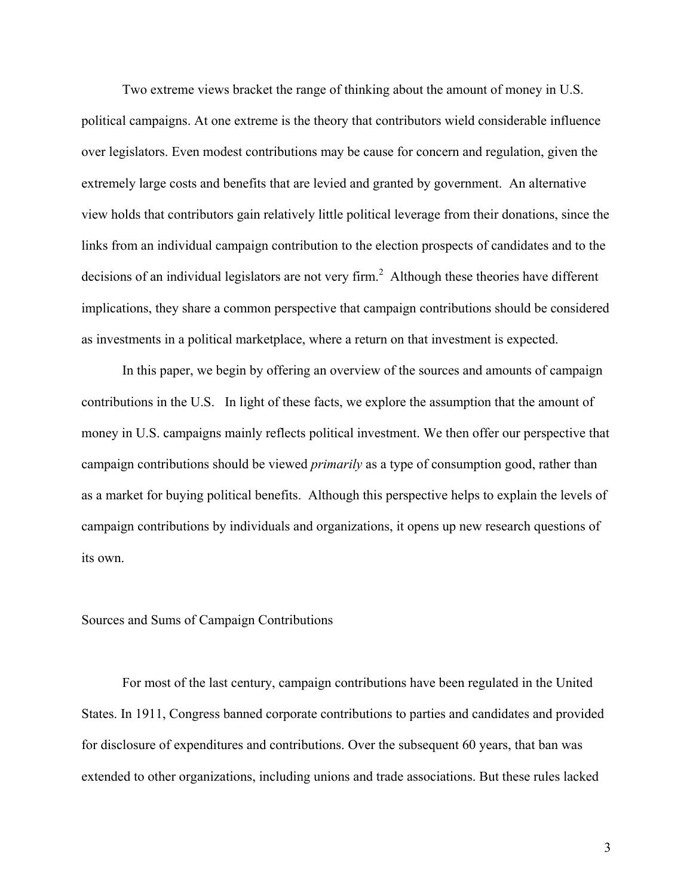Two extreme views bracket the range of thinking about the amount of money in U.S. political campaigns. At one extreme is the theory that contributors wield considerable influence over legislators. Even modest contributions may be cause for concern and regulation, given the extremely large costs and benefits that are levied and granted by government. An alternative view holds that contributors gain relatively little political leverage from their donations, since the links from an individual campaign contribution to the election prospects of candidates and to the decisions of an individual legislators are not very firm.[2] Although these theories have different implications, they share a common perspective that campaign contributions should be considered as investments in a political marketplace, where a return on that investment is expected.

In this paper, we begin by offering an overview of the sources and amounts of campaign contributions in the U.S. In light of these facts, we explore the assumption that the amount of money in U.S. campaigns mainly reflects political investment. We then offer our perspective that campaign contributions should be viewed *primarily* as a type of consumption good, rather than as a market for buying political benefits. Although this perspective helps to explain the levels of campaign contributions by individuals and organizations, it opens up new research questions of its own.

## Sources and Sums of Campaign Contributions

For most of the last century, campaign contributions have been regulated in the United States. In 1911, Congress banned corporate contributions to parties and candidates and provided for disclosure of expenditures and contributions. Over the subsequent 60 years, that ban was extended to other organizations, including unions and trade associations. But these rules lacked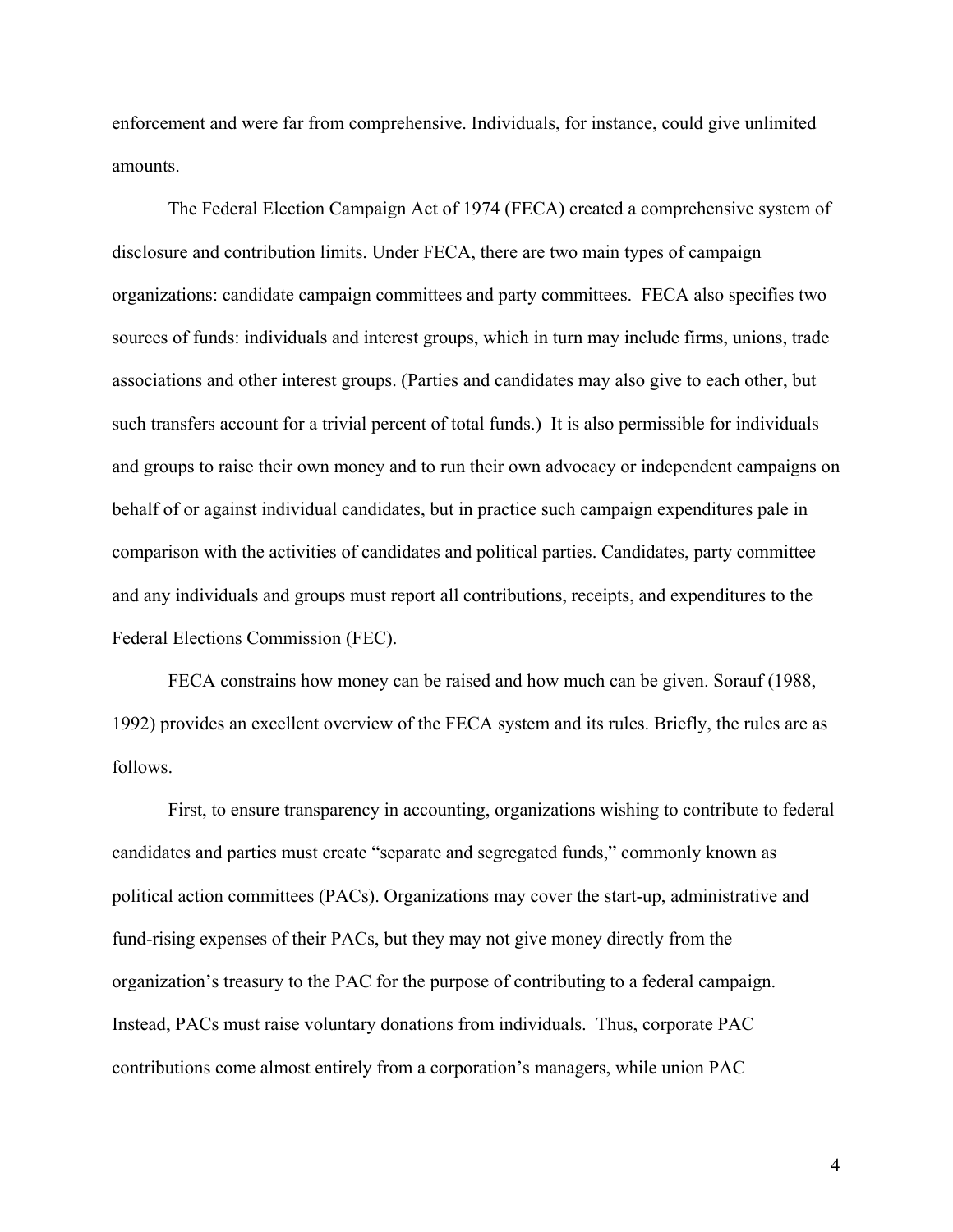enforcement and were far from comprehensive. Individuals, for instance, could give unlimited amounts.

The Federal Election Campaign Act of 1974 (FECA) created a comprehensive system of disclosure and contribution limits. Under FECA, there are two main types of campaign organizations: candidate campaign committees and party committees. FECA also specifies two sources of funds: individuals and interest groups, which in turn may include firms, unions, trade associations and other interest groups. (Parties and candidates may also give to each other, but such transfers account for a trivial percent of total funds.) It is also permissible for individuals and groups to raise their own money and to run their own advocacy or independent campaigns on behalf of or against individual candidates, but in practice such campaign expenditures pale in comparison with the activities of candidates and political parties. Candidates, party committee and any individuals and groups must report all contributions, receipts, and expenditures to the Federal Elections Commission (FEC).

FECA constrains how money can be raised and how much can be given. Sorauf (1988, 1992) provides an excellent overview of the FECA system and its rules. Briefly, the rules are as follows.

First, to ensure transparency in accounting, organizations wishing to contribute to federal candidates and parties must create "separate and segregated funds," commonly known as political action committees (PACs). Organizations may cover the start-up, administrative and fund-rising expenses of their PACs, but they may not give money directly from the organization's treasury to the PAC for the purpose of contributing to a federal campaign. Instead, PACs must raise voluntary donations from individuals. Thus, corporate PAC contributions come almost entirely from a corporation's managers, while union PAC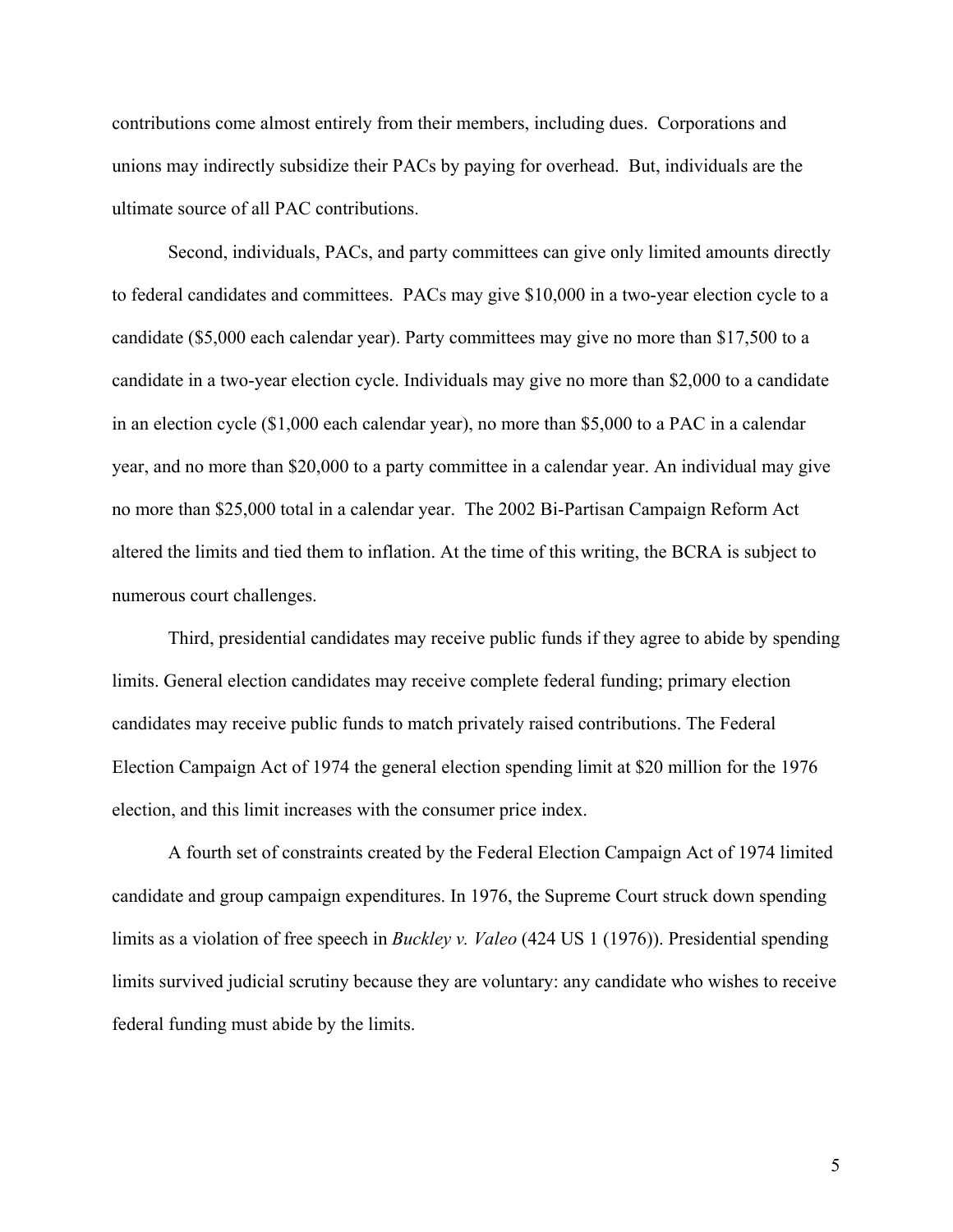contributions come almost entirely from their members, including dues. Corporations and unions may indirectly subsidize their PACs by paying for overhead. But, individuals are the ultimate source of all PAC contributions.

Second, individuals, PACs, and party committees can give only limited amounts directly to federal candidates and committees. PACs may give $10,000 in a two-year election cycle to a candidate ($5,000 each calendar year). Party committees may give no more than $17,500 to a candidate in a two-year election cycle. Individuals may give no more than $2,000 to a candidate in an election cycle ($1,000 each calendar year), no more than $5,000 to a PAC in a calendar year, and no more than $20,000 to a party committee in a calendar year. An individual may give no more than $25,000 total in a calendar year. The 2002 Bi-Partisan Campaign Reform Act altered the limits and tied them to inflation. At the time of this writing, the BCRA is subject to numerous court challenges.

Third, presidential candidates may receive public funds if they agree to abide by spending limits. General election candidates may receive complete federal funding; primary election candidates may receive public funds to match privately raised contributions. The Federal Election Campaign Act of 1974 the general election spending limit at $20 million for the 1976 election, and this limit increases with the consumer price index.

A fourth set of constraints created by the Federal Election Campaign Act of 1974 limited candidate and group campaign expenditures. In 1976, the Supreme Court struck down spending limits as a violation of free speech in *Buckley v. Valeo* (424 US 1 (1976)). Presidential spending limits survived judicial scrutiny because they are voluntary: any candidate who wishes to receive federal funding must abide by the limits.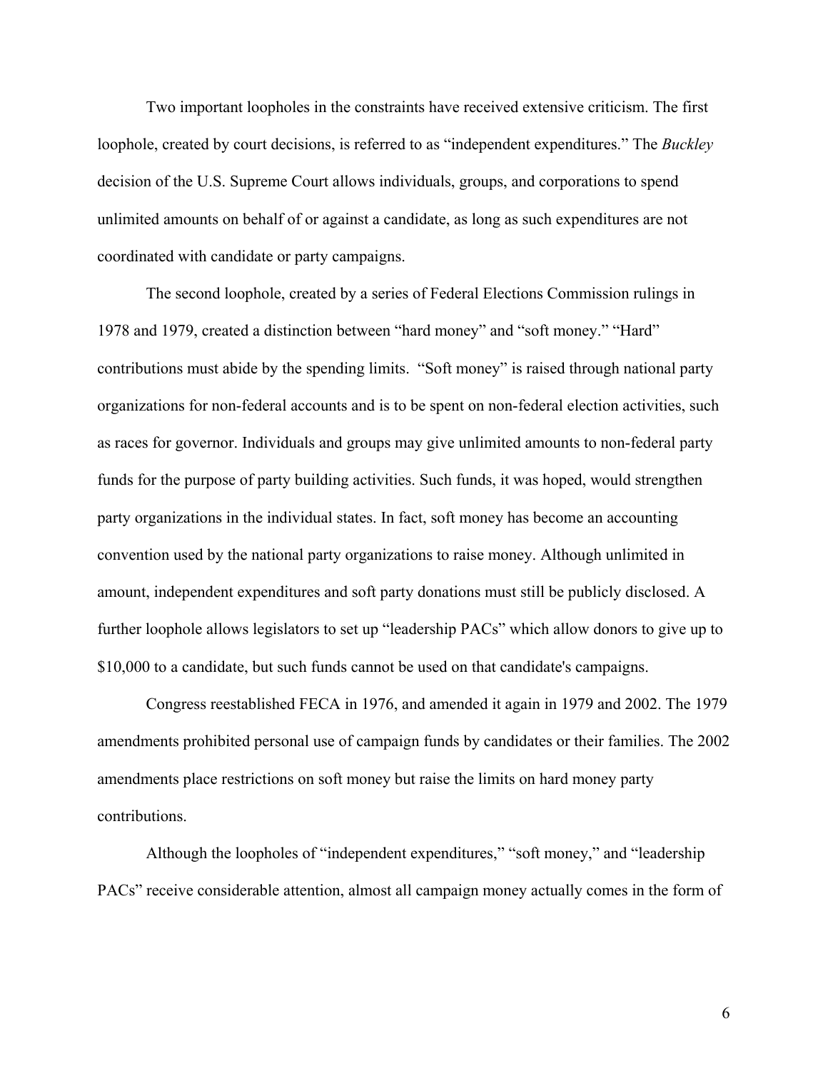Two important loopholes in the constraints have received extensive criticism. The first loophole, created by court decisions, is referred to as "independent expenditures." The *Buckley* decision of the U.S. Supreme Court allows individuals, groups, and corporations to spend unlimited amounts on behalf of or against a candidate, as long as such expenditures are not coordinated with candidate or party campaigns.

The second loophole, created by a series of Federal Elections Commission rulings in 1978 and 1979, created a distinction between "hard money" and "soft money." "Hard" contributions must abide by the spending limits. "Soft money" is raised through national party organizations for non-federal accounts and is to be spent on non-federal election activities, such as races for governor. Individuals and groups may give unlimited amounts to non-federal party funds for the purpose of party building activities. Such funds, it was hoped, would strengthen party organizations in the individual states. In fact, soft money has become an accounting convention used by the national party organizations to raise money. Although unlimited in amount, independent expenditures and soft party donations must still be publicly disclosed. A further loophole allows legislators to set up "leadership PACs" which allow donors to give up to $10,000 to a candidate, but such funds cannot be used on that candidate's campaigns.

Congress reestablished FECA in 1976, and amended it again in 1979 and 2002. The 1979 amendments prohibited personal use of campaign funds by candidates or their families. The 2002 amendments place restrictions on soft money but raise the limits on hard money party contributions.

Although the loopholes of "independent expenditures," "soft money," and "leadership PACs" receive considerable attention, almost all campaign money actually comes in the form of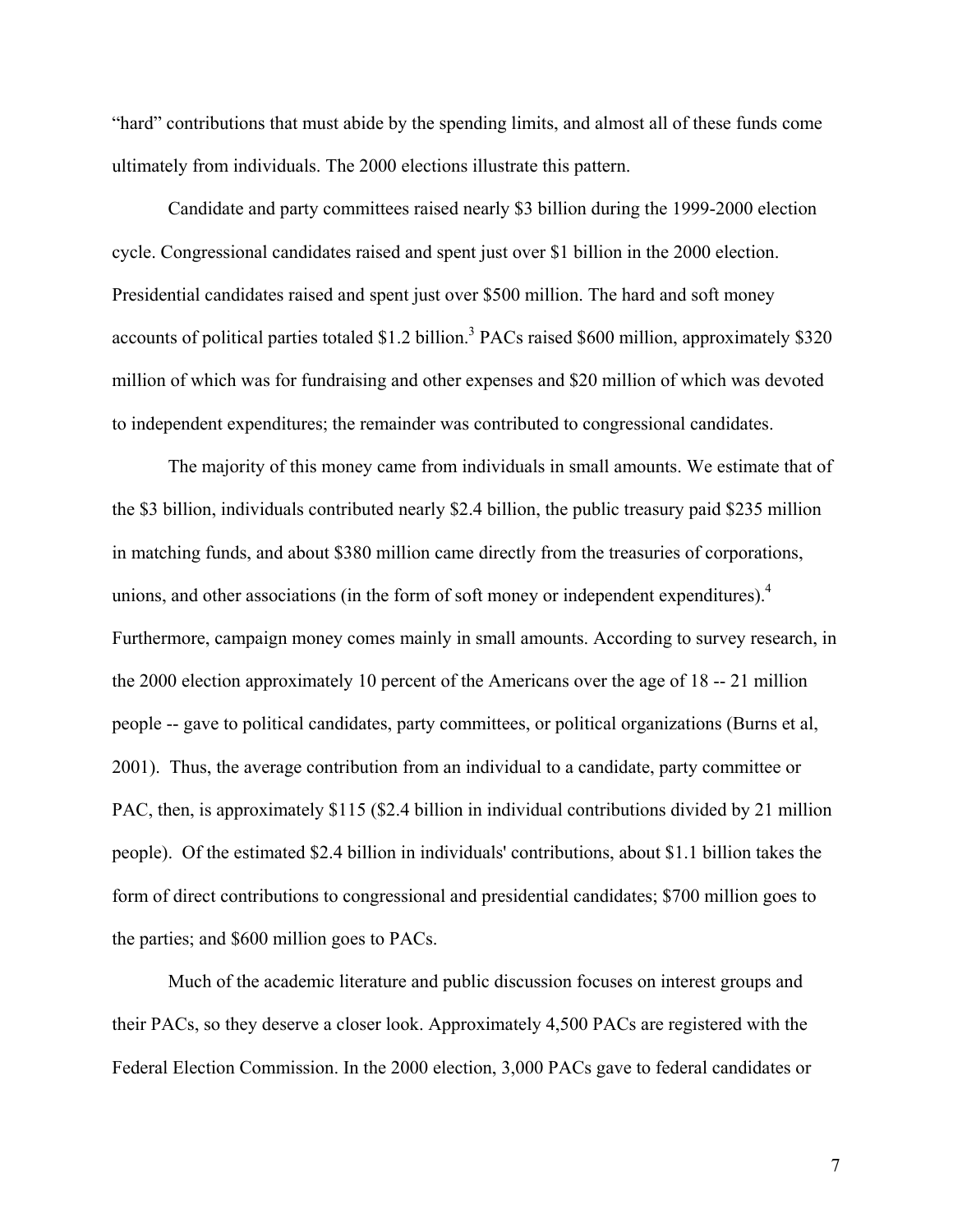"hard" contributions that must abide by the spending limits, and almost all of these funds come ultimately from individuals. The 2000 elections illustrate this pattern.

Candidate and party committees raised nearly $3 billion during the 1999-2000 election cycle. Congressional candidates raised and spent just over $1 billion in the 2000 election. Presidential candidates raised and spent just over $500 million. The hard and soft money accounts of political parties totaled $1.2 billion.[3] PACs raised $600 million, approximately $320 million of which was for fundraising and other expenses and $20 million of which was devoted to independent expenditures; the remainder was contributed to congressional candidates.

The majority of this money came from individuals in small amounts. We estimate that of the $3 billion, individuals contributed nearly $2.4 billion, the public treasury paid $235 million in matching funds, and about $380 million came directly from the treasuries of corporations, unions, and other associations (in the form of soft money or independent expenditures).[4] Furthermore, campaign money comes mainly in small amounts. According to survey research, in the 2000 election approximately 10 percent of the Americans over the age of 18 -- 21 million people -- gave to political candidates, party committees, or political organizations (Burns et al, 2001). Thus, the average contribution from an individual to a candidate, party committee or PAC, then, is approximately $115 ($2.4 billion in individual contributions divided by 21 million people). Of the estimated $2.4 billion in individuals' contributions, about $1.1 billion takes the form of direct contributions to congressional and presidential candidates; $700 million goes to the parties; and $600 million goes to PACs.

Much of the academic literature and public discussion focuses on interest groups and their PACs, so they deserve a closer look. Approximately 4,500 PACs are registered with the Federal Election Commission. In the 2000 election, 3,000 PACs gave to federal candidates or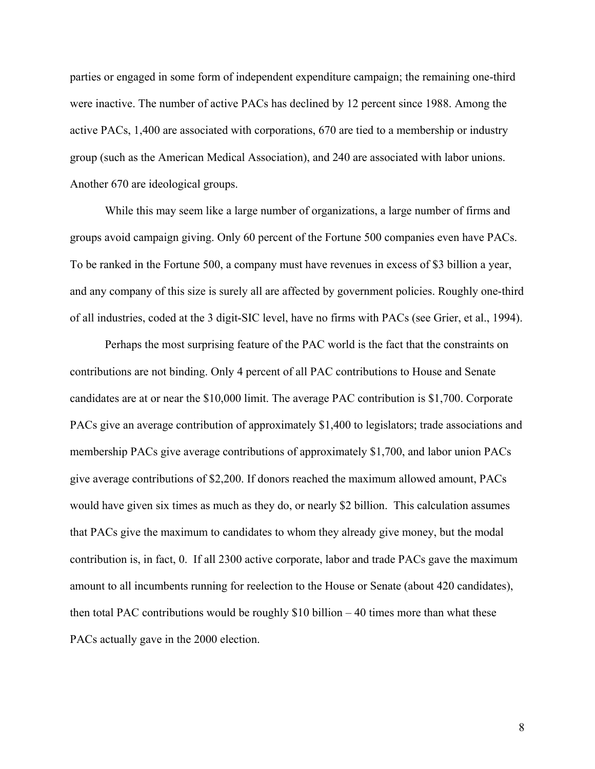parties or engaged in some form of independent expenditure campaign; the remaining one-third were inactive. The number of active PACs has declined by 12 percent since 1988. Among the active PACs, 1,400 are associated with corporations, 670 are tied to a membership or industry group (such as the American Medical Association), and 240 are associated with labor unions. Another 670 are ideological groups.

While this may seem like a large number of organizations, a large number of firms and groups avoid campaign giving. Only 60 percent of the Fortune 500 companies even have PACs. To be ranked in the Fortune 500, a company must have revenues in excess of \$3 billion a year, and any company of this size is surely all are affected by government policies. Roughly one-third of all industries, coded at the 3 digit-SIC level, have no firms with PACs (see Grier, et al., 1994).

Perhaps the most surprising feature of the PAC world is the fact that the constraints on contributions are not binding. Only 4 percent of all PAC contributions to House and Senate candidates are at or near the \$10,000 limit. The average PAC contribution is \$1,700. Corporate PACs give an average contribution of approximately \$1,400 to legislators; trade associations and membership PACs give average contributions of approximately \$1,700, and labor union PACs give average contributions of \$2,200. If donors reached the maximum allowed amount, PACs would have given six times as much as they do, or nearly \$2 billion. This calculation assumes that PACs give the maximum to candidates to whom they already give money, but the modal contribution is, in fact, 0. If all 2300 active corporate, labor and trade PACs gave the maximum amount to all incumbents running for reelection to the House or Senate (about 420 candidates), then total PAC contributions would be roughly \$10 billion – 40 times more than what these PACs actually gave in the 2000 election.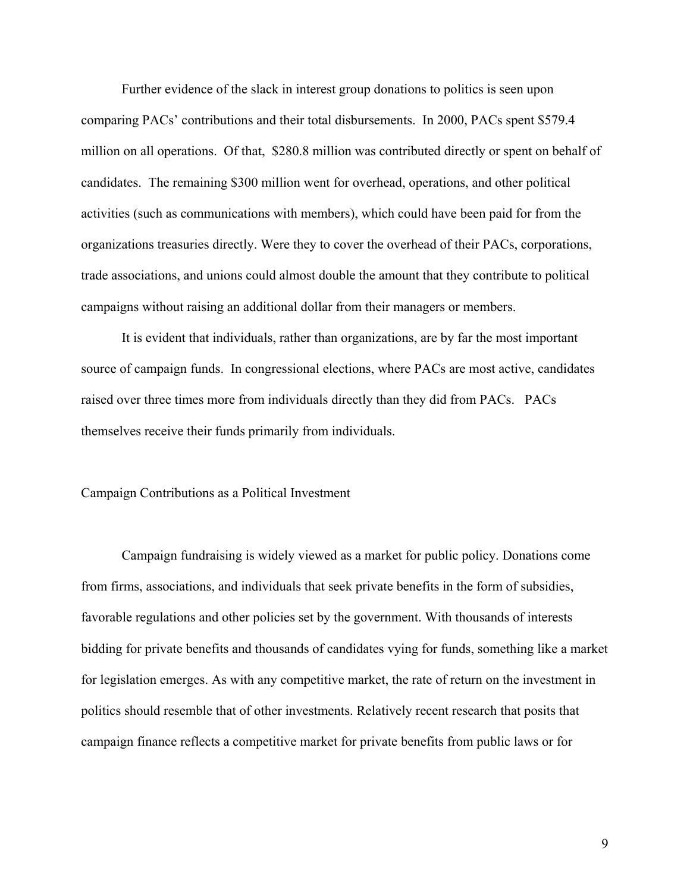Further evidence of the slack in interest group donations to politics is seen upon comparing PACs' contributions and their total disbursements. In 2000, PACs spent $579.4 million on all operations. Of that, $280.8 million was contributed directly or spent on behalf of candidates. The remaining $300 million went for overhead, operations, and other political activities (such as communications with members), which could have been paid for from the organizations treasuries directly. Were they to cover the overhead of their PACs, corporations, trade associations, and unions could almost double the amount that they contribute to political campaigns without raising an additional dollar from their managers or members.

It is evident that individuals, rather than organizations, are by far the most important source of campaign funds. In congressional elections, where PACs are most active, candidates raised over three times more from individuals directly than they did from PACs. PACs themselves receive their funds primarily from individuals.

## Campaign Contributions as a Political Investment

Campaign fundraising is widely viewed as a market for public policy. Donations come from firms, associations, and individuals that seek private benefits in the form of subsidies, favorable regulations and other policies set by the government. With thousands of interests bidding for private benefits and thousands of candidates vying for funds, something like a market for legislation emerges. As with any competitive market, the rate of return on the investment in politics should resemble that of other investments. Relatively recent research that posits that campaign finance reflects a competitive market for private benefits from public laws or for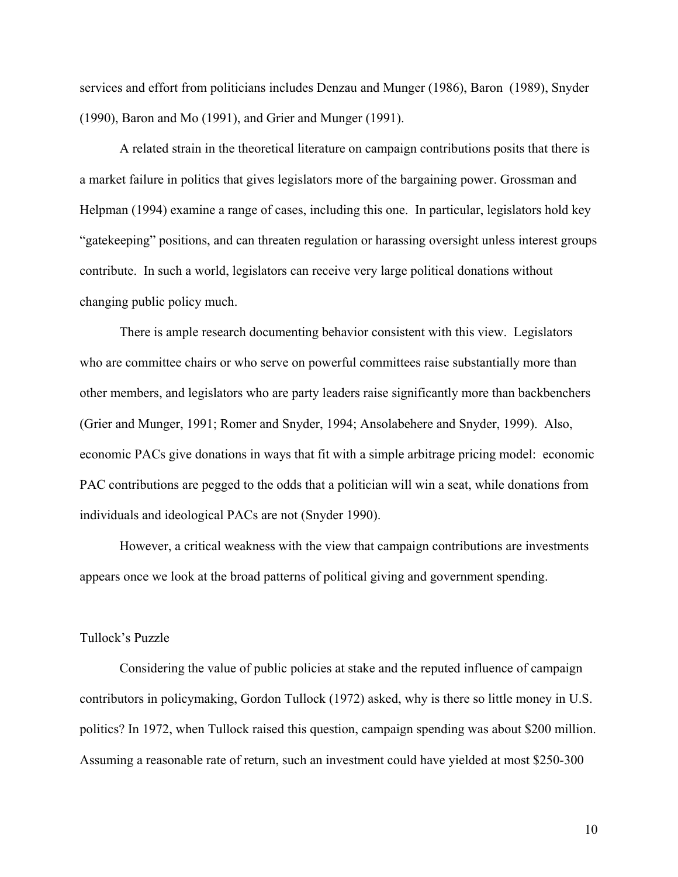services and effort from politicians includes Denzau and Munger (1986), Baron (1989), Snyder (1990), Baron and Mo (1991), and Grier and Munger (1991).

A related strain in the theoretical literature on campaign contributions posits that there is a market failure in politics that gives legislators more of the bargaining power. Grossman and Helpman (1994) examine a range of cases, including this one. In particular, legislators hold key "gatekeeping" positions, and can threaten regulation or harassing oversight unless interest groups contribute. In such a world, legislators can receive very large political donations without changing public policy much.

There is ample research documenting behavior consistent with this view. Legislators who are committee chairs or who serve on powerful committees raise substantially more than other members, and legislators who are party leaders raise significantly more than backbenchers (Grier and Munger, 1991; Romer and Snyder, 1994; Ansolabehere and Snyder, 1999). Also, economic PACs give donations in ways that fit with a simple arbitrage pricing model: economic PAC contributions are pegged to the odds that a politician will win a seat, while donations from individuals and ideological PACs are not (Snyder 1990).

However, a critical weakness with the view that campaign contributions are investments appears once we look at the broad patterns of political giving and government spending.

## Tullock's Puzzle

Considering the value of public policies at stake and the reputed influence of campaign contributors in policymaking, Gordon Tullock (1972) asked, why is there so little money in U.S. politics? In 1972, when Tullock raised this question, campaign spending was about $200 million. Assuming a reasonable rate of return, such an investment could have yielded at most $250-300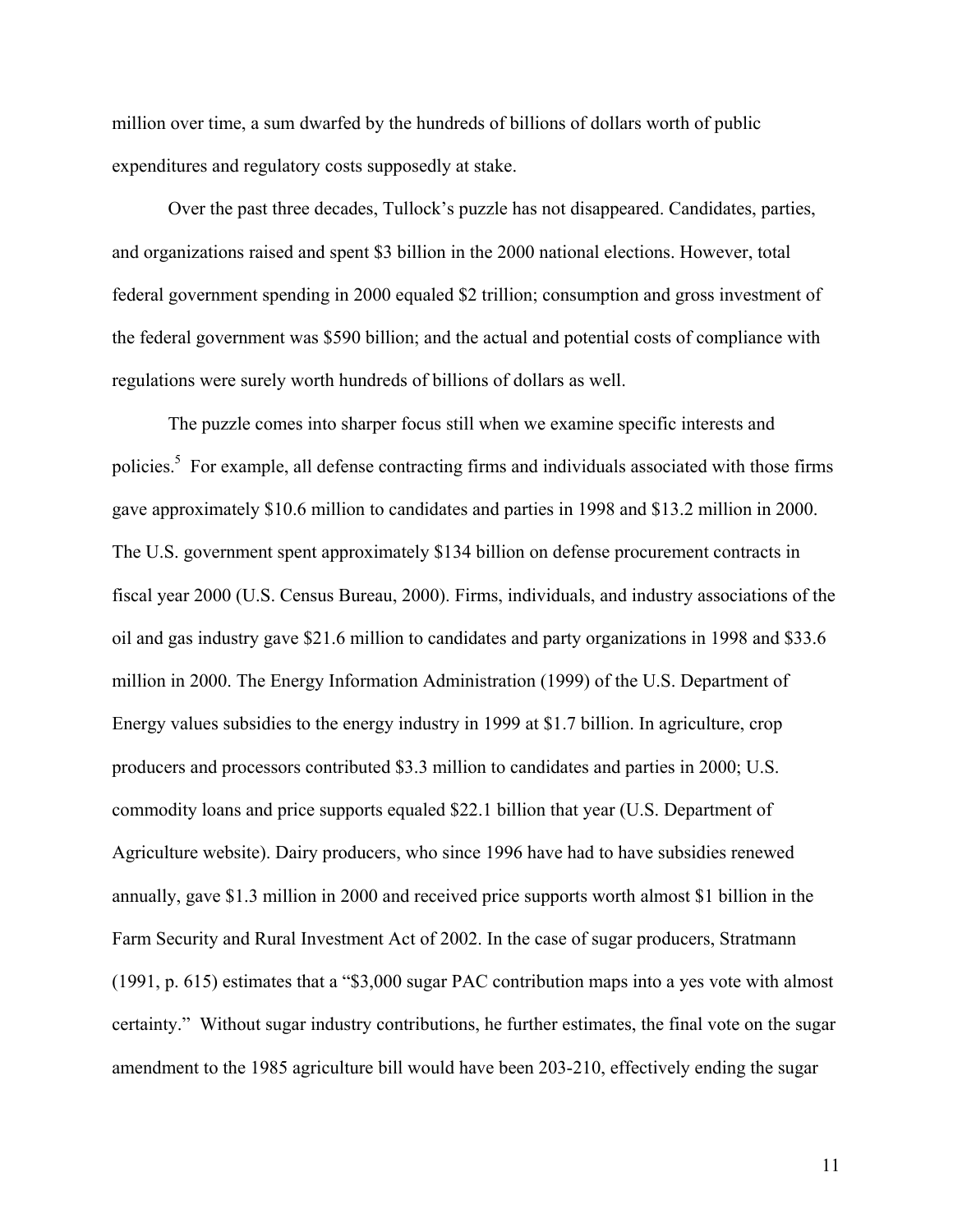million over time, a sum dwarfed by the hundreds of billions of dollars worth of public expenditures and regulatory costs supposedly at stake.

Over the past three decades, Tullock's puzzle has not disappeared. Candidates, parties, and organizations raised and spent $3 billion in the 2000 national elections. However, total federal government spending in 2000 equaled $2 trillion; consumption and gross investment of the federal government was $590 billion; and the actual and potential costs of compliance with regulations were surely worth hundreds of billions of dollars as well.

The puzzle comes into sharper focus still when we examine specific interests and policies.[5] For example, all defense contracting firms and individuals associated with those firms gave approximately $10.6 million to candidates and parties in 1998 and $13.2 million in 2000. The U.S. government spent approximately $134 billion on defense procurement contracts in fiscal year 2000 (U.S. Census Bureau, 2000). Firms, individuals, and industry associations of the oil and gas industry gave $21.6 million to candidates and party organizations in 1998 and $33.6 million in 2000. The Energy Information Administration (1999) of the U.S. Department of Energy values subsidies to the energy industry in 1999 at $1.7 billion. In agriculture, crop producers and processors contributed $3.3 million to candidates and parties in 2000; U.S. commodity loans and price supports equaled $22.1 billion that year (U.S. Department of Agriculture website). Dairy producers, who since 1996 have had to have subsidies renewed annually, gave $1.3 million in 2000 and received price supports worth almost $1 billion in the Farm Security and Rural Investment Act of 2002. In the case of sugar producers, Stratmann (1991, p. 615) estimates that a "$3,000 sugar PAC contribution maps into a yes vote with almost certainty." Without sugar industry contributions, he further estimates, the final vote on the sugar amendment to the 1985 agriculture bill would have been 203-210, effectively ending the sugar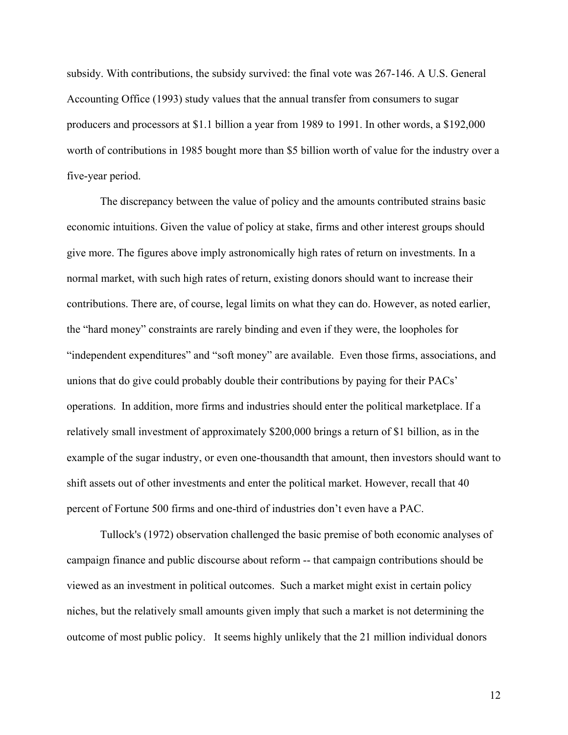subsidy. With contributions, the subsidy survived: the final vote was 267-146. A U.S. General Accounting Office (1993) study values that the annual transfer from consumers to sugar producers and processors at $1.1 billion a year from 1989 to 1991. In other words, a $192,000 worth of contributions in 1985 bought more than $5 billion worth of value for the industry over a five-year period.

The discrepancy between the value of policy and the amounts contributed strains basic economic intuitions. Given the value of policy at stake, firms and other interest groups should give more. The figures above imply astronomically high rates of return on investments. In a normal market, with such high rates of return, existing donors should want to increase their contributions. There are, of course, legal limits on what they can do. However, as noted earlier, the "hard money" constraints are rarely binding and even if they were, the loopholes for "independent expenditures" and "soft money" are available. Even those firms, associations, and unions that do give could probably double their contributions by paying for their PACs' operations. In addition, more firms and industries should enter the political marketplace. If a relatively small investment of approximately $200,000 brings a return of $1 billion, as in the example of the sugar industry, or even one-thousandth that amount, then investors should want to shift assets out of other investments and enter the political market. However, recall that 40 percent of Fortune 500 firms and one-third of industries don't even have a PAC.

Tullock's (1972) observation challenged the basic premise of both economic analyses of campaign finance and public discourse about reform -- that campaign contributions should be viewed as an investment in political outcomes. Such a market might exist in certain policy niches, but the relatively small amounts given imply that such a market is not determining the outcome of most public policy. It seems highly unlikely that the 21 million individual donors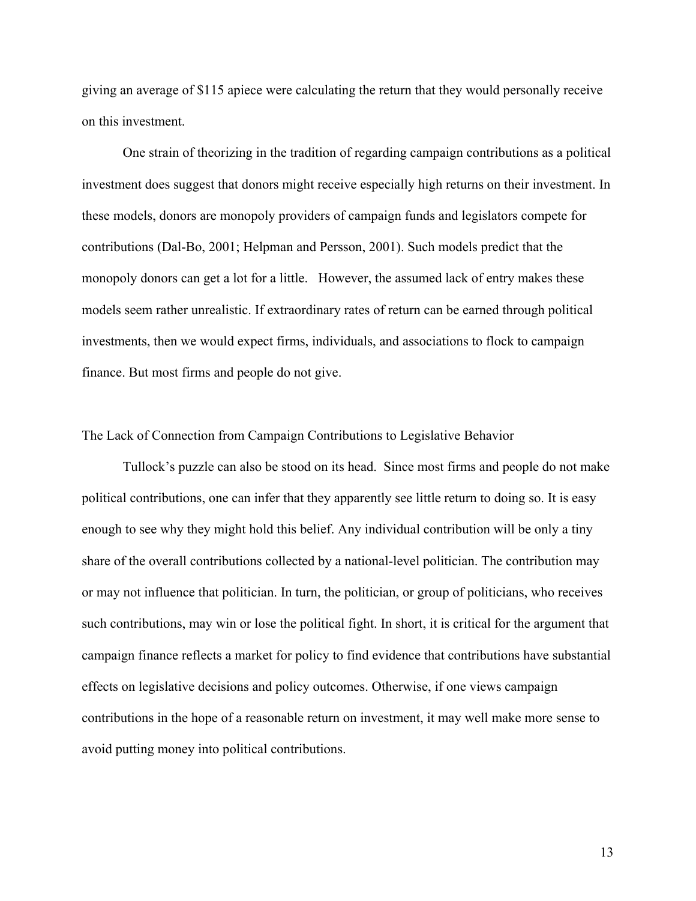giving an average of $115 apiece were calculating the return that they would personally receive on this investment.

One strain of theorizing in the tradition of regarding campaign contributions as a political investment does suggest that donors might receive especially high returns on their investment. In these models, donors are monopoly providers of campaign funds and legislators compete for contributions (Dal-Bo, 2001; Helpman and Persson, 2001). Such models predict that the monopoly donors can get a lot for a little. However, the assumed lack of entry makes these models seem rather unrealistic. If extraordinary rates of return can be earned through political investments, then we would expect firms, individuals, and associations to flock to campaign finance. But most firms and people do not give.

## The Lack of Connection from Campaign Contributions to Legislative Behavior

Tullock's puzzle can also be stood on its head. Since most firms and people do not make political contributions, one can infer that they apparently see little return to doing so. It is easy enough to see why they might hold this belief. Any individual contribution will be only a tiny share of the overall contributions collected by a national-level politician. The contribution may or may not influence that politician. In turn, the politician, or group of politicians, who receives such contributions, may win or lose the political fight. In short, it is critical for the argument that campaign finance reflects a market for policy to find evidence that contributions have substantial effects on legislative decisions and policy outcomes. Otherwise, if one views campaign contributions in the hope of a reasonable return on investment, it may well make more sense to avoid putting money into political contributions.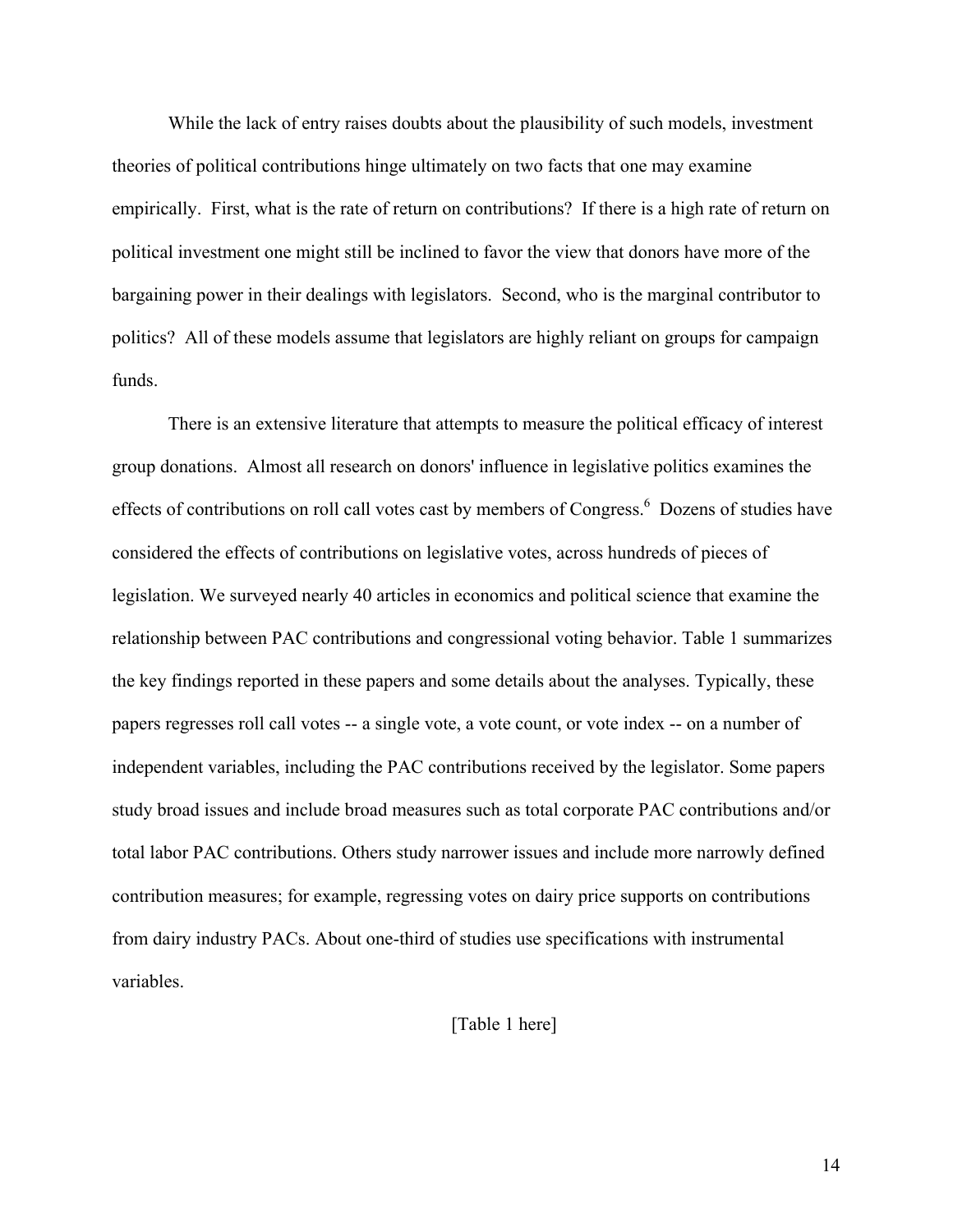While the lack of entry raises doubts about the plausibility of such models, investment theories of political contributions hinge ultimately on two facts that one may examine empirically. First, what is the rate of return on contributions? If there is a high rate of return on political investment one might still be inclined to favor the view that donors have more of the bargaining power in their dealings with legislators. Second, who is the marginal contributor to politics? All of these models assume that legislators are highly reliant on groups for campaign funds.

There is an extensive literature that attempts to measure the political efficacy of interest group donations. Almost all research on donors' influence in legislative politics examines the effects of contributions on roll call votes cast by members of Congress.[6] Dozens of studies have considered the effects of contributions on legislative votes, across hundreds of pieces of legislation. We surveyed nearly 40 articles in economics and political science that examine the relationship between PAC contributions and congressional voting behavior. Table 1 summarizes the key findings reported in these papers and some details about the analyses. Typically, these papers regresses roll call votes -- a single vote, a vote count, or vote index -- on a number of independent variables, including the PAC contributions received by the legislator. Some papers study broad issues and include broad measures such as total corporate PAC contributions and/or total labor PAC contributions. Others study narrower issues and include more narrowly defined contribution measures; for example, regressing votes on dairy price supports on contributions from dairy industry PACs. About one-third of studies use specifications with instrumental variables.

[Table 1 here]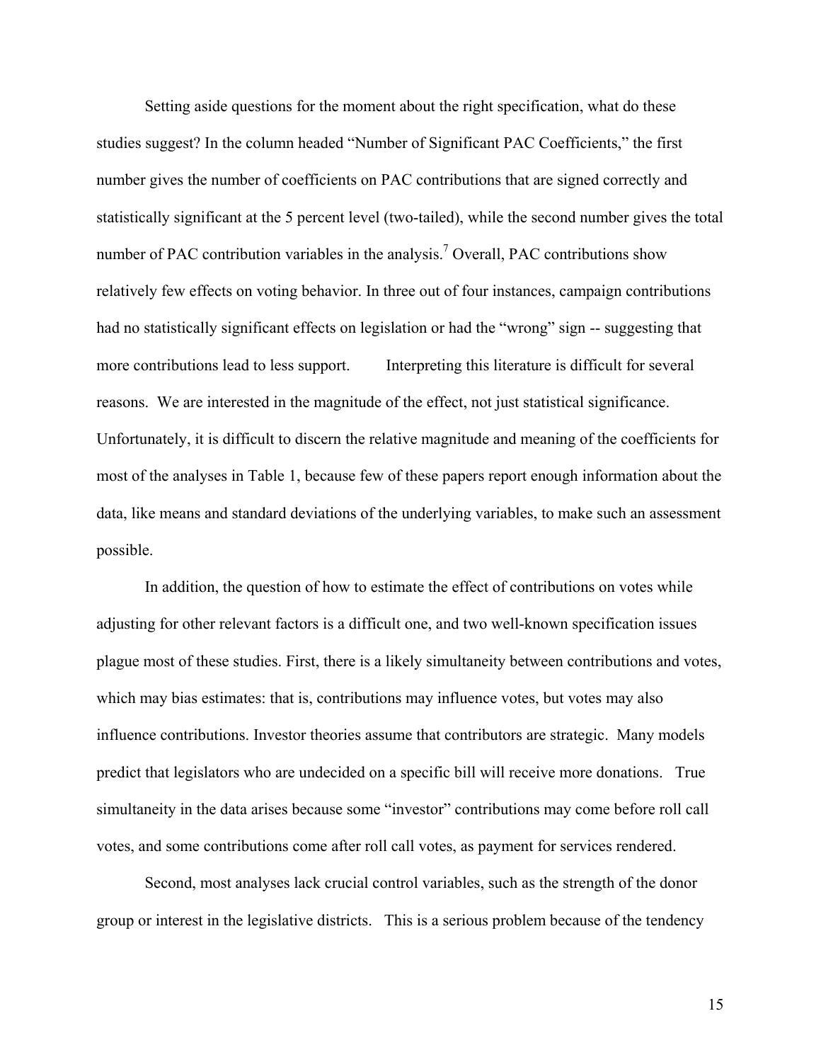Setting aside questions for the moment about the right specification, what do these studies suggest? In the column headed "Number of Significant PAC Coefficients," the first number gives the number of coefficients on PAC contributions that are signed correctly and statistically significant at the 5 percent level (two-tailed), while the second number gives the total number of PAC contribution variables in the analysis.[7] Overall, PAC contributions show relatively few effects on voting behavior. In three out of four instances, campaign contributions had no statistically significant effects on legislation or had the "wrong" sign -- suggesting that more contributions lead to less support. Interpreting this literature is difficult for several reasons. We are interested in the magnitude of the effect, not just statistical significance. Unfortunately, it is difficult to discern the relative magnitude and meaning of the coefficients for most of the analyses in Table 1, because few of these papers report enough information about the data, like means and standard deviations of the underlying variables, to make such an assessment possible.

In addition, the question of how to estimate the effect of contributions on votes while adjusting for other relevant factors is a difficult one, and two well-known specification issues plague most of these studies. First, there is a likely simultaneity between contributions and votes, which may bias estimates: that is, contributions may influence votes, but votes may also influence contributions. Investor theories assume that contributors are strategic. Many models predict that legislators who are undecided on a specific bill will receive more donations. True simultaneity in the data arises because some "investor" contributions may come before roll call votes, and some contributions come after roll call votes, as payment for services rendered.

Second, most analyses lack crucial control variables, such as the strength of the donor group or interest in the legislative districts. This is a serious problem because of the tendency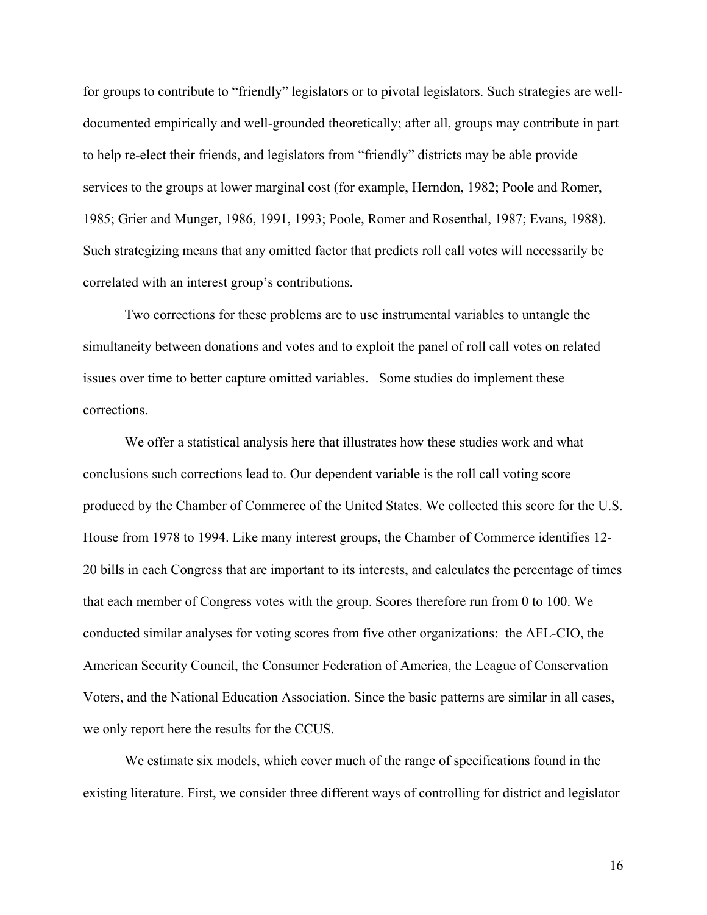for groups to contribute to "friendly" legislators or to pivotal legislators. Such strategies are well-documented empirically and well-grounded theoretically; after all, groups may contribute in part to help re-elect their friends, and legislators from "friendly" districts may be able provide services to the groups at lower marginal cost (for example, Herndon, 1982; Poole and Romer, 1985; Grier and Munger, 1986, 1991, 1993; Poole, Romer and Rosenthal, 1987; Evans, 1988). Such strategizing means that any omitted factor that predicts roll call votes will necessarily be correlated with an interest group's contributions.

Two corrections for these problems are to use instrumental variables to untangle the simultaneity between donations and votes and to exploit the panel of roll call votes on related issues over time to better capture omitted variables. Some studies do implement these corrections.

We offer a statistical analysis here that illustrates how these studies work and what conclusions such corrections lead to. Our dependent variable is the roll call voting score produced by the Chamber of Commerce of the United States. We collected this score for the U.S. House from 1978 to 1994. Like many interest groups, the Chamber of Commerce identifies 12-20 bills in each Congress that are important to its interests, and calculates the percentage of times that each member of Congress votes with the group. Scores therefore run from 0 to 100. We conducted similar analyses for voting scores from five other organizations: the AFL-CIO, the American Security Council, the Consumer Federation of America, the League of Conservation Voters, and the National Education Association. Since the basic patterns are similar in all cases, we only report here the results for the CCUS.

We estimate six models, which cover much of the range of specifications found in the existing literature. First, we consider three different ways of controlling for district and legislator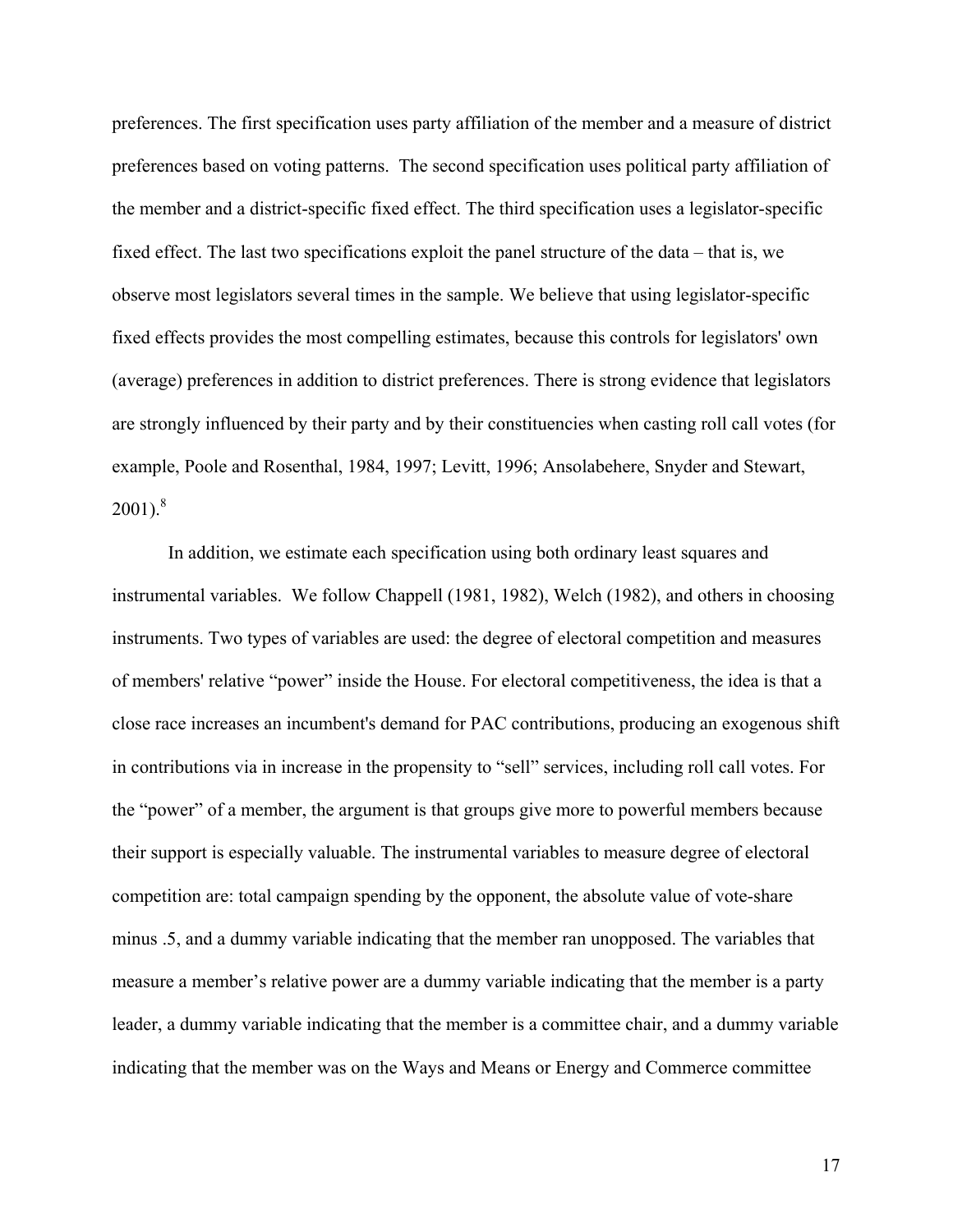preferences. The first specification uses party affiliation of the member and a measure of district preferences based on voting patterns. The second specification uses political party affiliation of the member and a district-specific fixed effect. The third specification uses a legislator-specific fixed effect. The last two specifications exploit the panel structure of the data – that is, we observe most legislators several times in the sample. We believe that using legislator-specific fixed effects provides the most compelling estimates, because this controls for legislators' own (average) preferences in addition to district preferences. There is strong evidence that legislators are strongly influenced by their party and by their constituencies when casting roll call votes (for example, Poole and Rosenthal, 1984, 1997; Levitt, 1996; Ansolabehere, Snyder and Stewart, 2001).[8]

In addition, we estimate each specification using both ordinary least squares and instrumental variables. We follow Chappell (1981, 1982), Welch (1982), and others in choosing instruments. Two types of variables are used: the degree of electoral competition and measures of members' relative "power" inside the House. For electoral competitiveness, the idea is that a close race increases an incumbent's demand for PAC contributions, producing an exogenous shift in contributions via in increase in the propensity to "sell" services, including roll call votes. For the "power" of a member, the argument is that groups give more to powerful members because their support is especially valuable. The instrumental variables to measure degree of electoral competition are: total campaign spending by the opponent, the absolute value of vote-share minus .5, and a dummy variable indicating that the member ran unopposed. The variables that measure a member's relative power are a dummy variable indicating that the member is a party leader, a dummy variable indicating that the member is a committee chair, and a dummy variable indicating that the member was on the Ways and Means or Energy and Commerce committee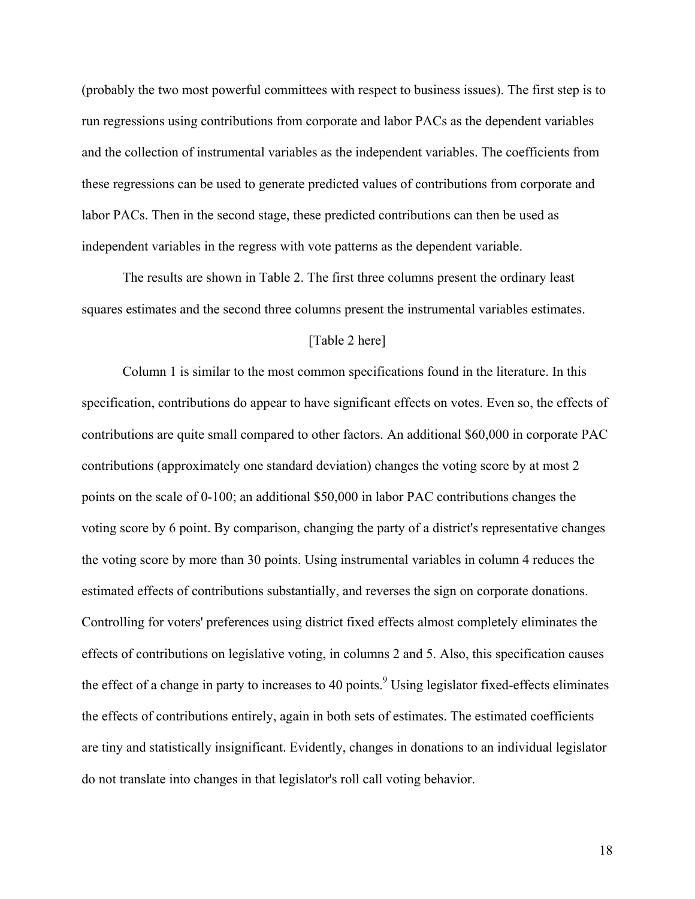(probably the two most powerful committees with respect to business issues). The first step is to run regressions using contributions from corporate and labor PACs as the dependent variables and the collection of instrumental variables as the independent variables. The coefficients from these regressions can be used to generate predicted values of contributions from corporate and labor PACs. Then in the second stage, these predicted contributions can then be used as independent variables in the regress with vote patterns as the dependent variable.

The results are shown in Table 2. The first three columns present the ordinary least squares estimates and the second three columns present the instrumental variables estimates.

[Table 2 here]

Column 1 is similar to the most common specifications found in the literature. In this specification, contributions do appear to have significant effects on votes. Even so, the effects of contributions are quite small compared to other factors. An additional $60,000 in corporate PAC contributions (approximately one standard deviation) changes the voting score by at most 2 points on the scale of 0-100; an additional $50,000 in labor PAC contributions changes the voting score by 6 point. By comparison, changing the party of a district's representative changes the voting score by more than 30 points. Using instrumental variables in column 4 reduces the estimated effects of contributions substantially, and reverses the sign on corporate donations. Controlling for voters' preferences using district fixed effects almost completely eliminates the effects of contributions on legislative voting, in columns 2 and 5. Also, this specification causes the effect of a change in party to increases to 40 points.[9] Using legislator fixed-effects eliminates the effects of contributions entirely, again in both sets of estimates. The estimated coefficients are tiny and statistically insignificant. Evidently, changes in donations to an individual legislator do not translate into changes in that legislator's roll call voting behavior.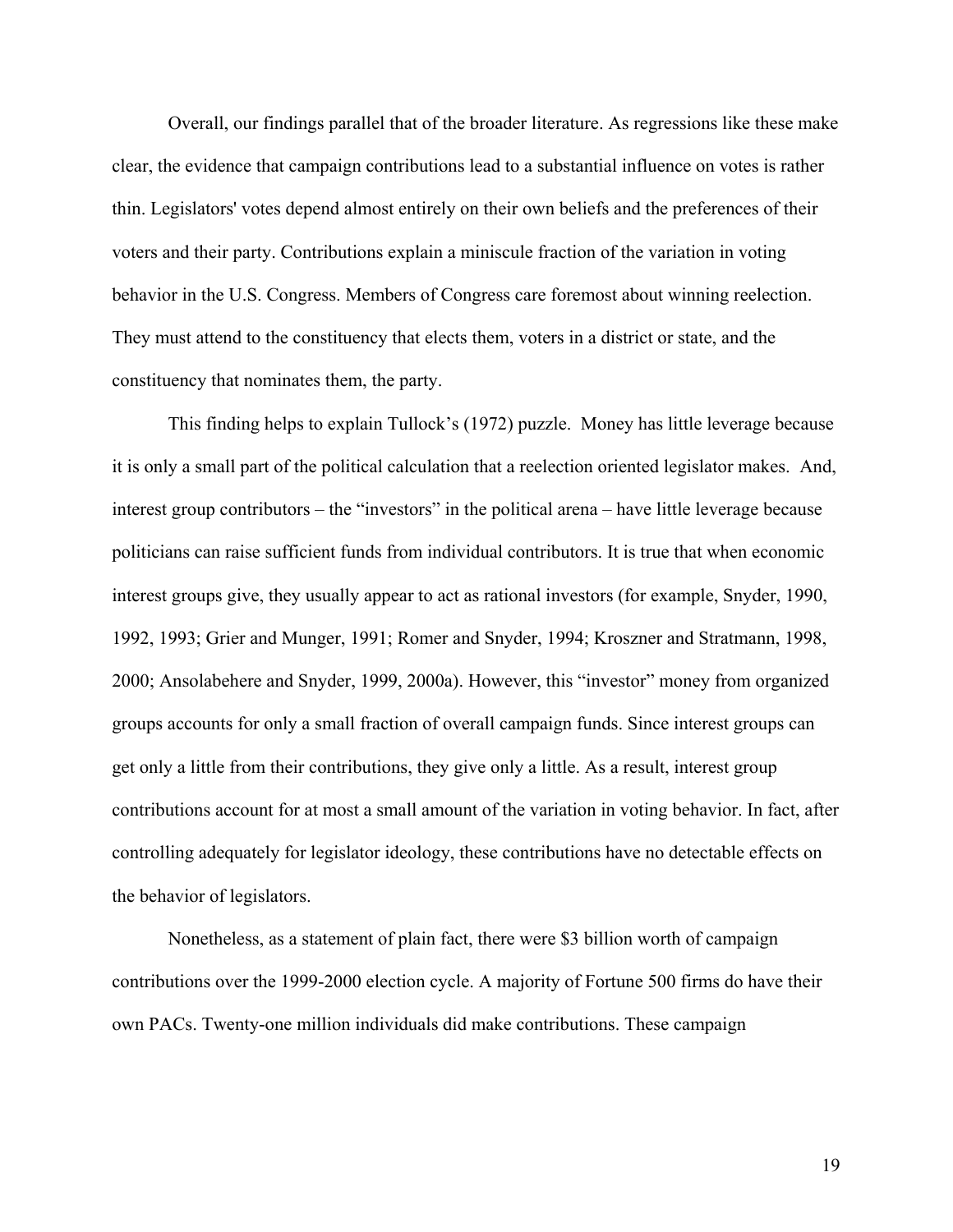Overall, our findings parallel that of the broader literature. As regressions like these make clear, the evidence that campaign contributions lead to a substantial influence on votes is rather thin. Legislators' votes depend almost entirely on their own beliefs and the preferences of their voters and their party. Contributions explain a miniscule fraction of the variation in voting behavior in the U.S. Congress. Members of Congress care foremost about winning reelection. They must attend to the constituency that elects them, voters in a district or state, and the constituency that nominates them, the party.

This finding helps to explain Tullock's (1972) puzzle. Money has little leverage because it is only a small part of the political calculation that a reelection oriented legislator makes. And, interest group contributors – the "investors" in the political arena – have little leverage because politicians can raise sufficient funds from individual contributors. It is true that when economic interest groups give, they usually appear to act as rational investors (for example, Snyder, 1990, 1992, 1993; Grier and Munger, 1991; Romer and Snyder, 1994; Kroszner and Stratmann, 1998, 2000; Ansolabehere and Snyder, 1999, 2000a). However, this "investor" money from organized groups accounts for only a small fraction of overall campaign funds. Since interest groups can get only a little from their contributions, they give only a little. As a result, interest group contributions account for at most a small amount of the variation in voting behavior. In fact, after controlling adequately for legislator ideology, these contributions have no detectable effects on the behavior of legislators.

Nonetheless, as a statement of plain fact, there were $3 billion worth of campaign contributions over the 1999-2000 election cycle. A majority of Fortune 500 firms do have their own PACs. Twenty-one million individuals did make contributions. These campaign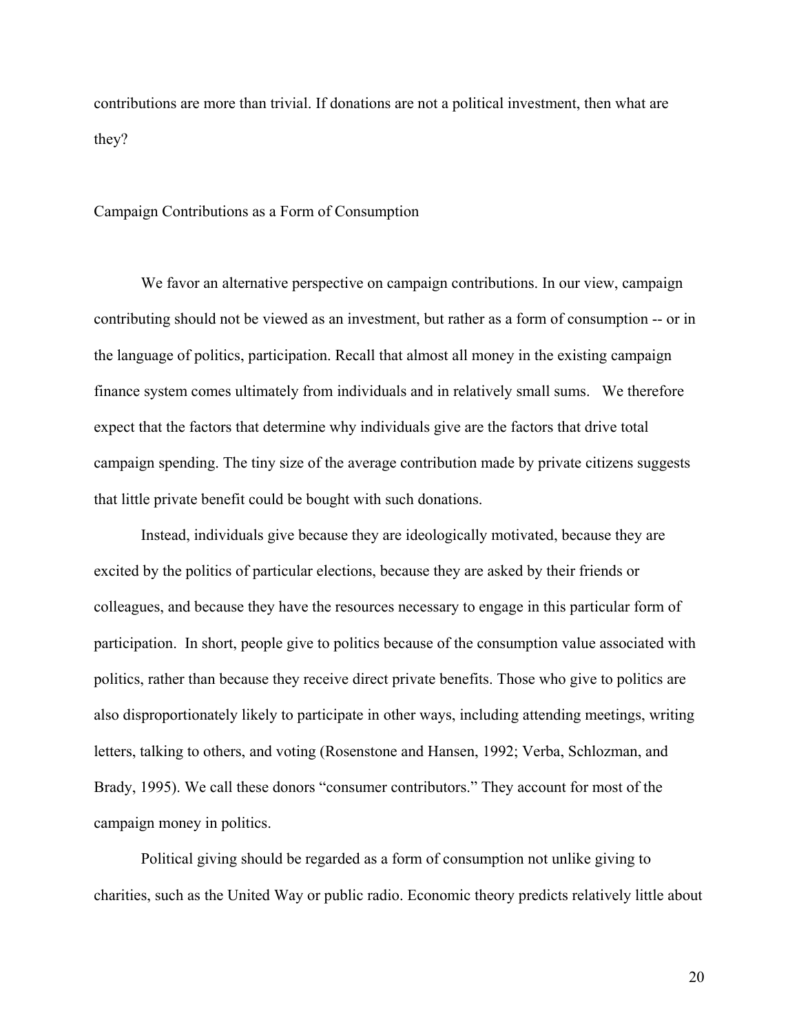contributions are more than trivial. If donations are not a political investment, then what are they?

## Campaign Contributions as a Form of Consumption

We favor an alternative perspective on campaign contributions. In our view, campaign contributing should not be viewed as an investment, but rather as a form of consumption -- or in the language of politics, participation. Recall that almost all money in the existing campaign finance system comes ultimately from individuals and in relatively small sums. We therefore expect that the factors that determine why individuals give are the factors that drive total campaign spending. The tiny size of the average contribution made by private citizens suggests that little private benefit could be bought with such donations.

Instead, individuals give because they are ideologically motivated, because they are excited by the politics of particular elections, because they are asked by their friends or colleagues, and because they have the resources necessary to engage in this particular form of participation. In short, people give to politics because of the consumption value associated with politics, rather than because they receive direct private benefits. Those who give to politics are also disproportionately likely to participate in other ways, including attending meetings, writing letters, talking to others, and voting (Rosenstone and Hansen, 1992; Verba, Schlozman, and Brady, 1995). We call these donors "consumer contributors." They account for most of the campaign money in politics.

Political giving should be regarded as a form of consumption not unlike giving to charities, such as the United Way or public radio. Economic theory predicts relatively little about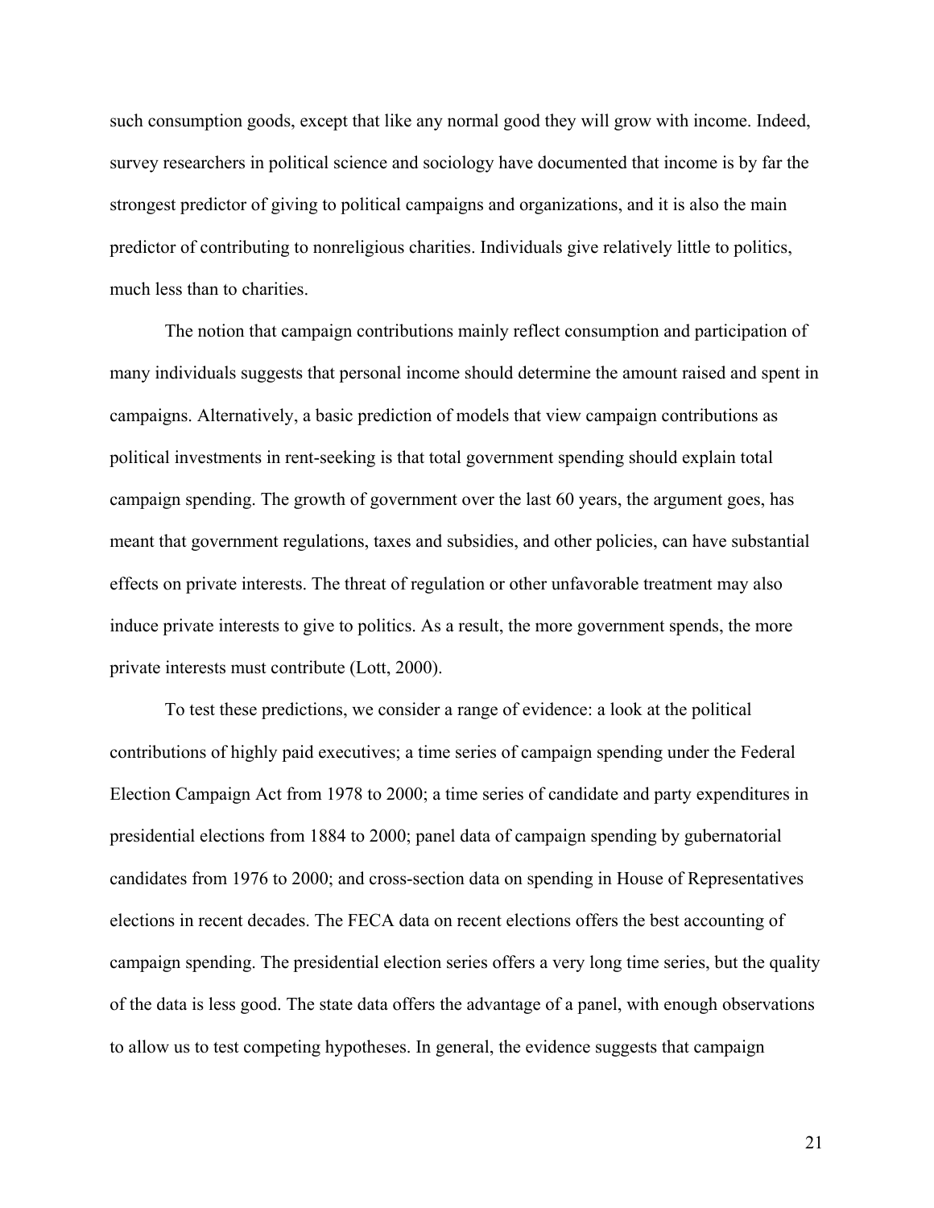such consumption goods, except that like any normal good they will grow with income. Indeed, survey researchers in political science and sociology have documented that income is by far the strongest predictor of giving to political campaigns and organizations, and it is also the main predictor of contributing to nonreligious charities. Individuals give relatively little to politics, much less than to charities.

The notion that campaign contributions mainly reflect consumption and participation of many individuals suggests that personal income should determine the amount raised and spent in campaigns. Alternatively, a basic prediction of models that view campaign contributions as political investments in rent-seeking is that total government spending should explain total campaign spending. The growth of government over the last 60 years, the argument goes, has meant that government regulations, taxes and subsidies, and other policies, can have substantial effects on private interests. The threat of regulation or other unfavorable treatment may also induce private interests to give to politics. As a result, the more government spends, the more private interests must contribute (Lott, 2000).

To test these predictions, we consider a range of evidence: a look at the political contributions of highly paid executives; a time series of campaign spending under the Federal Election Campaign Act from 1978 to 2000; a time series of candidate and party expenditures in presidential elections from 1884 to 2000; panel data of campaign spending by gubernatorial candidates from 1976 to 2000; and cross-section data on spending in House of Representatives elections in recent decades. The FECA data on recent elections offers the best accounting of campaign spending. The presidential election series offers a very long time series, but the quality of the data is less good. The state data offers the advantage of a panel, with enough observations to allow us to test competing hypotheses. In general, the evidence suggests that campaign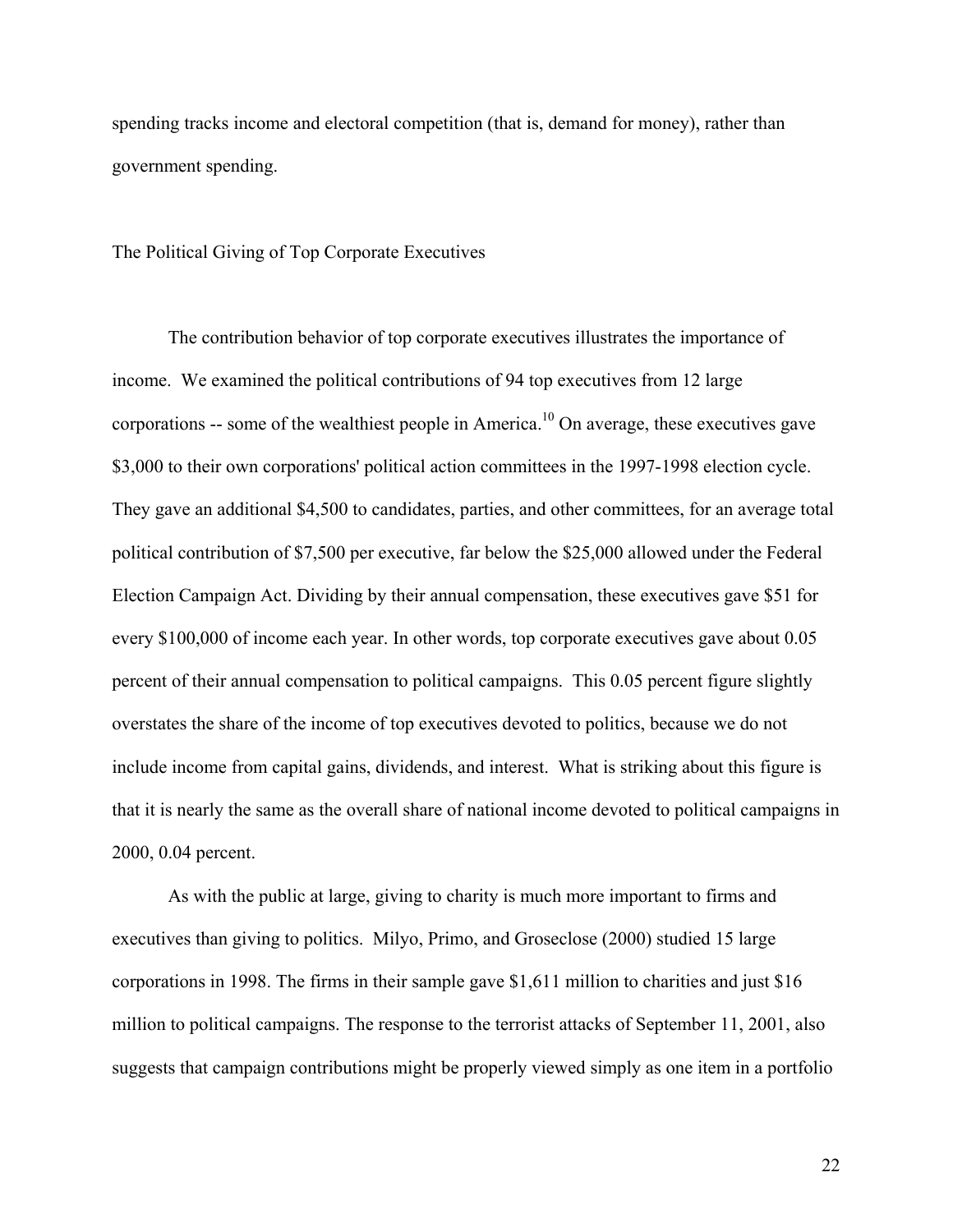spending tracks income and electoral competition (that is, demand for money), rather than government spending.

## The Political Giving of Top Corporate Executives

The contribution behavior of top corporate executives illustrates the importance of income. We examined the political contributions of 94 top executives from 12 large corporations -- some of the wealthiest people in America.[10] On average, these executives gave $3,000 to their own corporations' political action committees in the 1997-1998 election cycle. They gave an additional $4,500 to candidates, parties, and other committees, for an average total political contribution of $7,500 per executive, far below the $25,000 allowed under the Federal Election Campaign Act. Dividing by their annual compensation, these executives gave $51 for every $100,000 of income each year. In other words, top corporate executives gave about 0.05 percent of their annual compensation to political campaigns. This 0.05 percent figure slightly overstates the share of the income of top executives devoted to politics, because we do not include income from capital gains, dividends, and interest. What is striking about this figure is that it is nearly the same as the overall share of national income devoted to political campaigns in 2000, 0.04 percent.

As with the public at large, giving to charity is much more important to firms and executives than giving to politics. Milyo, Primo, and Groseclose (2000) studied 15 large corporations in 1998. The firms in their sample gave $1,611 million to charities and just $16 million to political campaigns. The response to the terrorist attacks of September 11, 2001, also suggests that campaign contributions might be properly viewed simply as one item in a portfolio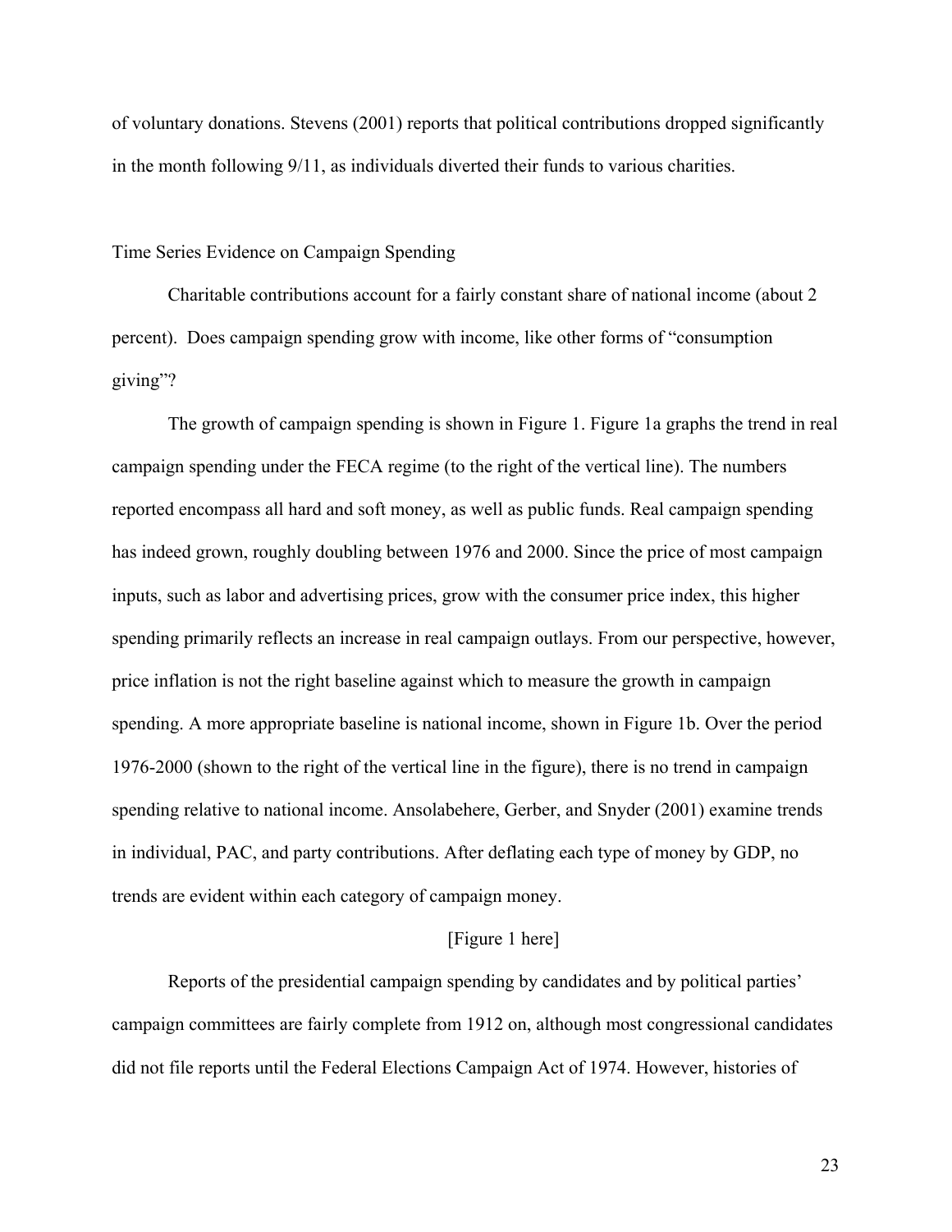of voluntary donations. Stevens (2001) reports that political contributions dropped significantly in the month following 9/11, as individuals diverted their funds to various charities.

## Time Series Evidence on Campaign Spending

Charitable contributions account for a fairly constant share of national income (about 2 percent). Does campaign spending grow with income, like other forms of "consumption giving"?

The growth of campaign spending is shown in Figure 1. Figure 1a graphs the trend in real campaign spending under the FECA regime (to the right of the vertical line). The numbers reported encompass all hard and soft money, as well as public funds. Real campaign spending has indeed grown, roughly doubling between 1976 and 2000. Since the price of most campaign inputs, such as labor and advertising prices, grow with the consumer price index, this higher spending primarily reflects an increase in real campaign outlays. From our perspective, however, price inflation is not the right baseline against which to measure the growth in campaign spending. A more appropriate baseline is national income, shown in Figure 1b. Over the period 1976-2000 (shown to the right of the vertical line in the figure), there is no trend in campaign spending relative to national income. Ansolabehere, Gerber, and Snyder (2001) examine trends in individual, PAC, and party contributions. After deflating each type of money by GDP, no trends are evident within each category of campaign money.

[Figure 1 here]

Reports of the presidential campaign spending by candidates and by political parties' campaign committees are fairly complete from 1912 on, although most congressional candidates did not file reports until the Federal Elections Campaign Act of 1974. However, histories of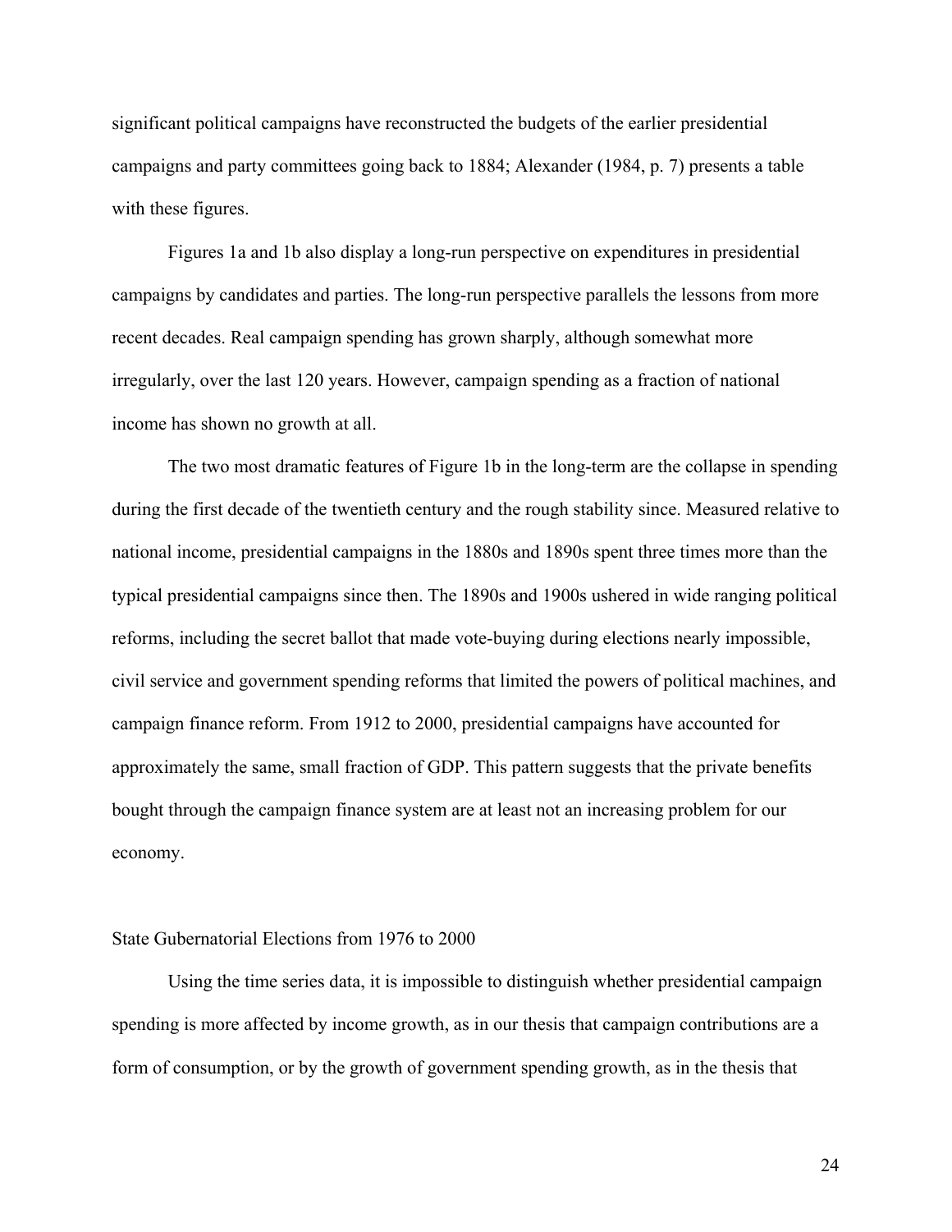significant political campaigns have reconstructed the budgets of the earlier presidential campaigns and party committees going back to 1884; Alexander (1984, p. 7) presents a table with these figures.

Figures 1a and 1b also display a long-run perspective on expenditures in presidential campaigns by candidates and parties. The long-run perspective parallels the lessons from more recent decades. Real campaign spending has grown sharply, although somewhat more irregularly, over the last 120 years. However, campaign spending as a fraction of national income has shown no growth at all.

The two most dramatic features of Figure 1b in the long-term are the collapse in spending during the first decade of the twentieth century and the rough stability since. Measured relative to national income, presidential campaigns in the 1880s and 1890s spent three times more than the typical presidential campaigns since then. The 1890s and 1900s ushered in wide ranging political reforms, including the secret ballot that made vote-buying during elections nearly impossible, civil service and government spending reforms that limited the powers of political machines, and campaign finance reform. From 1912 to 2000, presidential campaigns have accounted for approximately the same, small fraction of GDP. This pattern suggests that the private benefits bought through the campaign finance system are at least not an increasing problem for our economy.

## State Gubernatorial Elections from 1976 to 2000

Using the time series data, it is impossible to distinguish whether presidential campaign spending is more affected by income growth, as in our thesis that campaign contributions are a form of consumption, or by the growth of government spending growth, as in the thesis that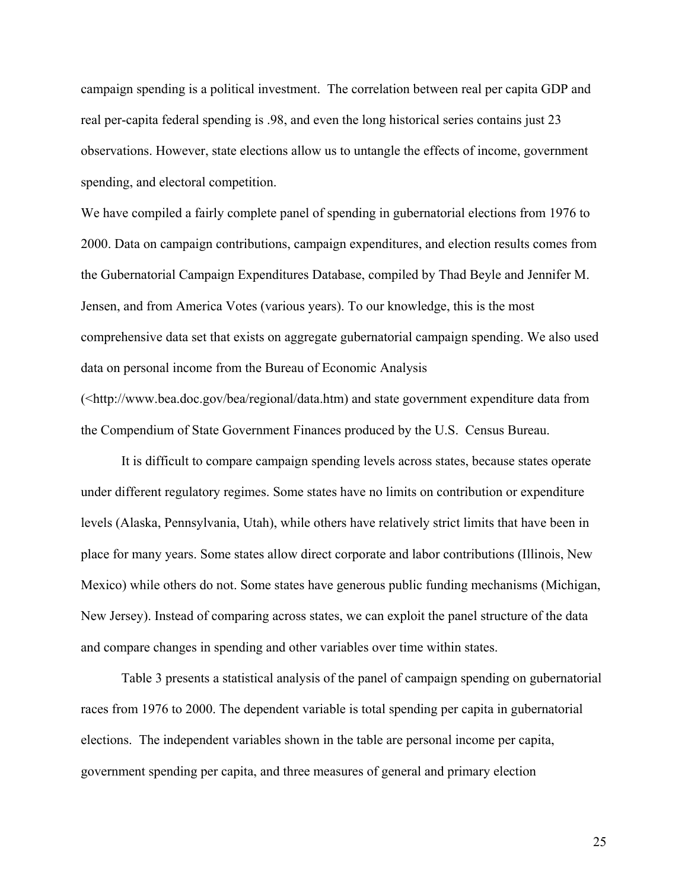campaign spending is a political investment. The correlation between real per capita GDP and real per-capita federal spending is .98, and even the long historical series contains just 23 observations. However, state elections allow us to untangle the effects of income, government spending, and electoral competition.

We have compiled a fairly complete panel of spending in gubernatorial elections from 1976 to 2000. Data on campaign contributions, campaign expenditures, and election results comes from the Gubernatorial Campaign Expenditures Database, compiled by Thad Beyle and Jennifer M. Jensen, and from America Votes (various years). To our knowledge, this is the most comprehensive data set that exists on aggregate gubernatorial campaign spending. We also used data on personal income from the Bureau of Economic Analysis (<http://www.bea.doc.gov/bea/regional/data.htm) and state government expenditure data from the Compendium of State Government Finances produced by the U.S. Census Bureau.

It is difficult to compare campaign spending levels across states, because states operate under different regulatory regimes. Some states have no limits on contribution or expenditure levels (Alaska, Pennsylvania, Utah), while others have relatively strict limits that have been in place for many years. Some states allow direct corporate and labor contributions (Illinois, New Mexico) while others do not. Some states have generous public funding mechanisms (Michigan, New Jersey). Instead of comparing across states, we can exploit the panel structure of the data and compare changes in spending and other variables over time within states.

Table 3 presents a statistical analysis of the panel of campaign spending on gubernatorial races from 1976 to 2000. The dependent variable is total spending per capita in gubernatorial elections. The independent variables shown in the table are personal income per capita, government spending per capita, and three measures of general and primary election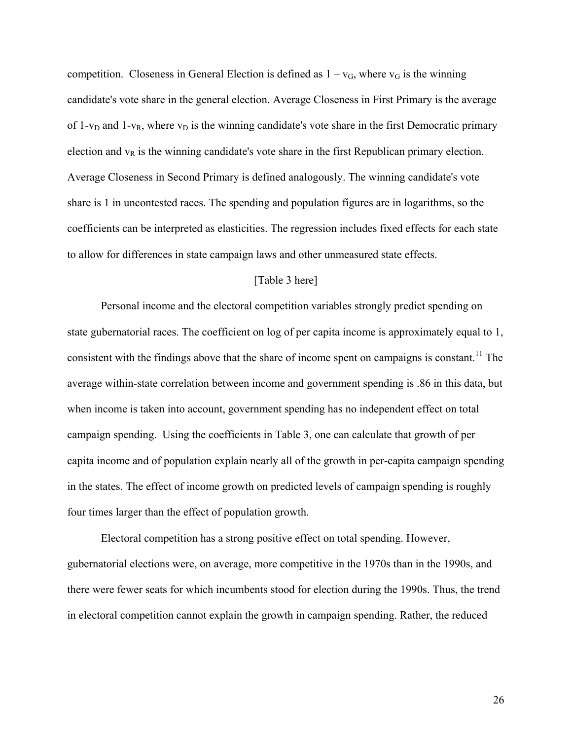competition. Closeness in General Election is defined as $1 - v_G$, where $v_G$ is the winning candidate's vote share in the general election. Average Closeness in First Primary is the average of $1-v_D$ and $1-v_R$, where $v_D$ is the winning candidate's vote share in the first Democratic primary election and $v_R$ is the winning candidate's vote share in the first Republican primary election. Average Closeness in Second Primary is defined analogously. The winning candidate's vote share is 1 in uncontested races. The spending and population figures are in logarithms, so the coefficients can be interpreted as elasticities. The regression includes fixed effects for each state to allow for differences in state campaign laws and other unmeasured state effects.

[Table 3 here]

Personal income and the electoral competition variables strongly predict spending on state gubernatorial races. The coefficient on log of per capita income is approximately equal to 1, consistent with the findings above that the share of income spent on campaigns is constant.[11] The average within-state correlation between income and government spending is .86 in this data, but when income is taken into account, government spending has no independent effect on total campaign spending. Using the coefficients in Table 3, one can calculate that growth of per capita income and of population explain nearly all of the growth in per-capita campaign spending in the states. The effect of income growth on predicted levels of campaign spending is roughly four times larger than the effect of population growth.

Electoral competition has a strong positive effect on total spending. However, gubernatorial elections were, on average, more competitive in the 1970s than in the 1990s, and there were fewer seats for which incumbents stood for election during the 1990s. Thus, the trend in electoral competition cannot explain the growth in campaign spending. Rather, the reduced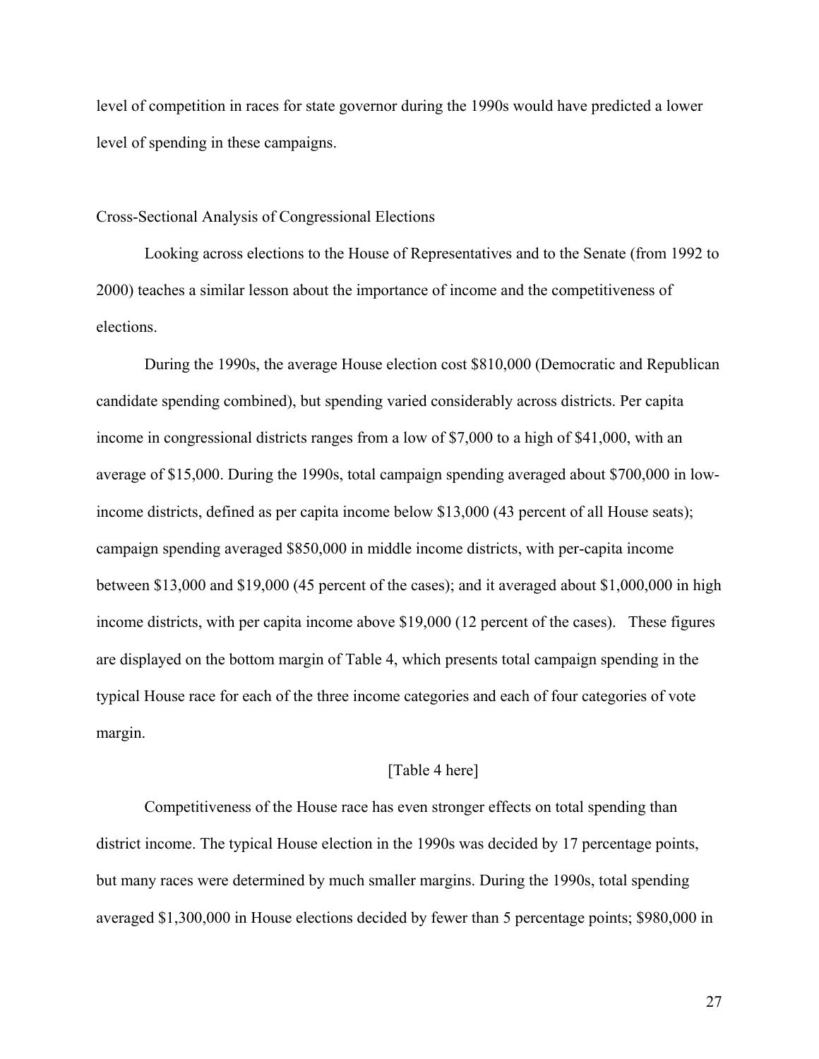level of competition in races for state governor during the 1990s would have predicted a lower level of spending in these campaigns.

## Cross-Sectional Analysis of Congressional Elections

Looking across elections to the House of Representatives and to the Senate (from 1992 to 2000) teaches a similar lesson about the importance of income and the competitiveness of elections.

During the 1990s, the average House election cost $810,000 (Democratic and Republican candidate spending combined), but spending varied considerably across districts. Per capita income in congressional districts ranges from a low of $7,000 to a high of $41,000, with an average of $15,000. During the 1990s, total campaign spending averaged about $700,000 in low-income districts, defined as per capita income below $13,000 (43 percent of all House seats); campaign spending averaged $850,000 in middle income districts, with per-capita income between $13,000 and $19,000 (45 percent of the cases); and it averaged about $1,000,000 in high income districts, with per capita income above $19,000 (12 percent of the cases). These figures are displayed on the bottom margin of Table 4, which presents total campaign spending in the typical House race for each of the three income categories and each of four categories of vote margin.

[Table 4 here]

Competitiveness of the House race has even stronger effects on total spending than district income. The typical House election in the 1990s was decided by 17 percentage points, but many races were determined by much smaller margins. During the 1990s, total spending averaged $1,300,000 in House elections decided by fewer than 5 percentage points; $980,000 in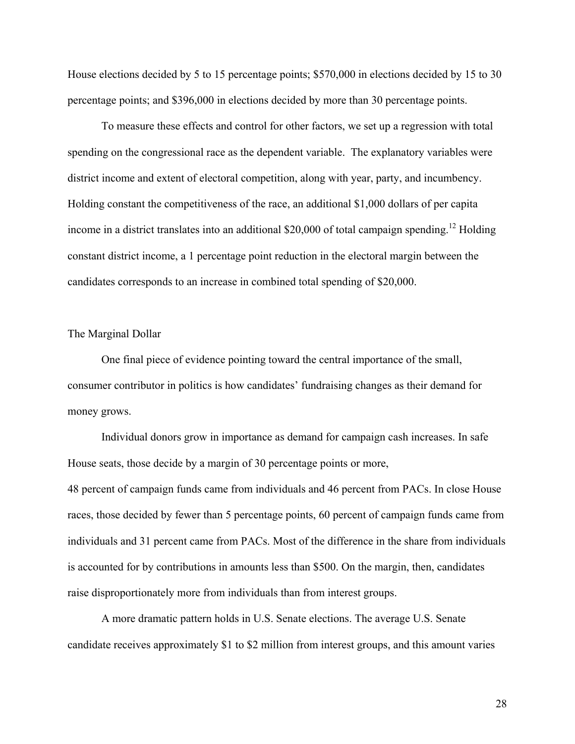House elections decided by 5 to 15 percentage points; $570,000 in elections decided by 15 to 30 percentage points; and $396,000 in elections decided by more than 30 percentage points.

To measure these effects and control for other factors, we set up a regression with total spending on the congressional race as the dependent variable. The explanatory variables were district income and extent of electoral competition, along with year, party, and incumbency. Holding constant the competitiveness of the race, an additional $1,000 dollars of per capita income in a district translates into an additional $20,000 of total campaign spending.[12] Holding constant district income, a 1 percentage point reduction in the electoral margin between the candidates corresponds to an increase in combined total spending of $20,000.

## The Marginal Dollar

One final piece of evidence pointing toward the central importance of the small, consumer contributor in politics is how candidates' fundraising changes as their demand for money grows.

Individual donors grow in importance as demand for campaign cash increases. In safe House seats, those decide by a margin of 30 percentage points or more, 48 percent of campaign funds came from individuals and 46 percent from PACs. In close House races, those decided by fewer than 5 percentage points, 60 percent of campaign funds came from individuals and 31 percent came from PACs. Most of the difference in the share from individuals is accounted for by contributions in amounts less than $500. On the margin, then, candidates raise disproportionately more from individuals than from interest groups.

A more dramatic pattern holds in U.S. Senate elections. The average U.S. Senate candidate receives approximately $1 to $2 million from interest groups, and this amount varies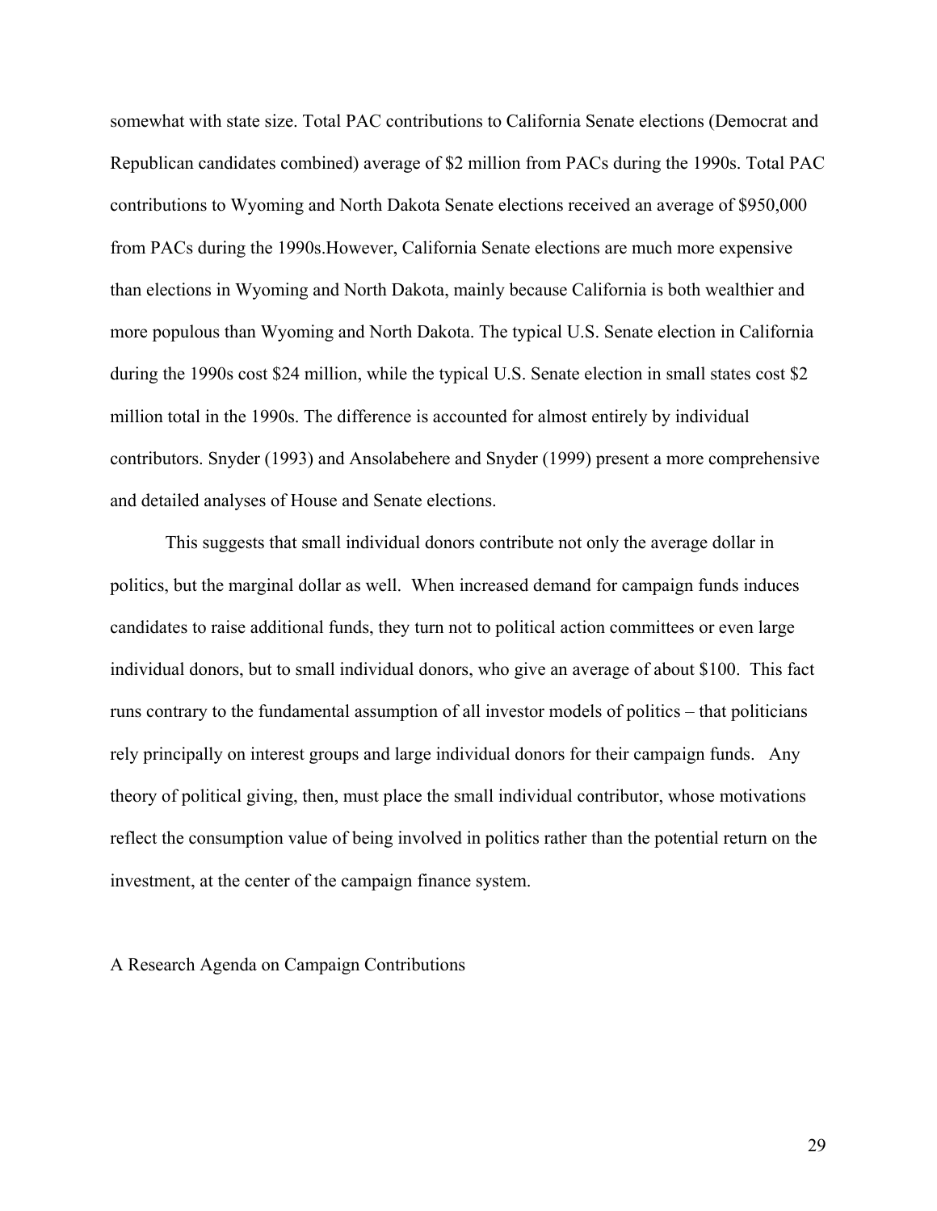somewhat with state size. Total PAC contributions to California Senate elections (Democrat and Republican candidates combined) average of $2 million from PACs during the 1990s. Total PAC contributions to Wyoming and North Dakota Senate elections received an average of $950,000 from PACs during the 1990s.However, California Senate elections are much more expensive than elections in Wyoming and North Dakota, mainly because California is both wealthier and more populous than Wyoming and North Dakota. The typical U.S. Senate election in California during the 1990s cost $24 million, while the typical U.S. Senate election in small states cost $2 million total in the 1990s. The difference is accounted for almost entirely by individual contributors. Snyder (1993) and Ansolabehere and Snyder (1999) present a more comprehensive and detailed analyses of House and Senate elections.

This suggests that small individual donors contribute not only the average dollar in politics, but the marginal dollar as well. When increased demand for campaign funds induces candidates to raise additional funds, they turn not to political action committees or even large individual donors, but to small individual donors, who give an average of about $100. This fact runs contrary to the fundamental assumption of all investor models of politics – that politicians rely principally on interest groups and large individual donors for their campaign funds. Any theory of political giving, then, must place the small individual contributor, whose motivations reflect the consumption value of being involved in politics rather than the potential return on the investment, at the center of the campaign finance system.

## A Research Agenda on Campaign Contributions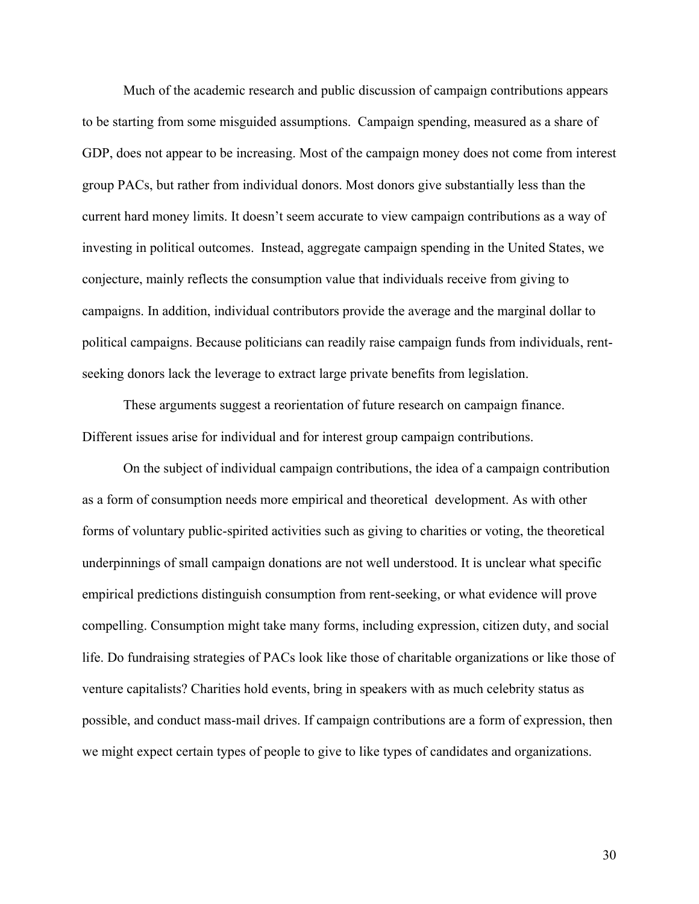Much of the academic research and public discussion of campaign contributions appears to be starting from some misguided assumptions. Campaign spending, measured as a share of GDP, does not appear to be increasing. Most of the campaign money does not come from interest group PACs, but rather from individual donors. Most donors give substantially less than the current hard money limits. It doesn't seem accurate to view campaign contributions as a way of investing in political outcomes. Instead, aggregate campaign spending in the United States, we conjecture, mainly reflects the consumption value that individuals receive from giving to campaigns. In addition, individual contributors provide the average and the marginal dollar to political campaigns. Because politicians can readily raise campaign funds from individuals, rent-seeking donors lack the leverage to extract large private benefits from legislation.

These arguments suggest a reorientation of future research on campaign finance. Different issues arise for individual and for interest group campaign contributions.

On the subject of individual campaign contributions, the idea of a campaign contribution as a form of consumption needs more empirical and theoretical development. As with other forms of voluntary public-spirited activities such as giving to charities or voting, the theoretical underpinnings of small campaign donations are not well understood. It is unclear what specific empirical predictions distinguish consumption from rent-seeking, or what evidence will prove compelling. Consumption might take many forms, including expression, citizen duty, and social life. Do fundraising strategies of PACs look like those of charitable organizations or like those of venture capitalists? Charities hold events, bring in speakers with as much celebrity status as possible, and conduct mass-mail drives. If campaign contributions are a form of expression, then we might expect certain types of people to give to like types of candidates and organizations.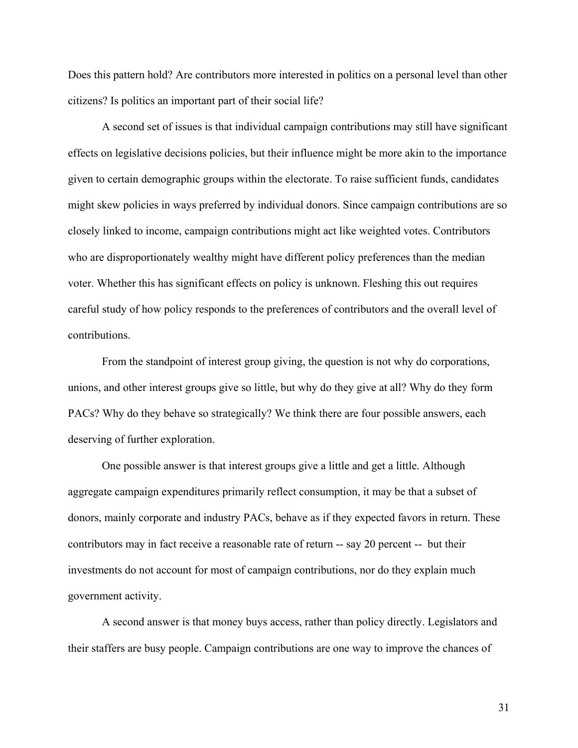Does this pattern hold? Are contributors more interested in politics on a personal level than other citizens? Is politics an important part of their social life?

A second set of issues is that individual campaign contributions may still have significant effects on legislative decisions policies, but their influence might be more akin to the importance given to certain demographic groups within the electorate. To raise sufficient funds, candidates might skew policies in ways preferred by individual donors. Since campaign contributions are so closely linked to income, campaign contributions might act like weighted votes. Contributors who are disproportionately wealthy might have different policy preferences than the median voter. Whether this has significant effects on policy is unknown. Fleshing this out requires careful study of how policy responds to the preferences of contributors and the overall level of contributions.

From the standpoint of interest group giving, the question is not why do corporations, unions, and other interest groups give so little, but why do they give at all? Why do they form PACs? Why do they behave so strategically? We think there are four possible answers, each deserving of further exploration.

One possible answer is that interest groups give a little and get a little. Although aggregate campaign expenditures primarily reflect consumption, it may be that a subset of donors, mainly corporate and industry PACs, behave as if they expected favors in return. These contributors may in fact receive a reasonable rate of return -- say 20 percent -- but their investments do not account for most of campaign contributions, nor do they explain much government activity.

A second answer is that money buys access, rather than policy directly. Legislators and their staffers are busy people. Campaign contributions are one way to improve the chances of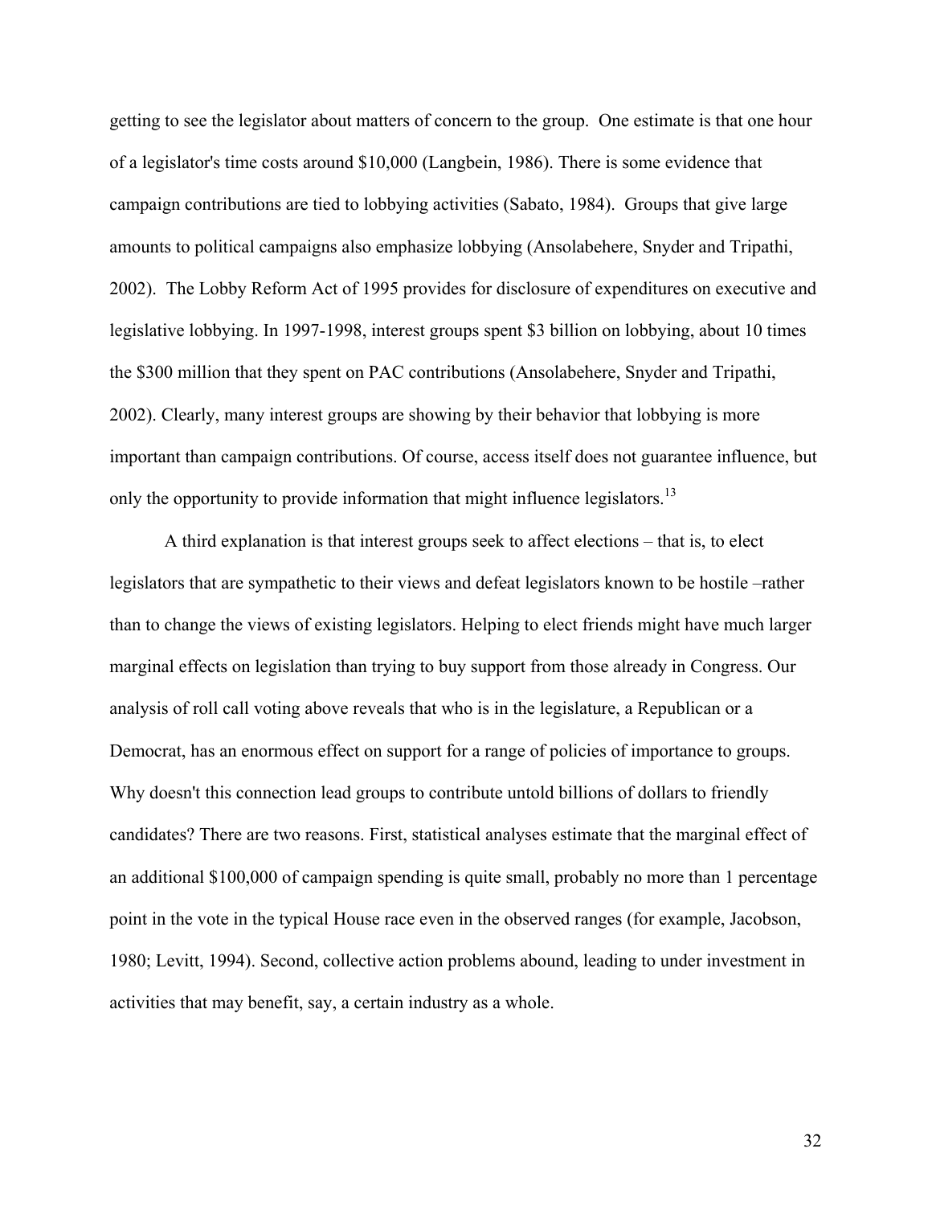getting to see the legislator about matters of concern to the group. One estimate is that one hour of a legislator's time costs around $10,000 (Langbein, 1986). There is some evidence that campaign contributions are tied to lobbying activities (Sabato, 1984). Groups that give large amounts to political campaigns also emphasize lobbying (Ansolabehere, Snyder and Tripathi, 2002). The Lobby Reform Act of 1995 provides for disclosure of expenditures on executive and legislative lobbying. In 1997-1998, interest groups spent $3 billion on lobbying, about 10 times the $300 million that they spent on PAC contributions (Ansolabehere, Snyder and Tripathi, 2002). Clearly, many interest groups are showing by their behavior that lobbying is more important than campaign contributions. Of course, access itself does not guarantee influence, but only the opportunity to provide information that might influence legislators.[13]

A third explanation is that interest groups seek to affect elections – that is, to elect legislators that are sympathetic to their views and defeat legislators known to be hostile –rather than to change the views of existing legislators. Helping to elect friends might have much larger marginal effects on legislation than trying to buy support from those already in Congress. Our analysis of roll call voting above reveals that who is in the legislature, a Republican or a Democrat, has an enormous effect on support for a range of policies of importance to groups. Why doesn't this connection lead groups to contribute untold billions of dollars to friendly candidates? There are two reasons. First, statistical analyses estimate that the marginal effect of an additional $100,000 of campaign spending is quite small, probably no more than 1 percentage point in the vote in the typical House race even in the observed ranges (for example, Jacobson, 1980; Levitt, 1994). Second, collective action problems abound, leading to under investment in activities that may benefit, say, a certain industry as a whole.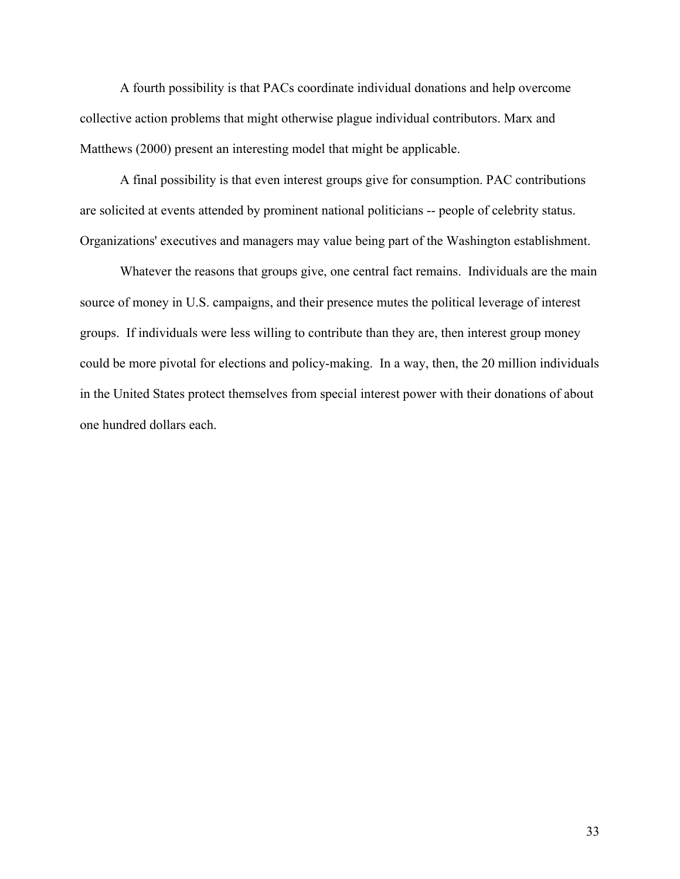A fourth possibility is that PACs coordinate individual donations and help overcome collective action problems that might otherwise plague individual contributors. Marx and Matthews (2000) present an interesting model that might be applicable.

A final possibility is that even interest groups give for consumption. PAC contributions are solicited at events attended by prominent national politicians -- people of celebrity status. Organizations' executives and managers may value being part of the Washington establishment.

Whatever the reasons that groups give, one central fact remains. Individuals are the main source of money in U.S. campaigns, and their presence mutes the political leverage of interest groups. If individuals were less willing to contribute than they are, then interest group money could be more pivotal for elections and policy-making. In a way, then, the 20 million individuals in the United States protect themselves from special interest power with their donations of about one hundred dollars each.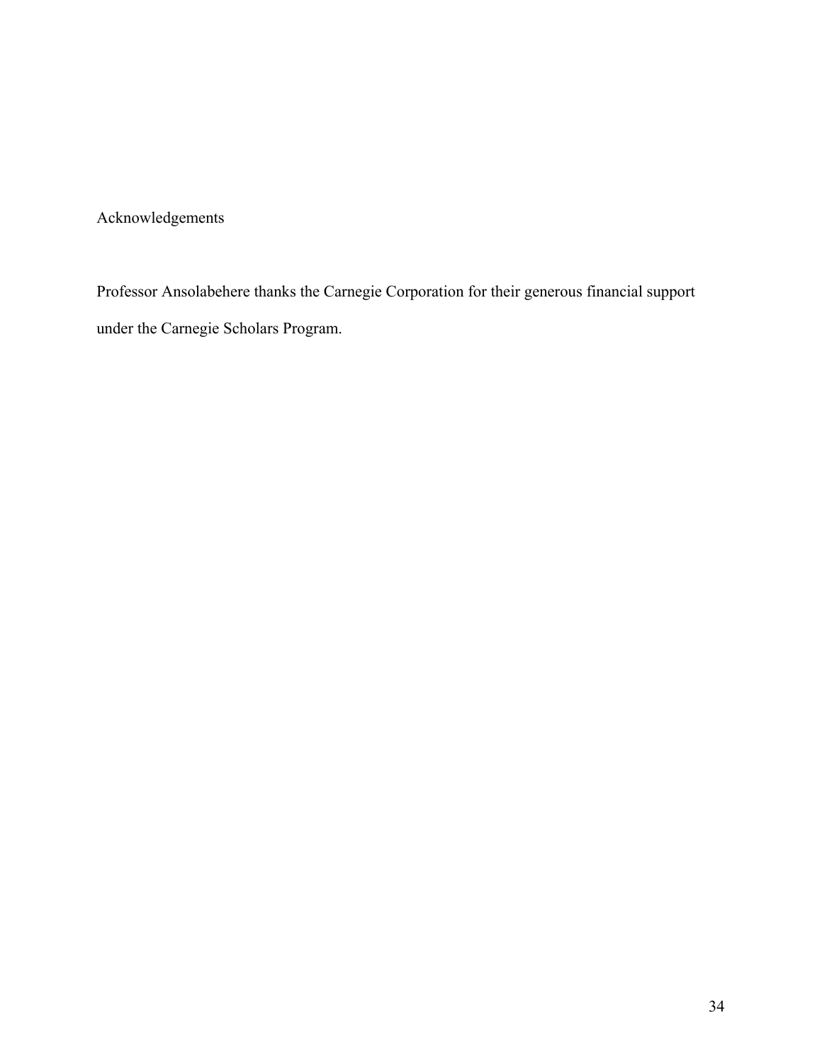## Acknowledgements

Professor Ansolabehere thanks the Carnegie Corporation for their generous financial support under the Carnegie Scholars Program.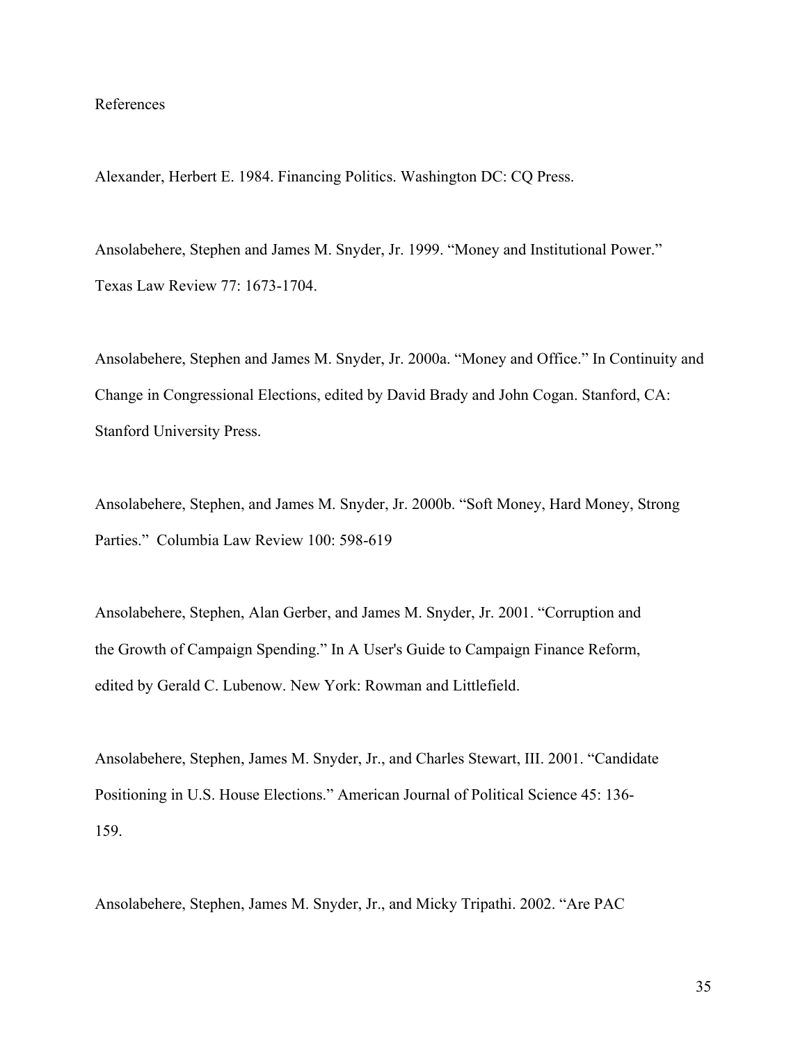# References

Alexander, Herbert E. 1984. Financing Politics. Washington DC: CQ Press.

Ansolabehere, Stephen and James M. Snyder, Jr. 1999. "Money and Institutional Power." Texas Law Review 77: 1673-1704.

Ansolabehere, Stephen and James M. Snyder, Jr. 2000a. "Money and Office." In Continuity and Change in Congressional Elections, edited by David Brady and John Cogan. Stanford, CA: Stanford University Press.

Ansolabehere, Stephen, and James M. Snyder, Jr. 2000b. "Soft Money, Hard Money, Strong Parties." Columbia Law Review 100: 598-619

Ansolabehere, Stephen, Alan Gerber, and James M. Snyder, Jr. 2001. "Corruption and the Growth of Campaign Spending." In A User's Guide to Campaign Finance Reform, edited by Gerald C. Lubenow. New York: Rowman and Littlefield.

Ansolabehere, Stephen, James M. Snyder, Jr., and Charles Stewart, III. 2001. "Candidate Positioning in U.S. House Elections." American Journal of Political Science 45: 136-159.

Ansolabehere, Stephen, James M. Snyder, Jr., and Micky Tripathi. 2002. "Are PAC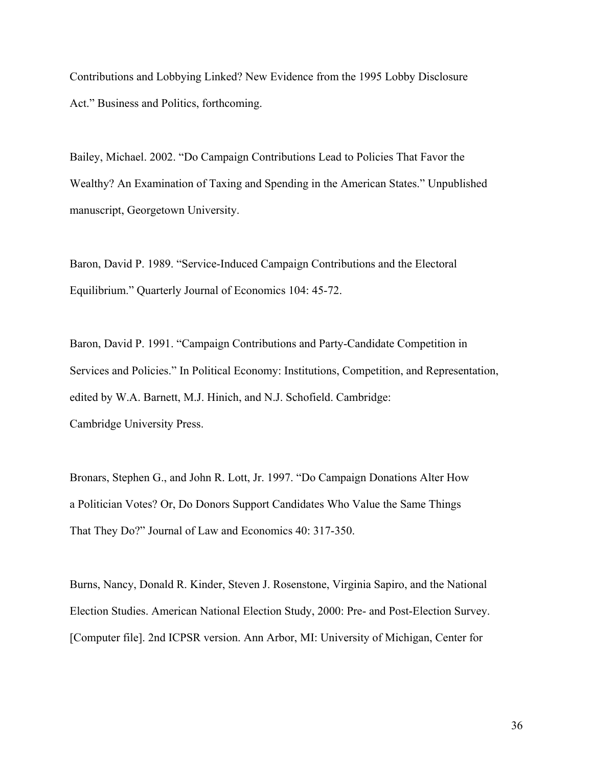Contributions and Lobbying Linked? New Evidence from the 1995 Lobby Disclosure Act." Business and Politics, forthcoming.

Bailey, Michael. 2002. "Do Campaign Contributions Lead to Policies That Favor the Wealthy? An Examination of Taxing and Spending in the American States." Unpublished manuscript, Georgetown University.

Baron, David P. 1989. "Service-Induced Campaign Contributions and the Electoral Equilibrium." Quarterly Journal of Economics 104: 45-72.

Baron, David P. 1991. "Campaign Contributions and Party-Candidate Competition in Services and Policies." In Political Economy: Institutions, Competition, and Representation, edited by W.A. Barnett, M.J. Hinich, and N.J. Schofield. Cambridge: Cambridge University Press.

Bronars, Stephen G., and John R. Lott, Jr. 1997. "Do Campaign Donations Alter How a Politician Votes? Or, Do Donors Support Candidates Who Value the Same Things That They Do?" Journal of Law and Economics 40: 317-350.

Burns, Nancy, Donald R. Kinder, Steven J. Rosenstone, Virginia Sapiro, and the National Election Studies. American National Election Study, 2000: Pre- and Post-Election Survey. [Computer file]. 2nd ICPSR version. Ann Arbor, MI: University of Michigan, Center for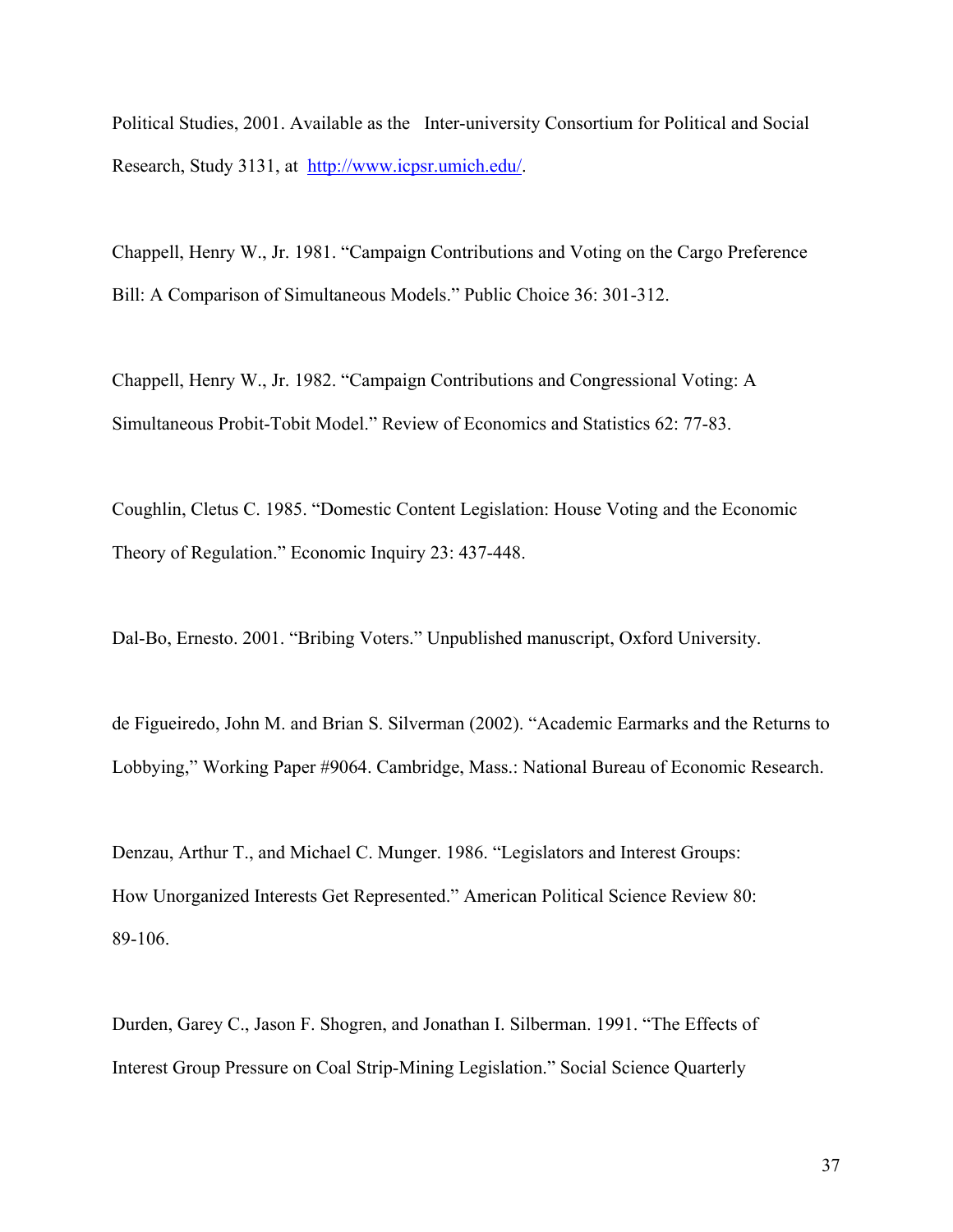Political Studies, 2001. Available as the Inter-university Consortium for Political and Social Research, Study 3131, at http://www.icpsr.umich.edu/.

Chappell, Henry W., Jr. 1981. "Campaign Contributions and Voting on the Cargo Preference Bill: A Comparison of Simultaneous Models." Public Choice 36: 301-312.

Chappell, Henry W., Jr. 1982. "Campaign Contributions and Congressional Voting: A Simultaneous Probit-Tobit Model." Review of Economics and Statistics 62: 77-83.

Coughlin, Cletus C. 1985. "Domestic Content Legislation: House Voting and the Economic Theory of Regulation." Economic Inquiry 23: 437-448.

Dal-Bo, Ernesto. 2001. "Bribing Voters." Unpublished manuscript, Oxford University.

de Figueiredo, John M. and Brian S. Silverman (2002). "Academic Earmarks and the Returns to Lobbying," Working Paper #9064. Cambridge, Mass.: National Bureau of Economic Research.

Denzau, Arthur T., and Michael C. Munger. 1986. "Legislators and Interest Groups: How Unorganized Interests Get Represented." American Political Science Review 80: 89-106.

Durden, Garey C., Jason F. Shogren, and Jonathan I. Silberman. 1991. "The Effects of Interest Group Pressure on Coal Strip-Mining Legislation." Social Science Quarterly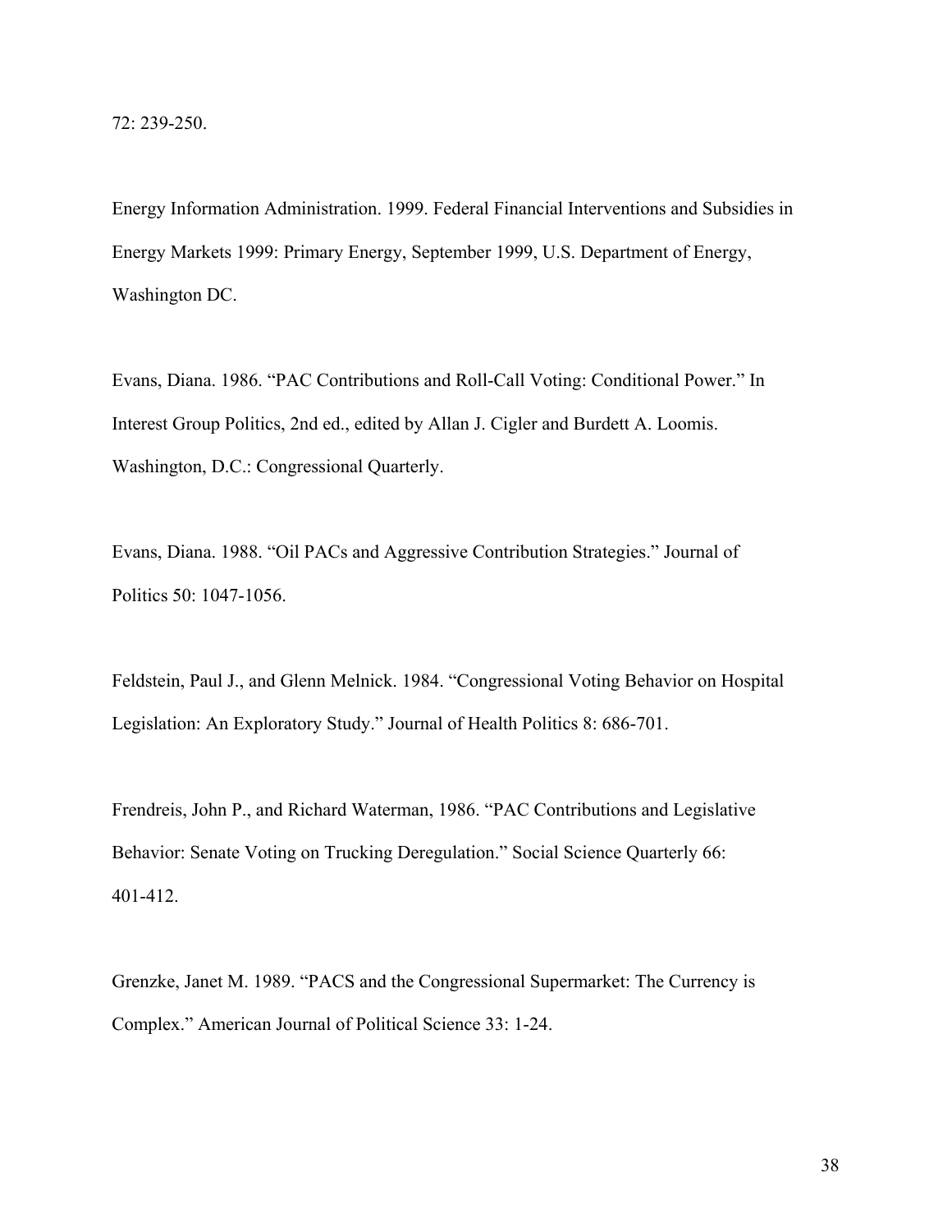72: 239-250.

Energy Information Administration. 1999. Federal Financial Interventions and Subsidies in Energy Markets 1999: Primary Energy, September 1999, U.S. Department of Energy, Washington DC.

Evans, Diana. 1986. "PAC Contributions and Roll-Call Voting: Conditional Power." In Interest Group Politics, 2nd ed., edited by Allan J. Cigler and Burdett A. Loomis. Washington, D.C.: Congressional Quarterly.

Evans, Diana. 1988. "Oil PACs and Aggressive Contribution Strategies." Journal of Politics 50: 1047-1056.

Feldstein, Paul J., and Glenn Melnick. 1984. "Congressional Voting Behavior on Hospital Legislation: An Exploratory Study." Journal of Health Politics 8: 686-701.

Frendreis, John P., and Richard Waterman, 1986. "PAC Contributions and Legislative Behavior: Senate Voting on Trucking Deregulation." Social Science Quarterly 66: 401-412.

Grenzke, Janet M. 1989. "PACS and the Congressional Supermarket: The Currency is Complex." American Journal of Political Science 33: 1-24.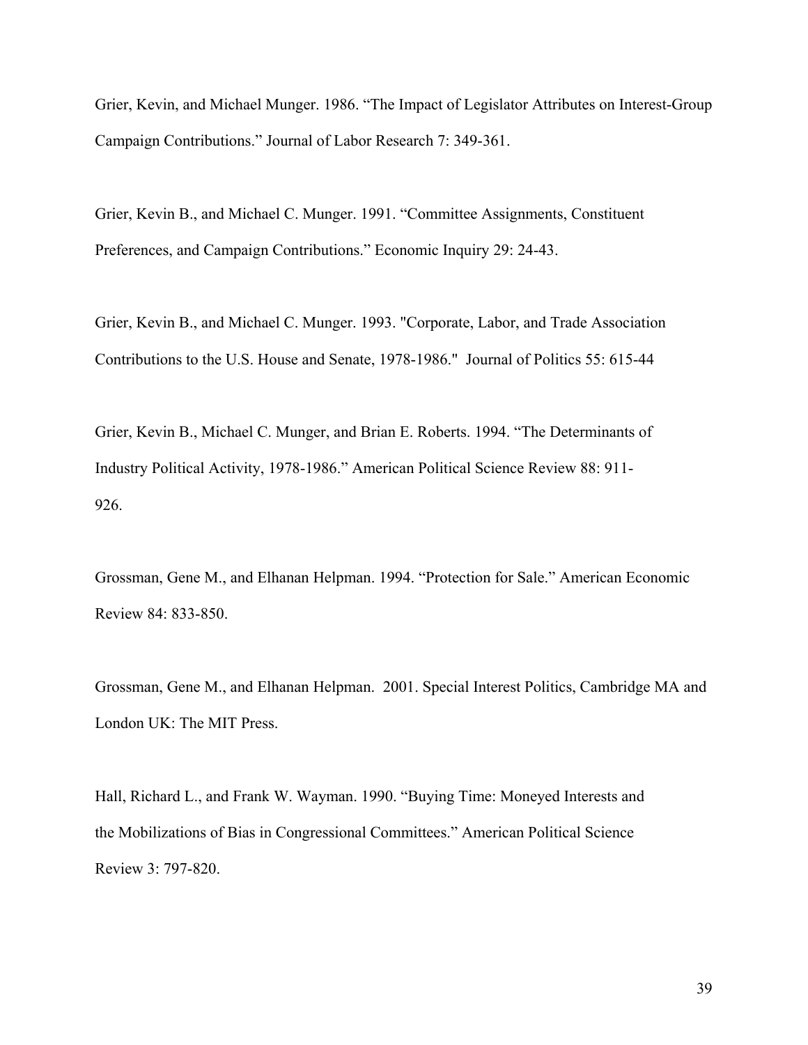Grier, Kevin, and Michael Munger. 1986. “The Impact of Legislator Attributes on Interest-Group Campaign Contributions.” Journal of Labor Research 7: 349-361.

Grier, Kevin B., and Michael C. Munger. 1991. “Committee Assignments, Constituent Preferences, and Campaign Contributions.” Economic Inquiry 29: 24-43.

Grier, Kevin B., and Michael C. Munger. 1993. "Corporate, Labor, and Trade Association Contributions to the U.S. House and Senate, 1978-1986." Journal of Politics 55: 615-44

Grier, Kevin B., Michael C. Munger, and Brian E. Roberts. 1994. “The Determinants of Industry Political Activity, 1978-1986.” American Political Science Review 88: 911-926.

Grossman, Gene M., and Elhanan Helpman. 1994. “Protection for Sale.” American Economic Review 84: 833-850.

Grossman, Gene M., and Elhanan Helpman. 2001. Special Interest Politics, Cambridge MA and London UK: The MIT Press.

Hall, Richard L., and Frank W. Wayman. 1990. “Buying Time: Moneyed Interests and the Mobilizations of Bias in Congressional Committees.” American Political Science Review 3: 797-820.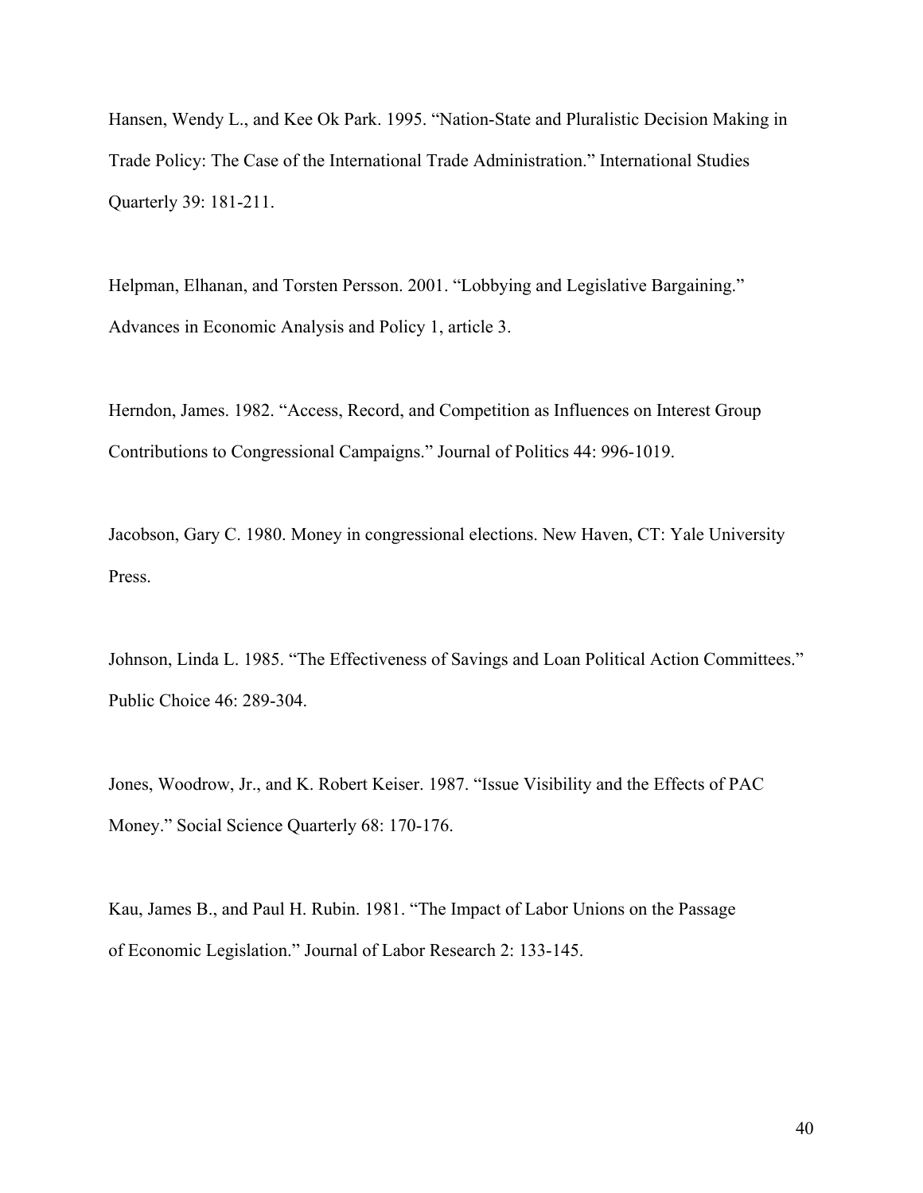Hansen, Wendy L., and Kee Ok Park. 1995. "Nation-State and Pluralistic Decision Making in Trade Policy: The Case of the International Trade Administration." International Studies Quarterly 39: 181-211.

Helpman, Elhanan, and Torsten Persson. 2001. "Lobbying and Legislative Bargaining." Advances in Economic Analysis and Policy 1, article 3.

Herndon, James. 1982. "Access, Record, and Competition as Influences on Interest Group Contributions to Congressional Campaigns." Journal of Politics 44: 996-1019.

Jacobson, Gary C. 1980. Money in congressional elections. New Haven, CT: Yale University Press.

Johnson, Linda L. 1985. "The Effectiveness of Savings and Loan Political Action Committees." Public Choice 46: 289-304.

Jones, Woodrow, Jr., and K. Robert Keiser. 1987. "Issue Visibility and the Effects of PAC Money." Social Science Quarterly 68: 170-176.

Kau, James B., and Paul H. Rubin. 1981. "The Impact of Labor Unions on the Passage of Economic Legislation." Journal of Labor Research 2: 133-145.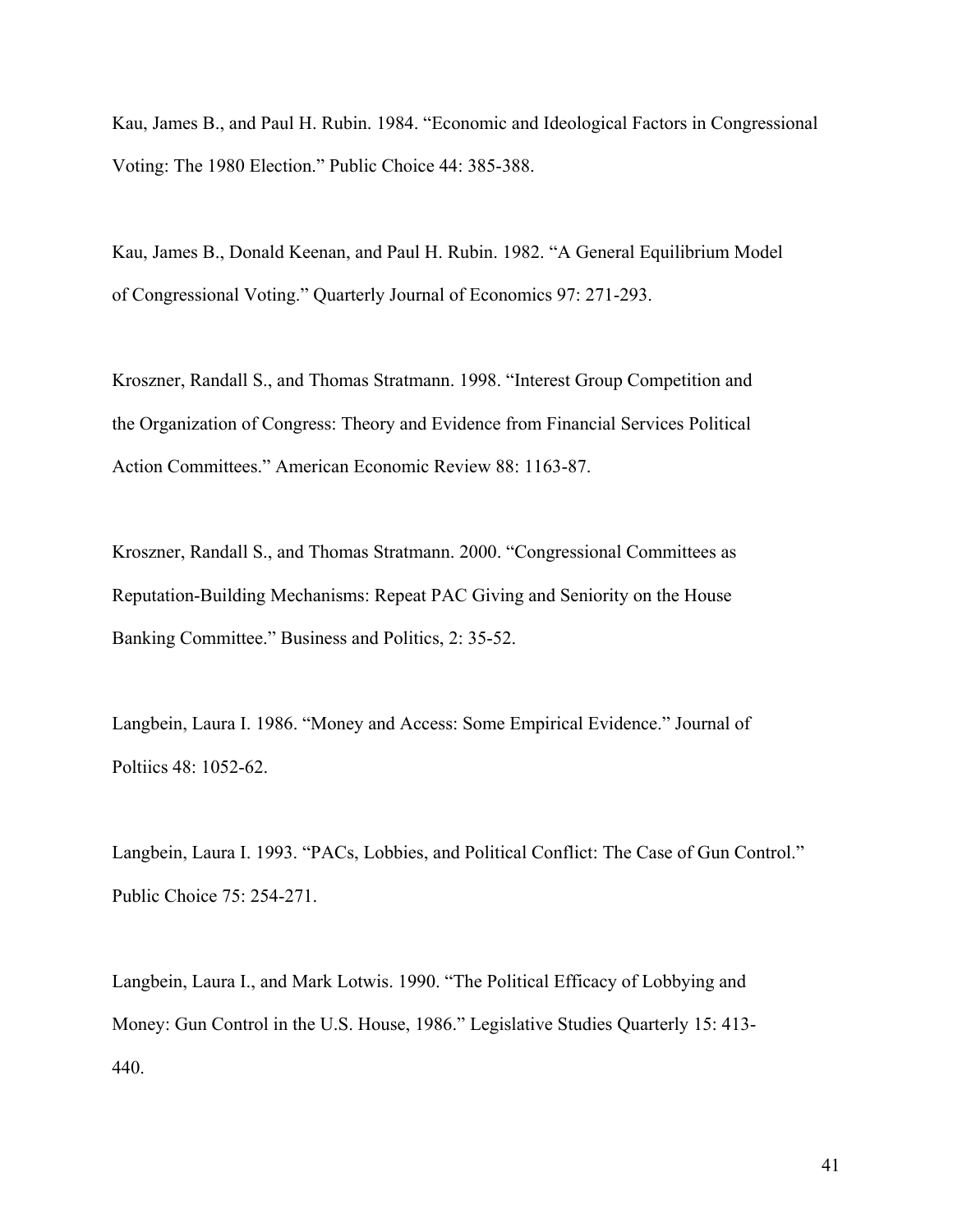Kau, James B., and Paul H. Rubin. 1984. "Economic and Ideological Factors in Congressional Voting: The 1980 Election." Public Choice 44: 385-388.

Kau, James B., Donald Keenan, and Paul H. Rubin. 1982. "A General Equilibrium Model of Congressional Voting." Quarterly Journal of Economics 97: 271-293.

Kroszner, Randall S., and Thomas Stratmann. 1998. "Interest Group Competition and the Organization of Congress: Theory and Evidence from Financial Services Political Action Committees." American Economic Review 88: 1163-87.

Kroszner, Randall S., and Thomas Stratmann. 2000. "Congressional Committees as Reputation-Building Mechanisms: Repeat PAC Giving and Seniority on the House Banking Committee." Business and Politics, 2: 35-52.

Langbein, Laura I. 1986. "Money and Access: Some Empirical Evidence." Journal of Poltiics 48: 1052-62.

Langbein, Laura I. 1993. "PACs, Lobbies, and Political Conflict: The Case of Gun Control." Public Choice 75: 254-271.

Langbein, Laura I., and Mark Lotwis. 1990. "The Political Efficacy of Lobbying and Money: Gun Control in the U.S. House, 1986." Legislative Studies Quarterly 15: 413-440.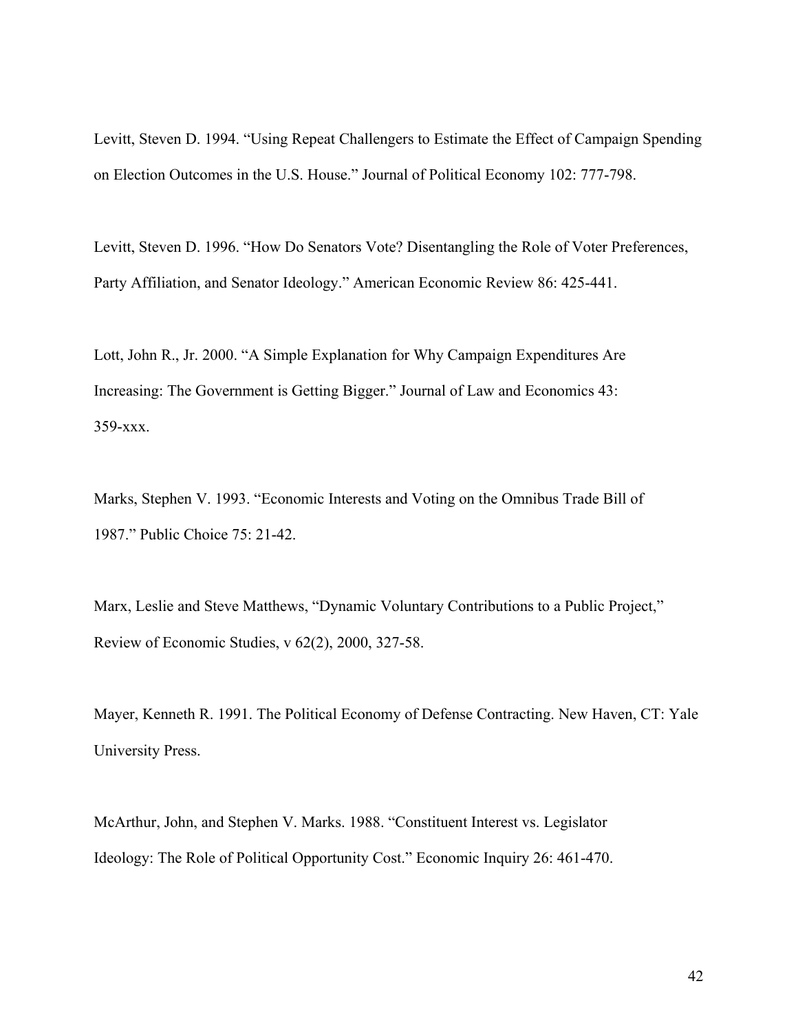Levitt, Steven D. 1994. “Using Repeat Challengers to Estimate the Effect of Campaign Spending on Election Outcomes in the U.S. House.” Journal of Political Economy 102: 777-798.

Levitt, Steven D. 1996. “How Do Senators Vote? Disentangling the Role of Voter Preferences, Party Affiliation, and Senator Ideology.” American Economic Review 86: 425-441.

Lott, John R., Jr. 2000. “A Simple Explanation for Why Campaign Expenditures Are Increasing: The Government is Getting Bigger.” Journal of Law and Economics 43: 359-xxx.

Marks, Stephen V. 1993. “Economic Interests and Voting on the Omnibus Trade Bill of 1987.” Public Choice 75: 21-42.

Marx, Leslie and Steve Matthews, “Dynamic Voluntary Contributions to a Public Project,” Review of Economic Studies, v 62(2), 2000, 327-58.

Mayer, Kenneth R. 1991. The Political Economy of Defense Contracting. New Haven, CT: Yale University Press.

McArthur, John, and Stephen V. Marks. 1988. “Constituent Interest vs. Legislator Ideology: The Role of Political Opportunity Cost.” Economic Inquiry 26: 461-470.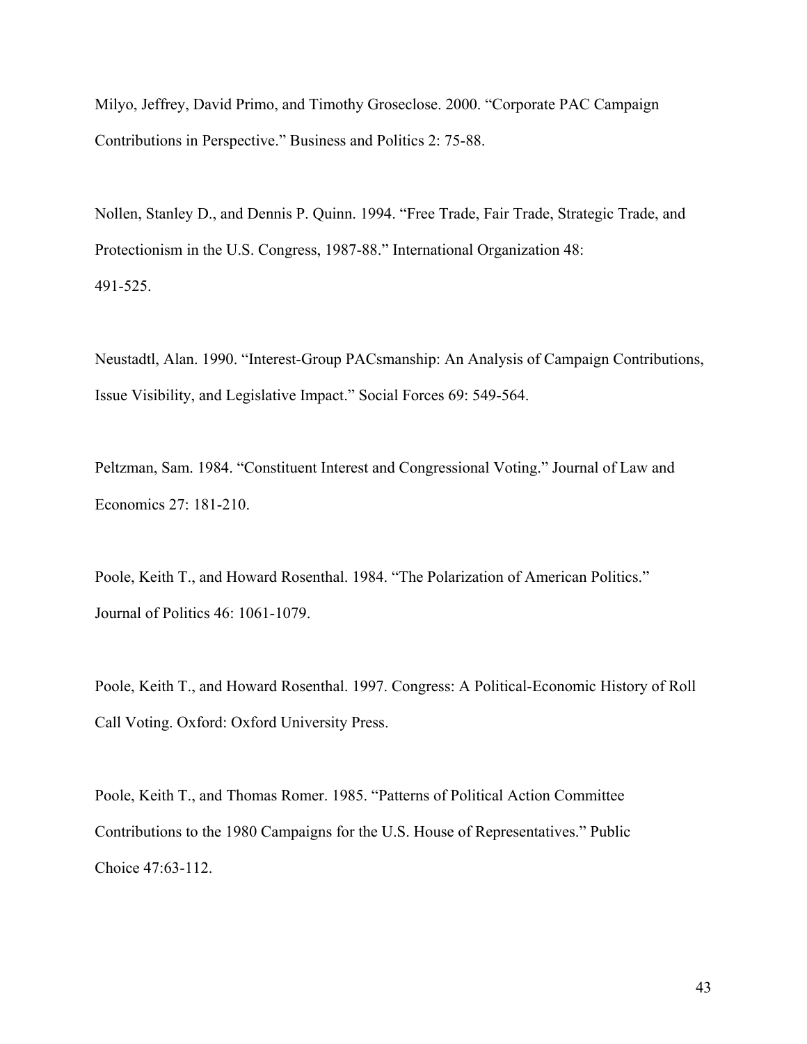Milyo, Jeffrey, David Primo, and Timothy Groseclose. 2000. “Corporate PAC Campaign Contributions in Perspective.” Business and Politics 2: 75-88.

Nollen, Stanley D., and Dennis P. Quinn. 1994. “Free Trade, Fair Trade, Strategic Trade, and Protectionism in the U.S. Congress, 1987-88.” International Organization 48: 491-525.

Neustadtl, Alan. 1990. “Interest-Group PACsmanship: An Analysis of Campaign Contributions, Issue Visibility, and Legislative Impact.” Social Forces 69: 549-564.

Peltzman, Sam. 1984. “Constituent Interest and Congressional Voting.” Journal of Law and Economics 27: 181-210.

Poole, Keith T., and Howard Rosenthal. 1984. “The Polarization of American Politics.” Journal of Politics 46: 1061-1079.

Poole, Keith T., and Howard Rosenthal. 1997. Congress: A Political-Economic History of Roll Call Voting. Oxford: Oxford University Press.

Poole, Keith T., and Thomas Romer. 1985. “Patterns of Political Action Committee Contributions to the 1980 Campaigns for the U.S. House of Representatives.” Public Choice 47:63-112.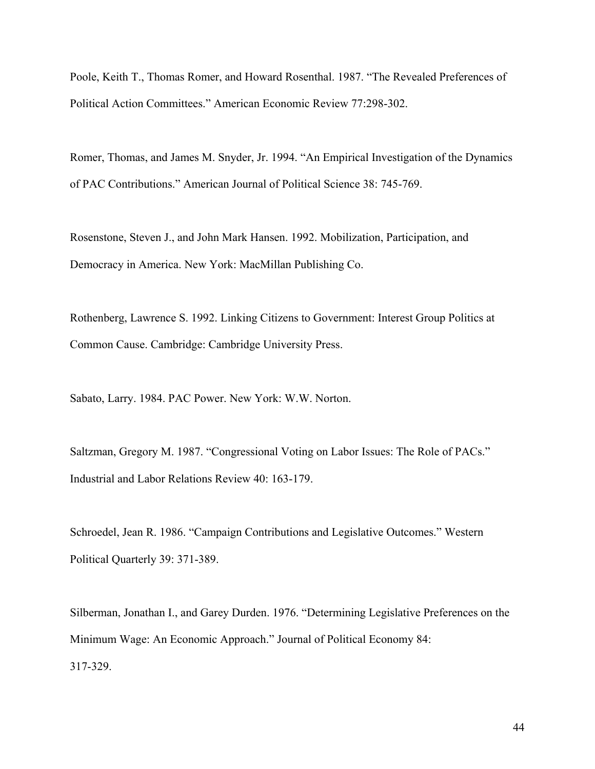Poole, Keith T., Thomas Romer, and Howard Rosenthal. 1987. “The Revealed Preferences of Political Action Committees.” American Economic Review 77:298-302.

Romer, Thomas, and James M. Snyder, Jr. 1994. “An Empirical Investigation of the Dynamics of PAC Contributions.” American Journal of Political Science 38: 745-769.

Rosenstone, Steven J., and John Mark Hansen. 1992. Mobilization, Participation, and Democracy in America. New York: MacMillan Publishing Co.

Rothenberg, Lawrence S. 1992. Linking Citizens to Government: Interest Group Politics at Common Cause. Cambridge: Cambridge University Press.

Sabato, Larry. 1984. PAC Power. New York: W.W. Norton.

Saltzman, Gregory M. 1987. “Congressional Voting on Labor Issues: The Role of PACs.” Industrial and Labor Relations Review 40: 163-179.

Schroedel, Jean R. 1986. “Campaign Contributions and Legislative Outcomes.” Western Political Quarterly 39: 371-389.

Silberman, Jonathan I., and Garey Durden. 1976. “Determining Legislative Preferences on the Minimum Wage: An Economic Approach.” Journal of Political Economy 84: 317-329.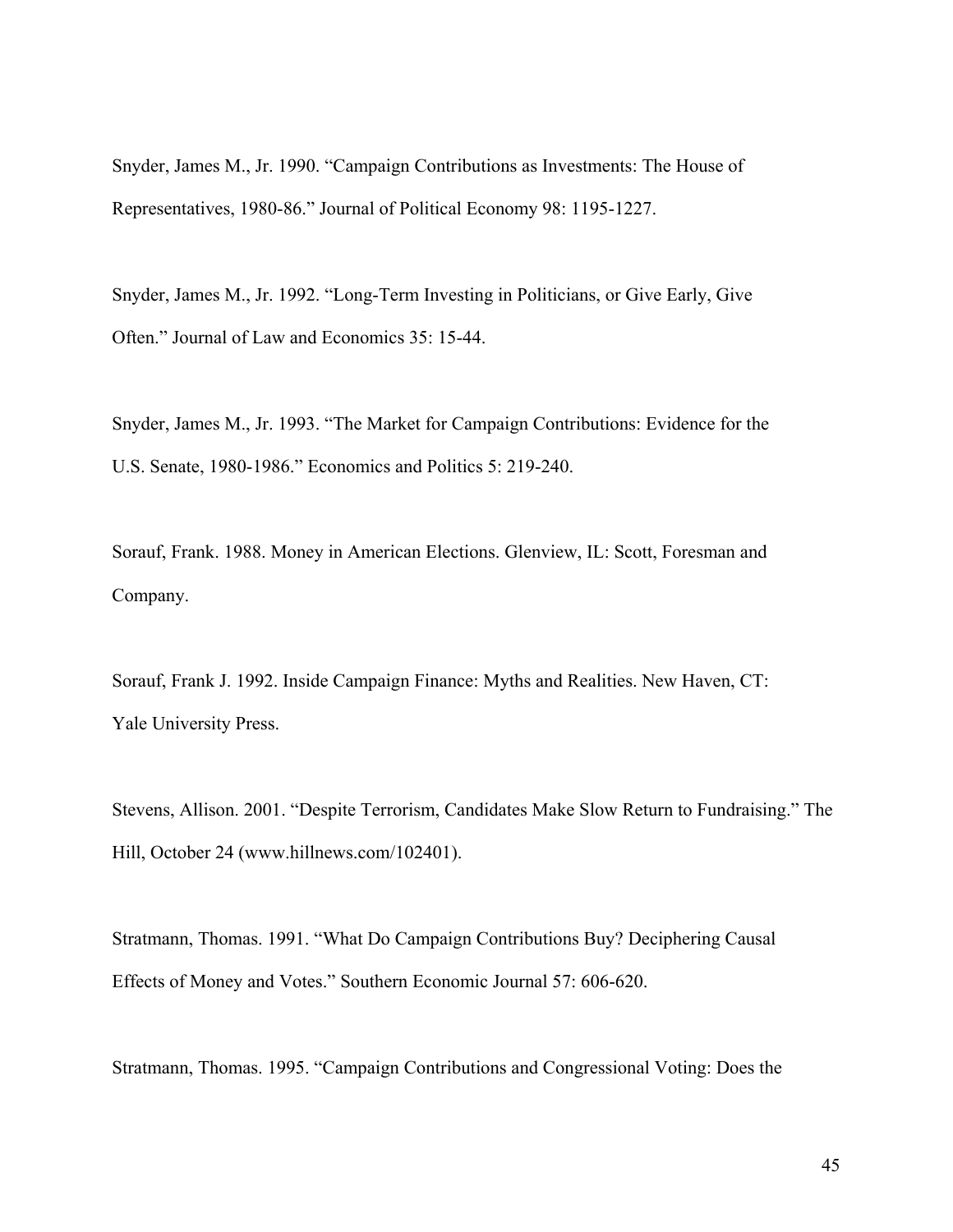Snyder, James M., Jr. 1990. "Campaign Contributions as Investments: The House of Representatives, 1980-86." Journal of Political Economy 98: 1195-1227.

Snyder, James M., Jr. 1992. "Long-Term Investing in Politicians, or Give Early, Give Often." Journal of Law and Economics 35: 15-44.

Snyder, James M., Jr. 1993. "The Market for Campaign Contributions: Evidence for the U.S. Senate, 1980-1986." Economics and Politics 5: 219-240.

Sorauf, Frank. 1988. Money in American Elections. Glenview, IL: Scott, Foresman and Company.

Sorauf, Frank J. 1992. Inside Campaign Finance: Myths and Realities. New Haven, CT: Yale University Press.

Stevens, Allison. 2001. "Despite Terrorism, Candidates Make Slow Return to Fundraising." The Hill, October 24 (www.hillnews.com/102401).

Stratmann, Thomas. 1991. "What Do Campaign Contributions Buy? Deciphering Causal Effects of Money and Votes." Southern Economic Journal 57: 606-620.

Stratmann, Thomas. 1995. "Campaign Contributions and Congressional Voting: Does the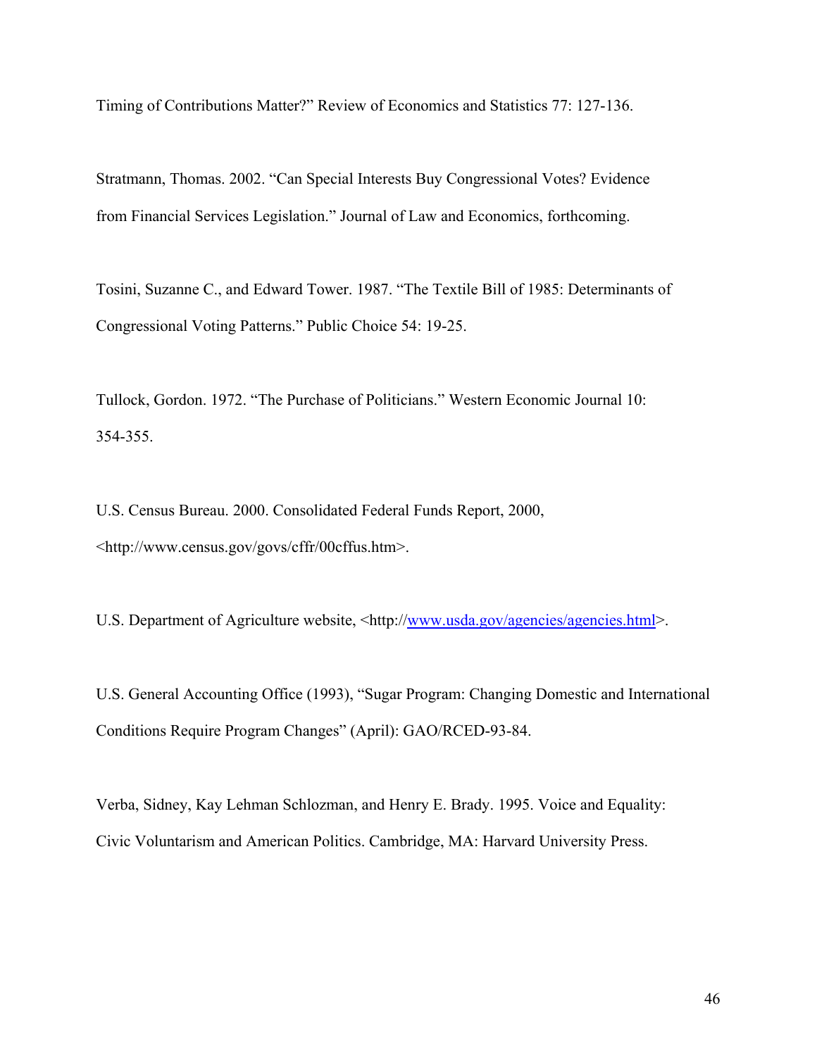Timing of Contributions Matter?" Review of Economics and Statistics 77: 127-136.

Stratmann, Thomas. 2002. "Can Special Interests Buy Congressional Votes? Evidence from Financial Services Legislation." Journal of Law and Economics, forthcoming.

Tosini, Suzanne C., and Edward Tower. 1987. "The Textile Bill of 1985: Determinants of Congressional Voting Patterns." Public Choice 54: 19-25.

Tullock, Gordon. 1972. "The Purchase of Politicians." Western Economic Journal 10: 354-355.

U.S. Census Bureau. 2000. Consolidated Federal Funds Report, 2000, <http://www.census.gov/govs/cffr/00cffus.htm>.

U.S. Department of Agriculture website, <http://www.usda.gov/agencies/agencies.html>.

U.S. General Accounting Office (1993), "Sugar Program: Changing Domestic and International Conditions Require Program Changes" (April): GAO/RCED-93-84.

Verba, Sidney, Kay Lehman Schlozman, and Henry E. Brady. 1995. Voice and Equality: Civic Voluntarism and American Politics. Cambridge, MA: Harvard University Press.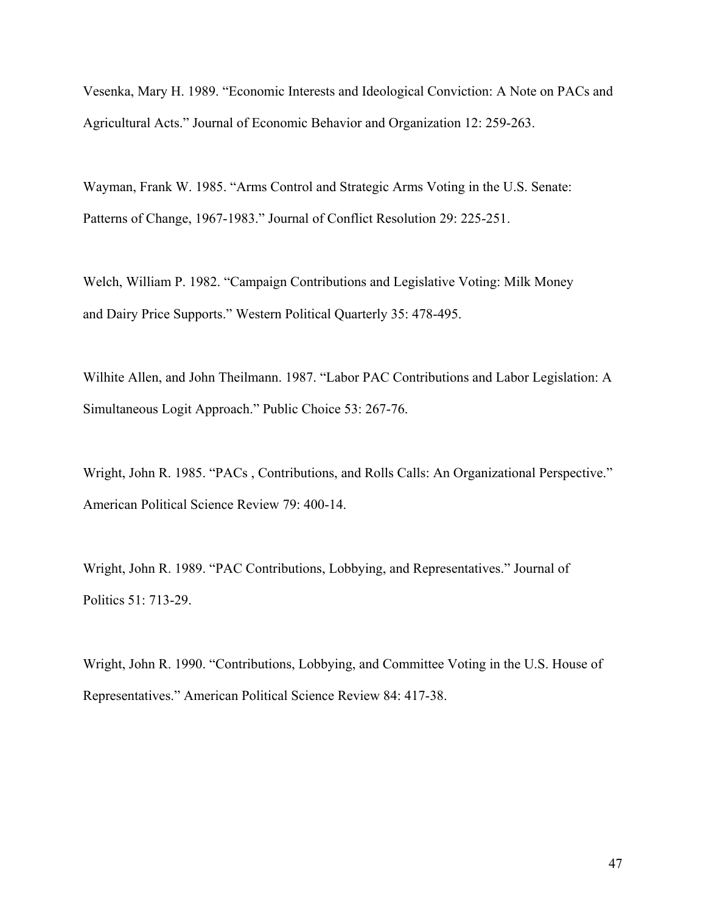Vesenka, Mary H. 1989. "Economic Interests and Ideological Conviction: A Note on PACs and Agricultural Acts." Journal of Economic Behavior and Organization 12: 259-263.

Wayman, Frank W. 1985. "Arms Control and Strategic Arms Voting in the U.S. Senate: Patterns of Change, 1967-1983." Journal of Conflict Resolution 29: 225-251.

Welch, William P. 1982. "Campaign Contributions and Legislative Voting: Milk Money and Dairy Price Supports." Western Political Quarterly 35: 478-495.

Wilhite Allen, and John Theilmann. 1987. "Labor PAC Contributions and Labor Legislation: A Simultaneous Logit Approach." Public Choice 53: 267-76.

Wright, John R. 1985. "PACs , Contributions, and Rolls Calls: An Organizational Perspective." American Political Science Review 79: 400-14.

Wright, John R. 1989. "PAC Contributions, Lobbying, and Representatives." Journal of Politics 51: 713-29.

Wright, John R. 1990. "Contributions, Lobbying, and Committee Voting in the U.S. House of Representatives." American Political Science Review 84: 417-38.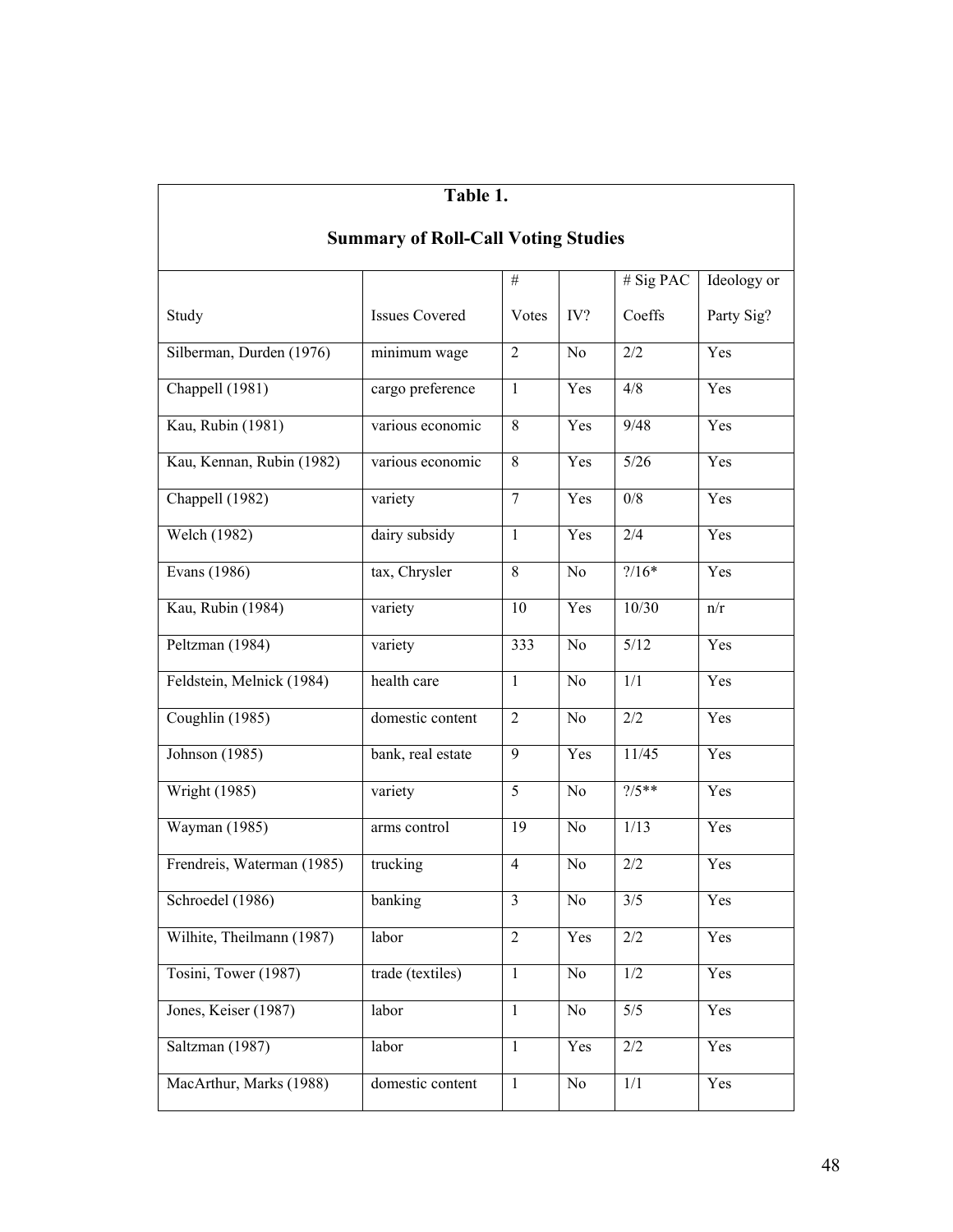**Table 1.**

**Summary of Roll-Call Voting Studies**

| Study | Issues Covered | # Votes | IV? | # Sig PAC Coeffs | Ideology or Party Sig? |
|---|---|---|---|---|---|
| Silberman, Durden (1976) | minimum wage | 2 | No | 2/2 | Yes |
| Chappell (1981) | cargo preference | 1 | Yes | 4/8 | Yes |
| Kau, Rubin (1981) | various economic | 8 | Yes | 9/48 | Yes |
| Kau, Kennan, Rubin (1982) | various economic | 8 | Yes | 5/26 | Yes |
| Chappell (1982) | variety | 7 | Yes | 0/8 | Yes |
| Welch (1982) | dairy subsidy | 1 | Yes | 2/4 | Yes |
| Evans (1986) | tax, Chrysler | 8 | No | ?/16* | Yes |
| Kau, Rubin (1984) | variety | 10 | Yes | 10/30 | n/r |
| Peltzman (1984) | variety | 333 | No | 5/12 | Yes |
| Feldstein, Melnick (1984) | health care | 1 | No | 1/1 | Yes |
| Coughlin (1985) | domestic content | 2 | No | 2/2 | Yes |
| Johnson (1985) | bank, real estate | 9 | Yes | 11/45 | Yes |
| Wright (1985) | variety | 5 | No | ?/5** | Yes |
| Wayman (1985) | arms control | 19 | No | 1/13 | Yes |
| Frendreis, Waterman (1985) | trucking | 4 | No | 2/2 | Yes |
| Schroedel (1986) | banking | 3 | No | 3/5 | Yes |
| Wilhite, Theilmann (1987) | labor | 2 | Yes | 2/2 | Yes |
| Tosini, Tower (1987) | trade (textiles) | 1 | No | 1/2 | Yes |
| Jones, Keiser (1987) | labor | 1 | No | 5/5 | Yes |
| Saltzman (1987) | labor | 1 | Yes | 2/2 | Yes |
| MacArthur, Marks (1988) | domestic content | 1 | No | 1/1 | Yes |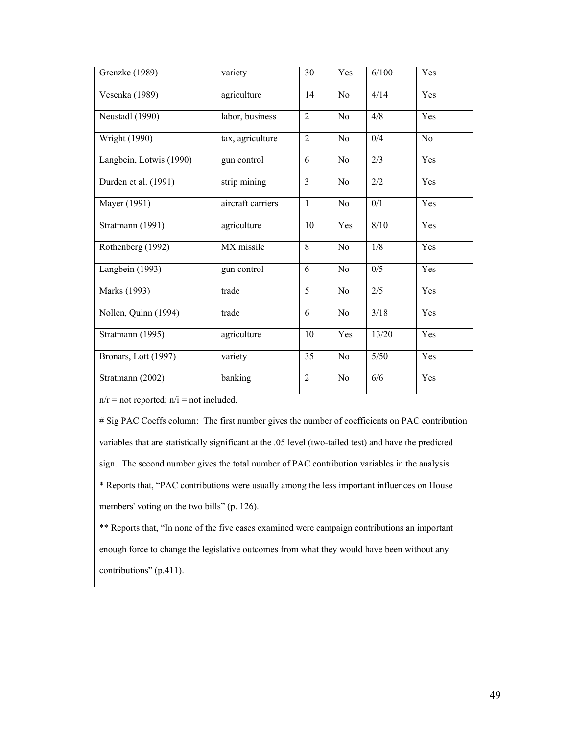| | | | | | |
|---|---|---|---|---|---|
| Grenzke (1989) | variety | 30 | Yes | 6/100 | Yes |
| Vesenka (1989) | agriculture | 14 | No | 4/14 | Yes |
| Neustadl (1990) | labor, business | 2 | No | 4/8 | Yes |
| Wright (1990) | tax, agriculture | 2 | No | 0/4 | No |
| Langbein, Lotwis (1990) | gun control | 6 | No | 2/3 | Yes |
| Durden et al. (1991) | strip mining | 3 | No | 2/2 | Yes |
| Mayer (1991) | aircraft carriers | 1 | No | 0/1 | Yes |
| Stratmann (1991) | agriculture | 10 | Yes | 8/10 | Yes |
| Rothenberg (1992) | MX missile | 8 | No | 1/8 | Yes |
| Langbein (1993) | gun control | 6 | No | 0/5 | Yes |
| Marks (1993) | trade | 5 | No | 2/5 | Yes |
| Nollen, Quinn (1994) | trade | 6 | No | 3/18 | Yes |
| Stratmann (1995) | agriculture | 10 | Yes | 13/20 | Yes |
| Bronars, Lott (1997) | variety | 35 | No | 5/50 | Yes |
| Stratmann (2002) | banking | 2 | No | 6/6 | Yes |

n/r = not reported; n/i = not included.

# Sig PAC Coeffs column: The first number gives the number of coefficients on PAC contribution variables that are statistically significant at the .05 level (two-tailed test) and have the predicted sign. The second number gives the total number of PAC contribution variables in the analysis.

* Reports that, "PAC contributions were usually among the less important influences on House members' voting on the two bills" (p. 126).

** Reports that, "In none of the five cases examined were campaign contributions an important enough force to change the legislative outcomes from what they would have been without any contributions" (p.411).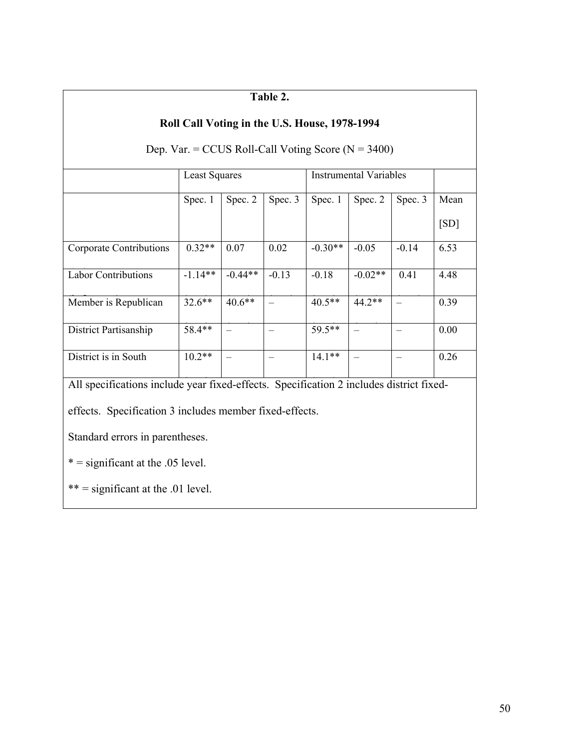**Table 2.**

**Roll Call Voting in the U.S. House, 1978-1994**

Dep. Var. = CCUS Roll-Call Voting Score (N = 3400)

| | Least Squares | | | Instrumental Variables | | | |
|---|---|---|---|---|---|---|---|
| | Spec. 1 | Spec. 2 | Spec. 3 | Spec. 1 | Spec. 2 | Spec. 3 | Mean [SD] |
| Corporate Contributions | 0.32** | 0.07 | 0.02 | -0.30** | -0.05 | -0.14 | 6.53 |
| Labor Contributions | -1.14** | -0.44** | -0.13 | -0.18 | -0.02** | 0.41 | 4.48 |
| Member is Republican | 32.6** | 40.6** | – | 40.5** | 44.2** | – | 0.39 |
| District Partisanship | 58.4** | – | – | 59.5** | – | – | 0.00 |
| District is in South | 10.2** | – | – | 14.1** | – | – | 0.26 |

All specifications include year fixed-effects. Specification 2 includes district fixed-effects. Specification 3 includes member fixed-effects.

Standard errors in parentheses.

* = significant at the .05 level.

** = significant at the .01 level.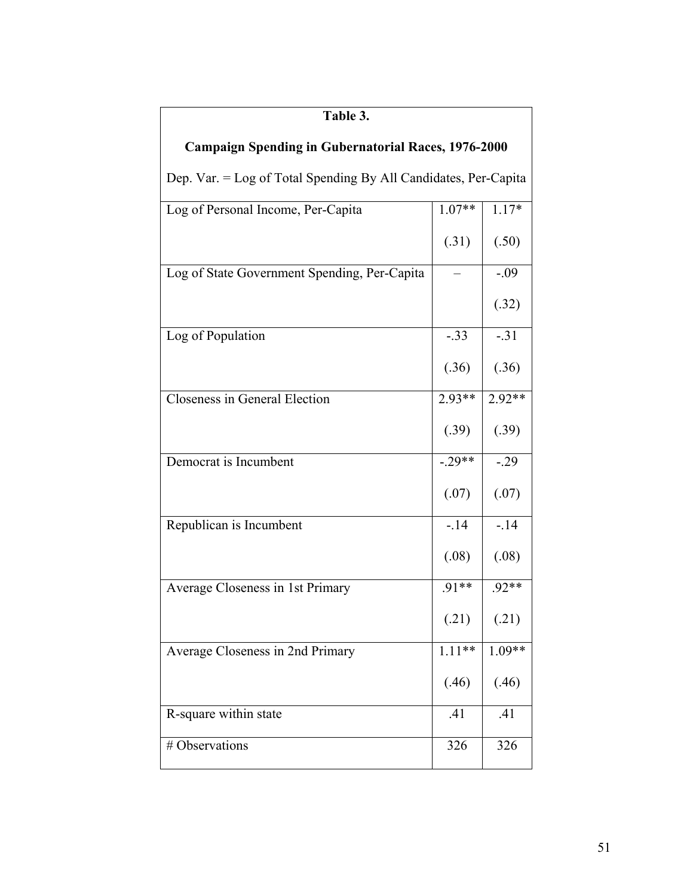**Table 3.**

**Campaign Spending in Gubernatorial Races, 1976-2000**

Dep. Var. = Log of Total Spending By All Candidates, Per-Capita

| | | |
|---|---|---|
| Log of Personal Income, Per-Capita | 1.07** (.31) | 1.17* (.50) |
| Log of State Government Spending, Per-Capita | – | -.09 (.32) |
| Log of Population | -.33 (.36) | -.31 (.36) |
| Closeness in General Election | 2.93** (.39) | 2.92** (.39) |
| Democrat is Incumbent | -.29** (.07) | -.29 (.07) |
| Republican is Incumbent | -.14 (.08) | -.14 (.08) |
| Average Closeness in 1st Primary | .91** (.21) | .92** (.21) |
| Average Closeness in 2nd Primary | 1.11** (.46) | 1.09** (.46) |
| R-square within state | .41 | .41 |
| # Observations | 326 | 326 |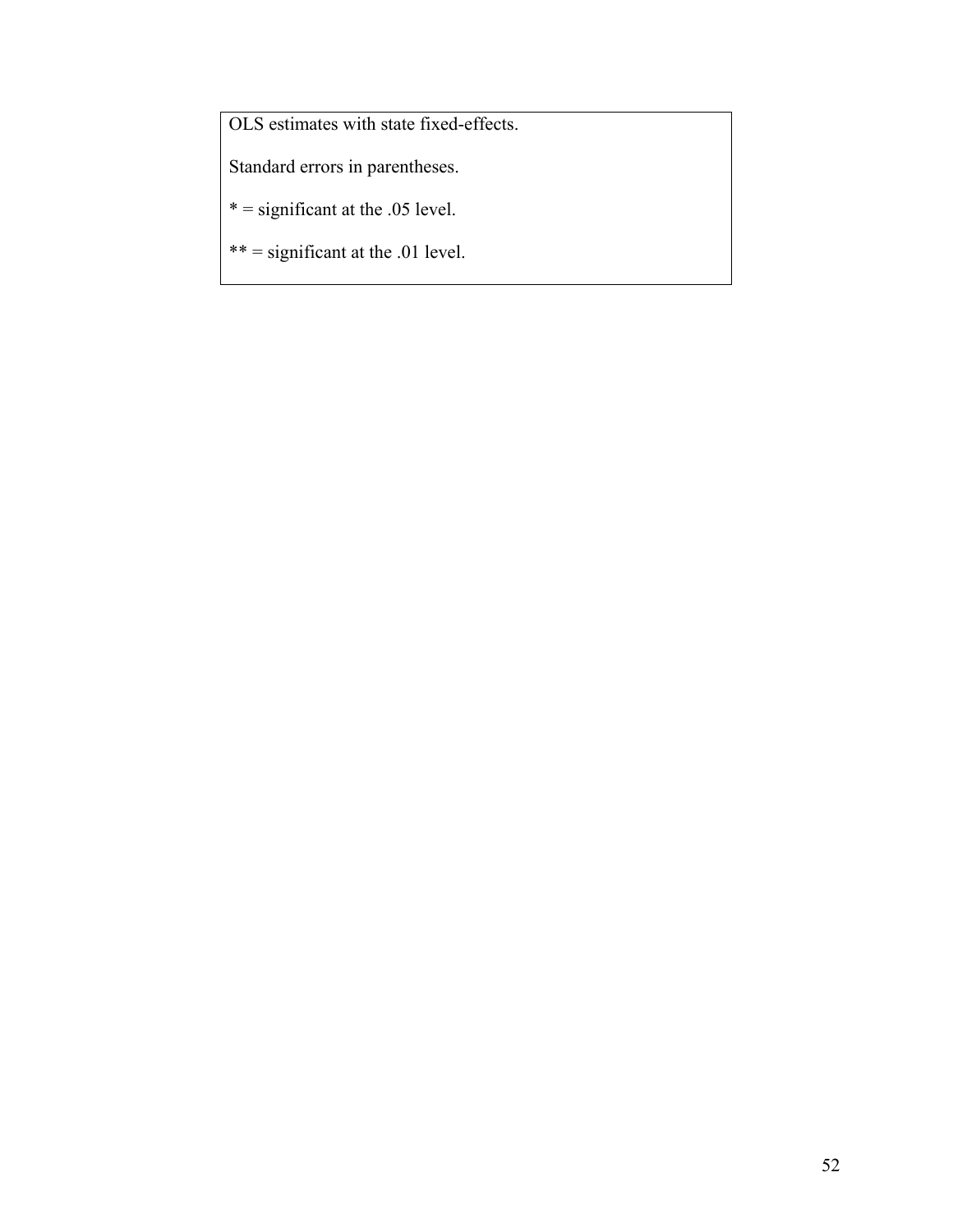OLS estimates with state fixed-effects.

Standard errors in parentheses.

* = significant at the .05 level.

** = significant at the .01 level.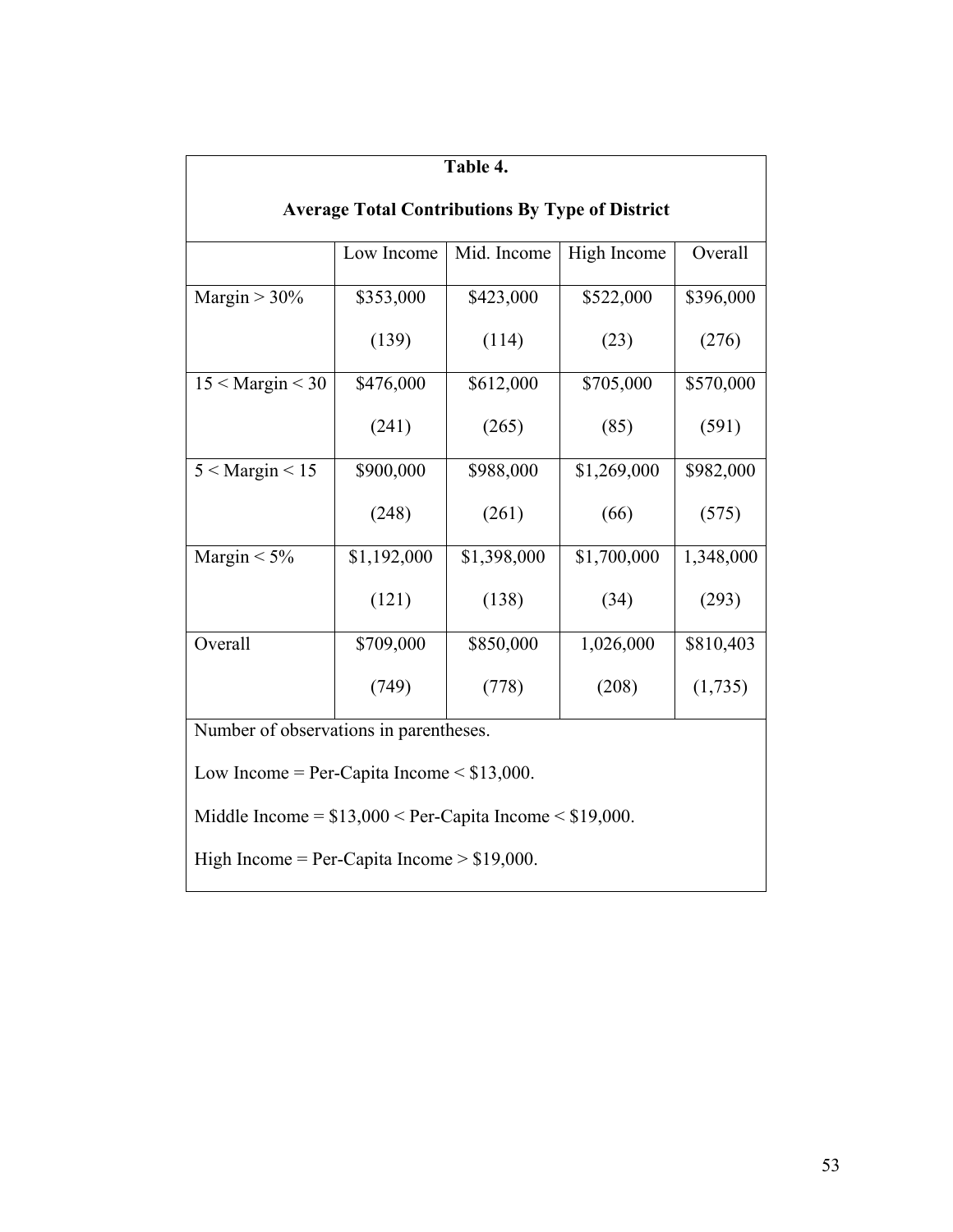**Table 4.**

**Average Total Contributions By Type of District**

| | Low Income | Mid. Income | High Income | Overall |
|---|---|---|---|---|
| Margin > 30% | \$353,000 (139) | \$423,000 (114) | \$522,000 (23) | \$396,000 (276) |
| 15 < Margin < 30 | \$476,000 (241) | \$612,000 (265) | \$705,000 (85) | \$570,000 (591) |
| 5 < Margin < 15 | \$900,000 (248) | \$988,000 (261) | \$1,269,000 (66) | \$982,000 (575) |
| Margin < 5% | \$1,192,000 (121) | \$1,398,000 (138) | \$1,700,000 (34) | 1,348,000 (293) |
| Overall | \$709,000 (749) | \$850,000 (778) | 1,026,000 (208) | \$810,403 (1,735) |

Number of observations in parentheses.

Low Income = Per-Capita Income < \$13,000.

Middle Income = \$13,000 < Per-Capita Income < \$19,000.

High Income = Per-Capita Income > \$19,000.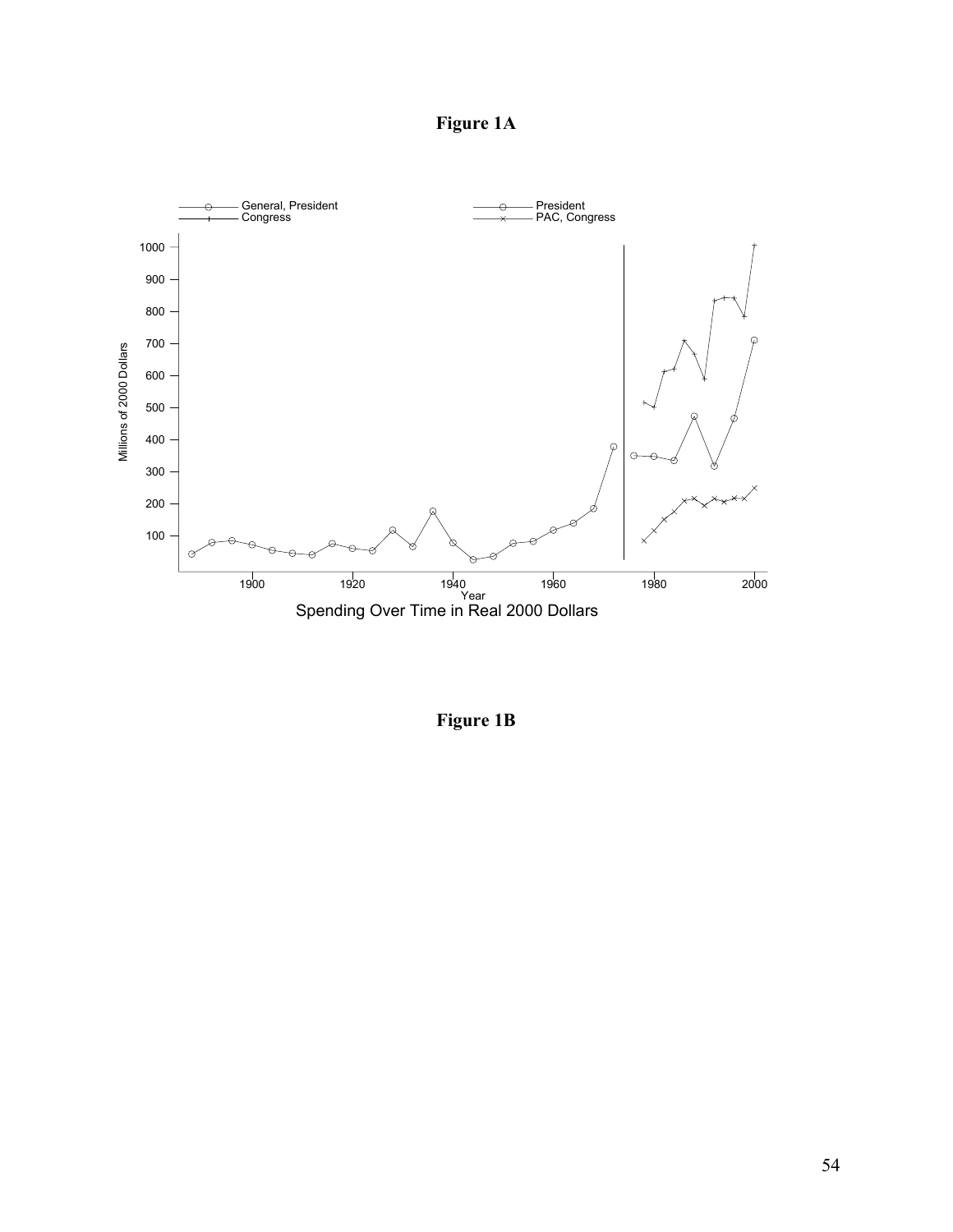**Figure 1A**

Spending Over Time in Real 2000 Dollars

**Figure 1B**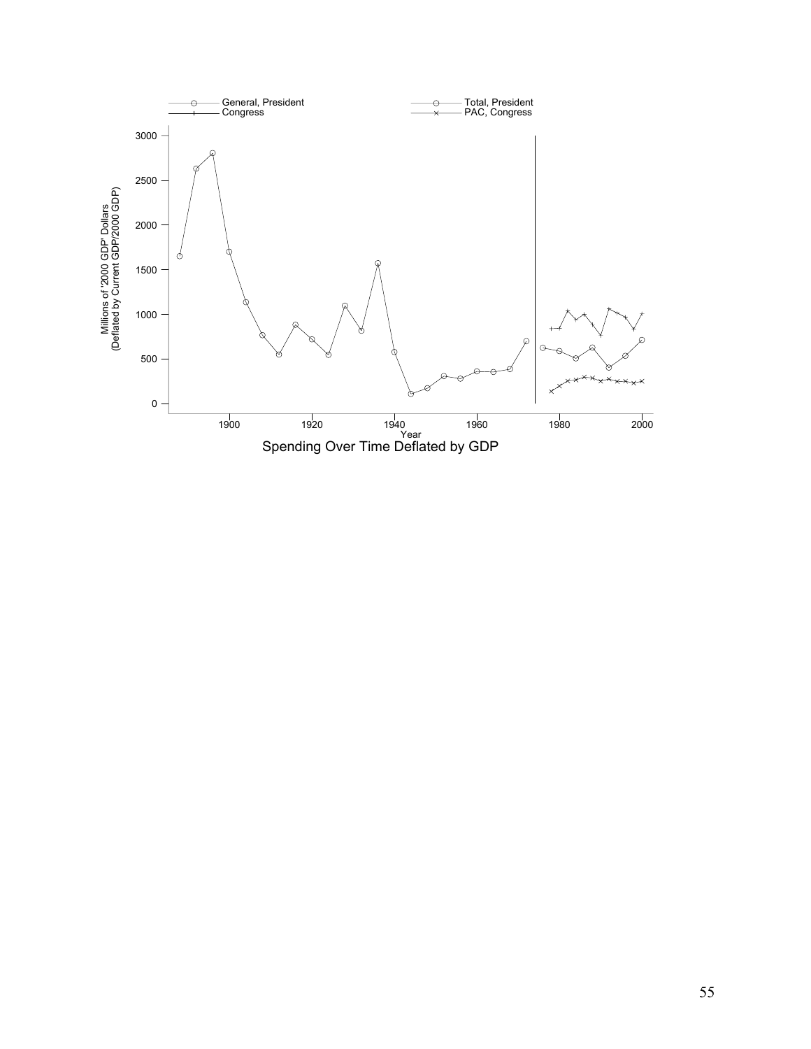Spending Over Time Deflated by GDP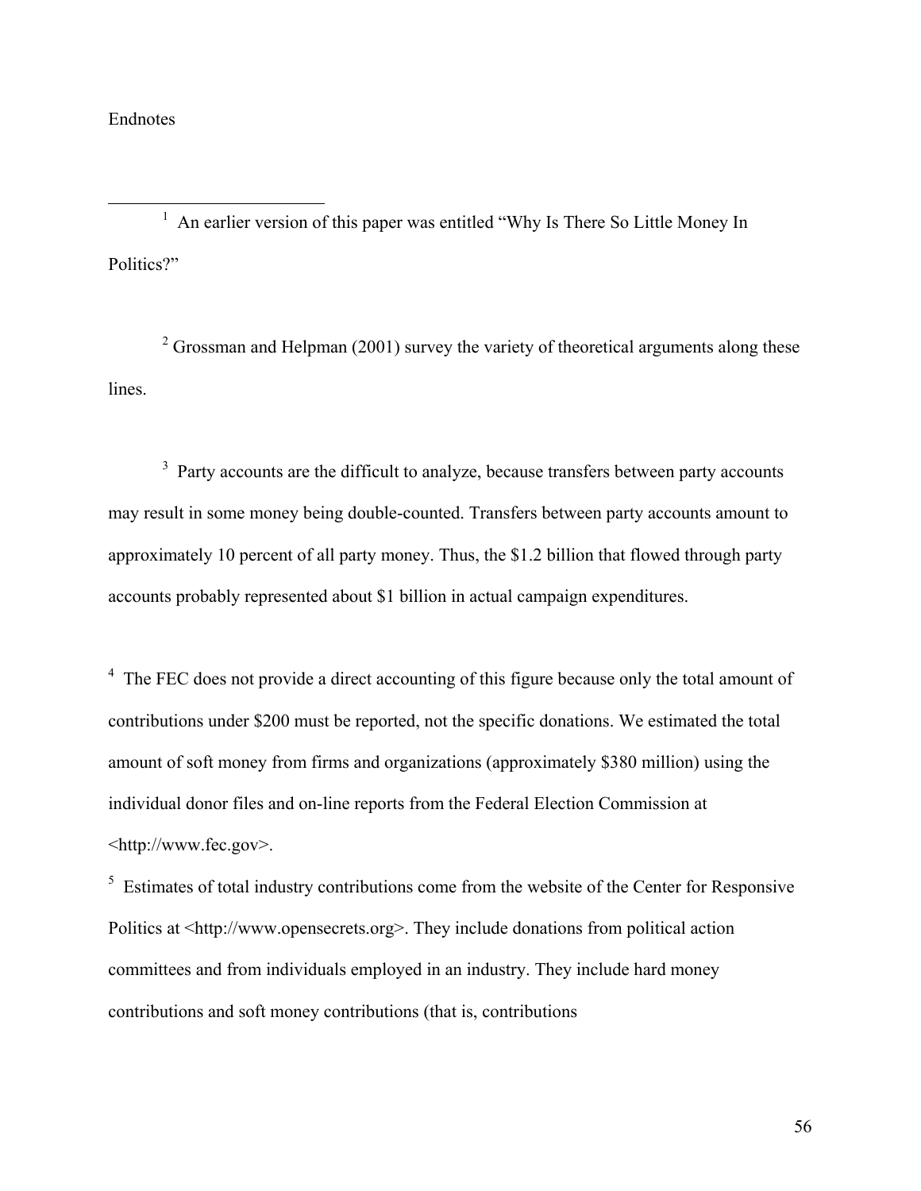Endnotes

[1] An earlier version of this paper was entitled "Why Is There So Little Money In Politics?"

[2] Grossman and Helpman (2001) survey the variety of theoretical arguments along these lines.

[3] Party accounts are the difficult to analyze, because transfers between party accounts may result in some money being double-counted. Transfers between party accounts amount to approximately 10 percent of all party money. Thus, the $1.2 billion that flowed through party accounts probably represented about $1 billion in actual campaign expenditures.

[4] The FEC does not provide a direct accounting of this figure because only the total amount of contributions under $200 must be reported, not the specific donations. We estimated the total amount of soft money from firms and organizations (approximately $380 million) using the individual donor files and on-line reports from the Federal Election Commission at <http://www.fec.gov>.

[5] Estimates of total industry contributions come from the website of the Center for Responsive Politics at <http://www.opensecrets.org>. They include donations from political action committees and from individuals employed in an industry. They include hard money contributions and soft money contributions (that is, contributions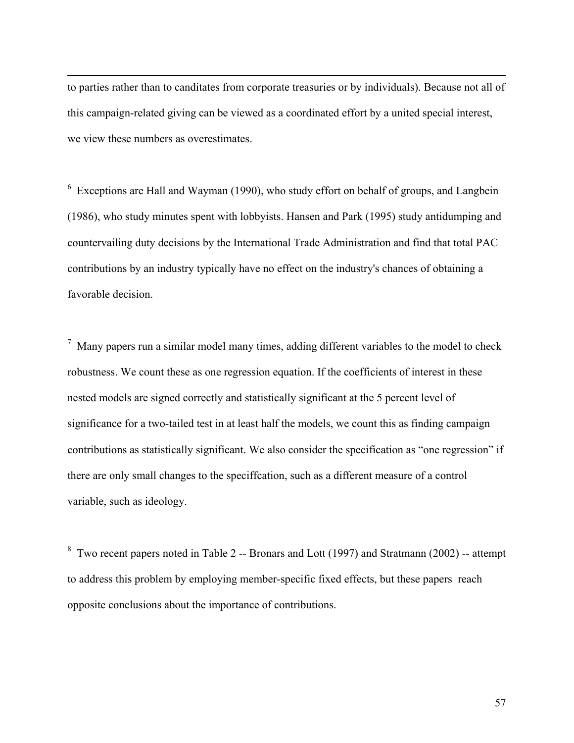to parties rather than to canditates from corporate treasuries or by individuals). Because not all of this campaign-related giving can be viewed as a coordinated effort by a united special interest, we view these numbers as overestimates.

[6] Exceptions are Hall and Wayman (1990), who study effort on behalf of groups, and Langbein (1986), who study minutes spent with lobbyists. Hansen and Park (1995) study antidumping and countervailing duty decisions by the International Trade Administration and find that total PAC contributions by an industry typically have no effect on the industry's chances of obtaining a favorable decision.

[7] Many papers run a similar model many times, adding different variables to the model to check robustness. We count these as one regression equation. If the coefficients of interest in these nested models are signed correctly and statistically significant at the 5 percent level of significance for a two-tailed test in at least half the models, we count this as finding campaign contributions as statistically significant. We also consider the specification as "one regression" if there are only small changes to the speciffcation, such as a different measure of a control variable, such as ideology.

[8] Two recent papers noted in Table 2 -- Bronars and Lott (1997) and Stratmann (2002) -- attempt to address this problem by employing member-specific fixed effects, but these papers reach opposite conclusions about the importance of contributions.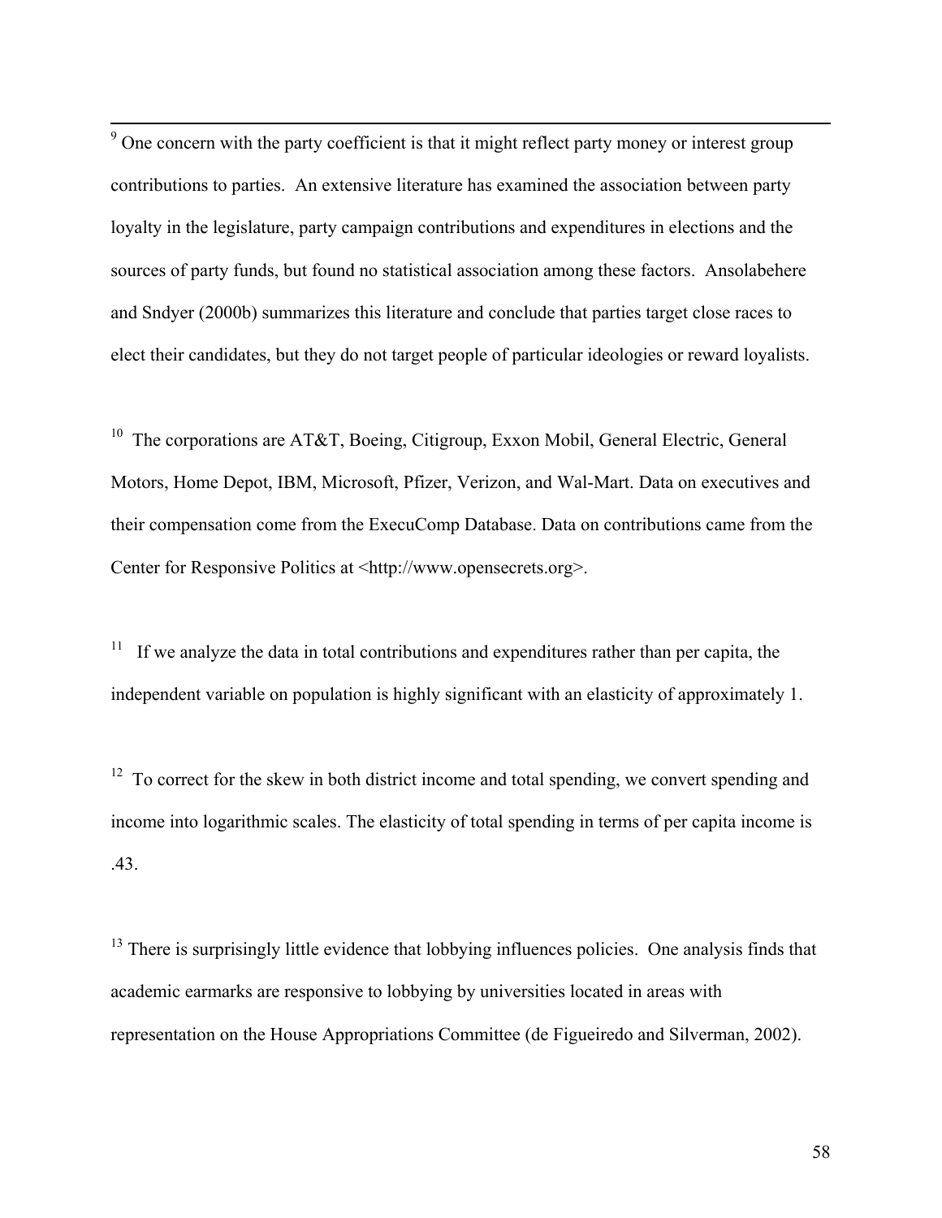[9] One concern with the party coefficient is that it might reflect party money or interest group contributions to parties. An extensive literature has examined the association between party loyalty in the legislature, party campaign contributions and expenditures in elections and the sources of party funds, but found no statistical association among these factors. Ansolabehere and Sndyer (2000b) summarizes this literature and conclude that parties target close races to elect their candidates, but they do not target people of particular ideologies or reward loyalists.

[10] The corporations are AT&T, Boeing, Citigroup, Exxon Mobil, General Electric, General Motors, Home Depot, IBM, Microsoft, Pfizer, Verizon, and Wal-Mart. Data on executives and their compensation come from the ExecuComp Database. Data on contributions came from the Center for Responsive Politics at <http://www.opensecrets.org>.

[11] If we analyze the data in total contributions and expenditures rather than per capita, the independent variable on population is highly significant with an elasticity of approximately 1.

[12] To correct for the skew in both district income and total spending, we convert spending and income into logarithmic scales. The elasticity of total spending in terms of per capita income is .43.

[13] There is surprisingly little evidence that lobbying influences policies. One analysis finds that academic earmarks are responsive to lobbying by universities located in areas with representation on the House Appropriations Committee (de Figueiredo and Silverman, 2002).